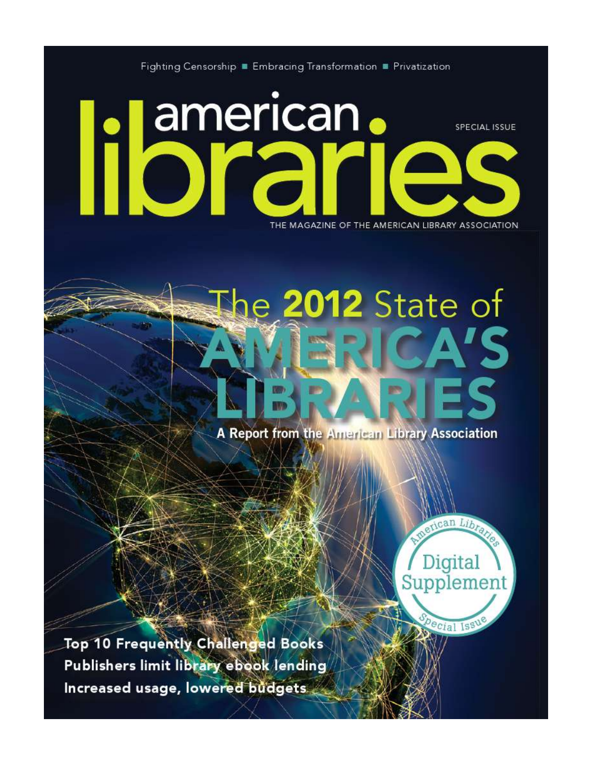Fighting Censorship ■ Embracing Transformation ■ Privatization

# american libraries

SPECIAL ISSUE

THE MAGAZINE OF THE AMERICAN LIBRARY ASSOCIATION

# The **2012** State of AMERICA'S LIBRARIES

**A Report from the American Library Association**

American Libraries Digital Supplement Special Issue

**Top 10 Frequently Challenged Books**
**Publishers limit library ebook lending**
**Increased usage, lowered budgets**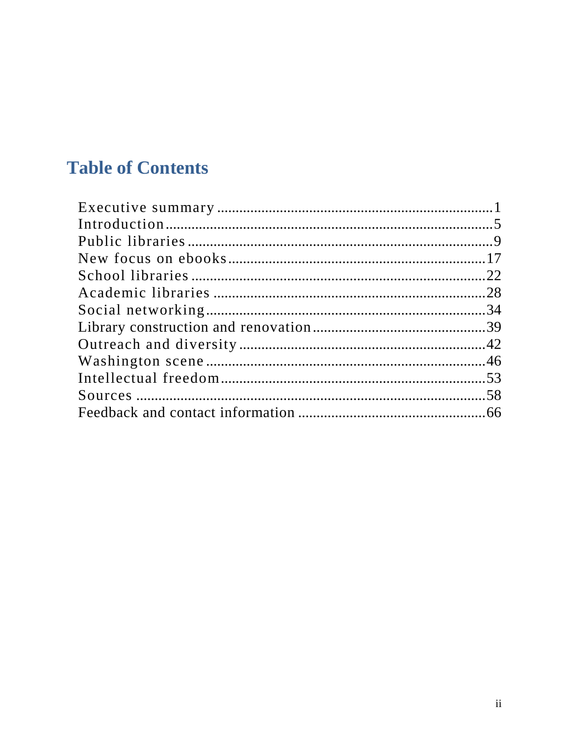# Table of Contents

Executive summary ........................................................................1
Introduction..........................................................................................5
Public libraries ......................................................................................9
New focus on ebooks ........................................................................17
School libraries ....................................................................................22
Academic libraries ..............................................................................28
Social networking ................................................................................34
Library construction and renovation ..................................................39
Outreach and diversity ........................................................................42
Washington scene ................................................................................46
Intellectual freedom ............................................................................53
Sources ................................................................................................58
Feedback and contact information ......................................................66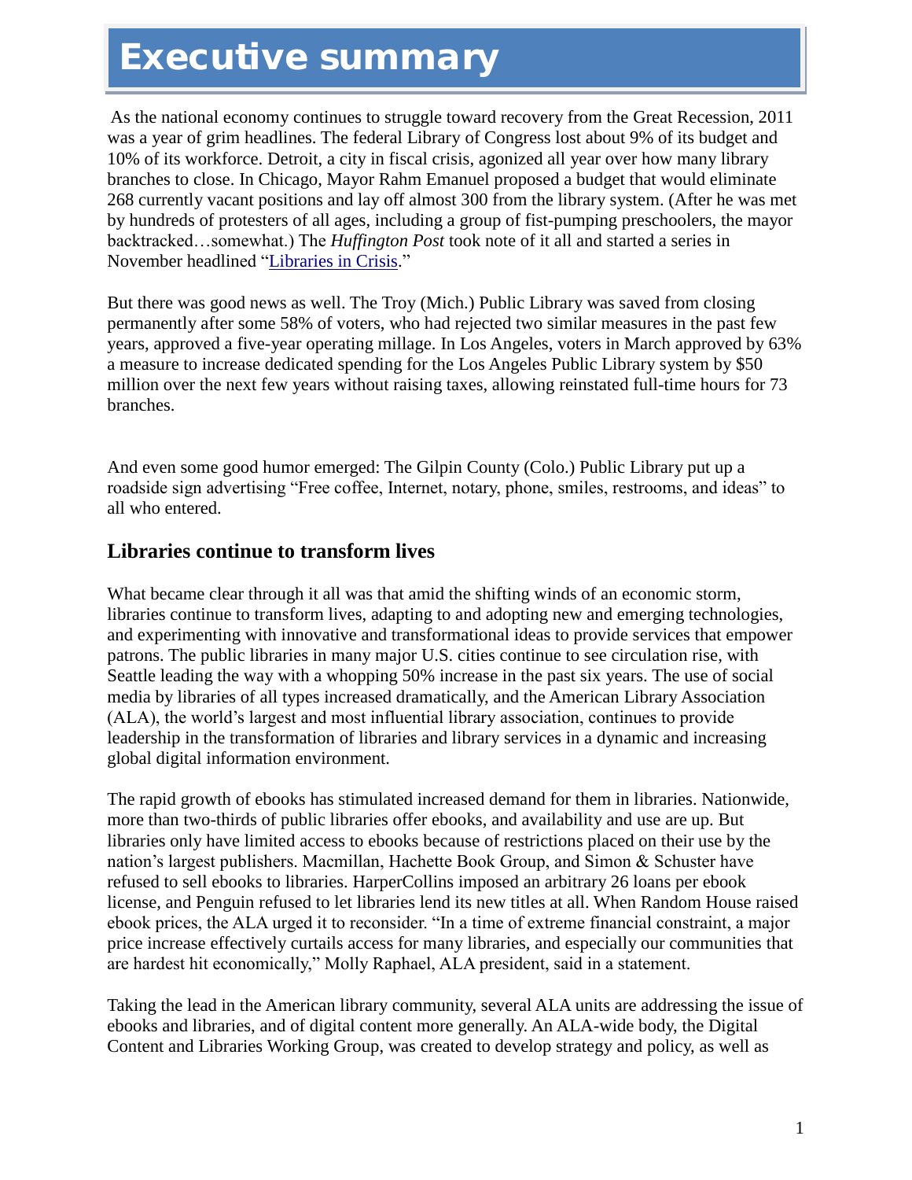# Executive summary

As the national economy continues to struggle toward recovery from the Great Recession, 2011 was a year of grim headlines. The federal Library of Congress lost about 9% of its budget and 10% of its workforce. Detroit, a city in fiscal crisis, agonized all year over how many library branches to close. In Chicago, Mayor Rahm Emanuel proposed a budget that would eliminate 268 currently vacant positions and lay off almost 300 from the library system. (After he was met by hundreds of protesters of all ages, including a group of fist-pumping preschoolers, the mayor backtracked…somewhat.) The *Huffington Post* took note of it all and started a series in November headlined "Libraries in Crisis."

But there was good news as well. The Troy (Mich.) Public Library was saved from closing permanently after some 58% of voters, who had rejected two similar measures in the past few years, approved a five-year operating millage. In Los Angeles, voters in March approved by 63% a measure to increase dedicated spending for the Los Angeles Public Library system by $50 million over the next few years without raising taxes, allowing reinstated full-time hours for 73 branches.

And even some good humor emerged: The Gilpin County (Colo.) Public Library put up a roadside sign advertising "Free coffee, Internet, notary, phone, smiles, restrooms, and ideas" to all who entered.

## Libraries continue to transform lives

What became clear through it all was that amid the shifting winds of an economic storm, libraries continue to transform lives, adapting to and adopting new and emerging technologies, and experimenting with innovative and transformational ideas to provide services that empower patrons. The public libraries in many major U.S. cities continue to see circulation rise, with Seattle leading the way with a whopping 50% increase in the past six years. The use of social media by libraries of all types increased dramatically, and the American Library Association (ALA), the world's largest and most influential library association, continues to provide leadership in the transformation of libraries and library services in a dynamic and increasing global digital information environment.

The rapid growth of ebooks has stimulated increased demand for them in libraries. Nationwide, more than two-thirds of public libraries offer ebooks, and availability and use are up. But libraries only have limited access to ebooks because of restrictions placed on their use by the nation's largest publishers. Macmillan, Hachette Book Group, and Simon & Schuster have refused to sell ebooks to libraries. HarperCollins imposed an arbitrary 26 loans per ebook license, and Penguin refused to let libraries lend its new titles at all. When Random House raised ebook prices, the ALA urged it to reconsider. "In a time of extreme financial constraint, a major price increase effectively curtails access for many libraries, and especially our communities that are hardest hit economically," Molly Raphael, ALA president, said in a statement.

Taking the lead in the American library community, several ALA units are addressing the issue of ebooks and libraries, and of digital content more generally. An ALA-wide body, the Digital Content and Libraries Working Group, was created to develop strategy and policy, as well as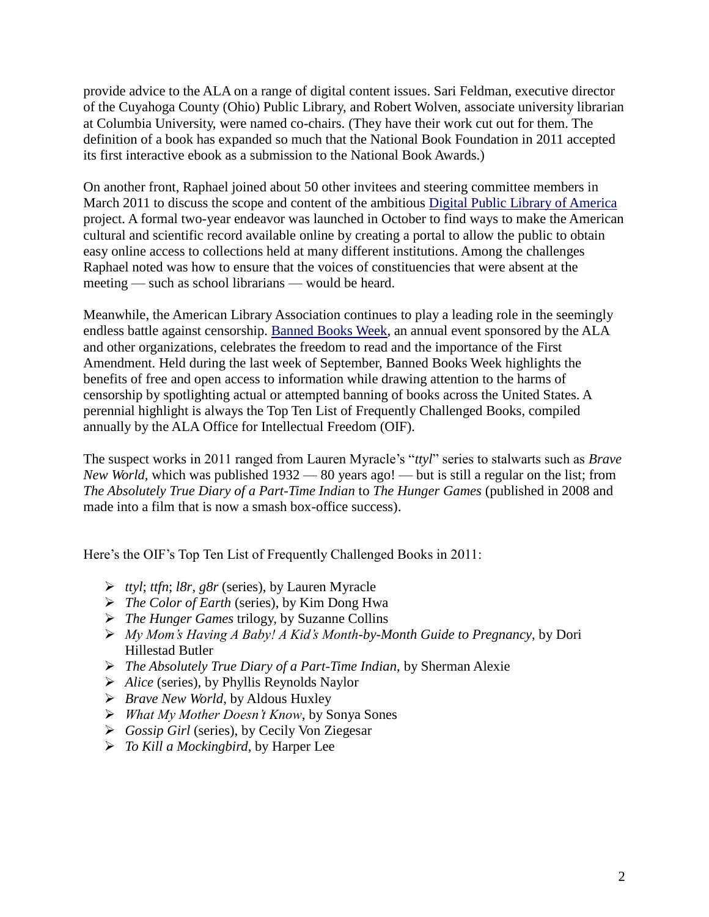provide advice to the ALA on a range of digital content issues. Sari Feldman, executive director of the Cuyahoga County (Ohio) Public Library, and Robert Wolven, associate university librarian at Columbia University, were named co-chairs. (They have their work cut out for them. The definition of a book has expanded so much that the National Book Foundation in 2011 accepted its first interactive ebook as a submission to the National Book Awards.)

On another front, Raphael joined about 50 other invitees and steering committee members in March 2011 to discuss the scope and content of the ambitious Digital Public Library of America project. A formal two-year endeavor was launched in October to find ways to make the American cultural and scientific record available online by creating a portal to allow the public to obtain easy online access to collections held at many different institutions. Among the challenges Raphael noted was how to ensure that the voices of constituencies that were absent at the meeting — such as school librarians — would be heard.

Meanwhile, the American Library Association continues to play a leading role in the seemingly endless battle against censorship. Banned Books Week, an annual event sponsored by the ALA and other organizations, celebrates the freedom to read and the importance of the First Amendment. Held during the last week of September, Banned Books Week highlights the benefits of free and open access to information while drawing attention to the harms of censorship by spotlighting actual or attempted banning of books across the United States. A perennial highlight is always the Top Ten List of Frequently Challenged Books, compiled annually by the ALA Office for Intellectual Freedom (OIF).

The suspect works in 2011 ranged from Lauren Myracle's "*ttyl*" series to stalwarts such as *Brave New World*, which was published 1932 — 80 years ago! — but is still a regular on the list; from *The Absolutely True Diary of a Part-Time Indian* to *The Hunger Games* (published in 2008 and made into a film that is now a smash box-office success).

Here's the OIF's Top Ten List of Frequently Challenged Books in 2011:

- *ttyl*; *ttfn*; *l8r*, *g8r* (series), by Lauren Myracle
- *The Color of Earth* (series), by Kim Dong Hwa
- *The Hunger Games* trilogy, by Suzanne Collins
- *My Mom's Having A Baby! A Kid's Month-by-Month Guide to Pregnancy*, by Dori Hillestad Butler
- *The Absolutely True Diary of a Part-Time Indian*, by Sherman Alexie
- *Alice* (series), by Phyllis Reynolds Naylor
- *Brave New World*, by Aldous Huxley
- *What My Mother Doesn't Know*, by Sonya Sones
- *Gossip Girl* (series), by Cecily Von Ziegesar
- *To Kill a Mockingbird*, by Harper Lee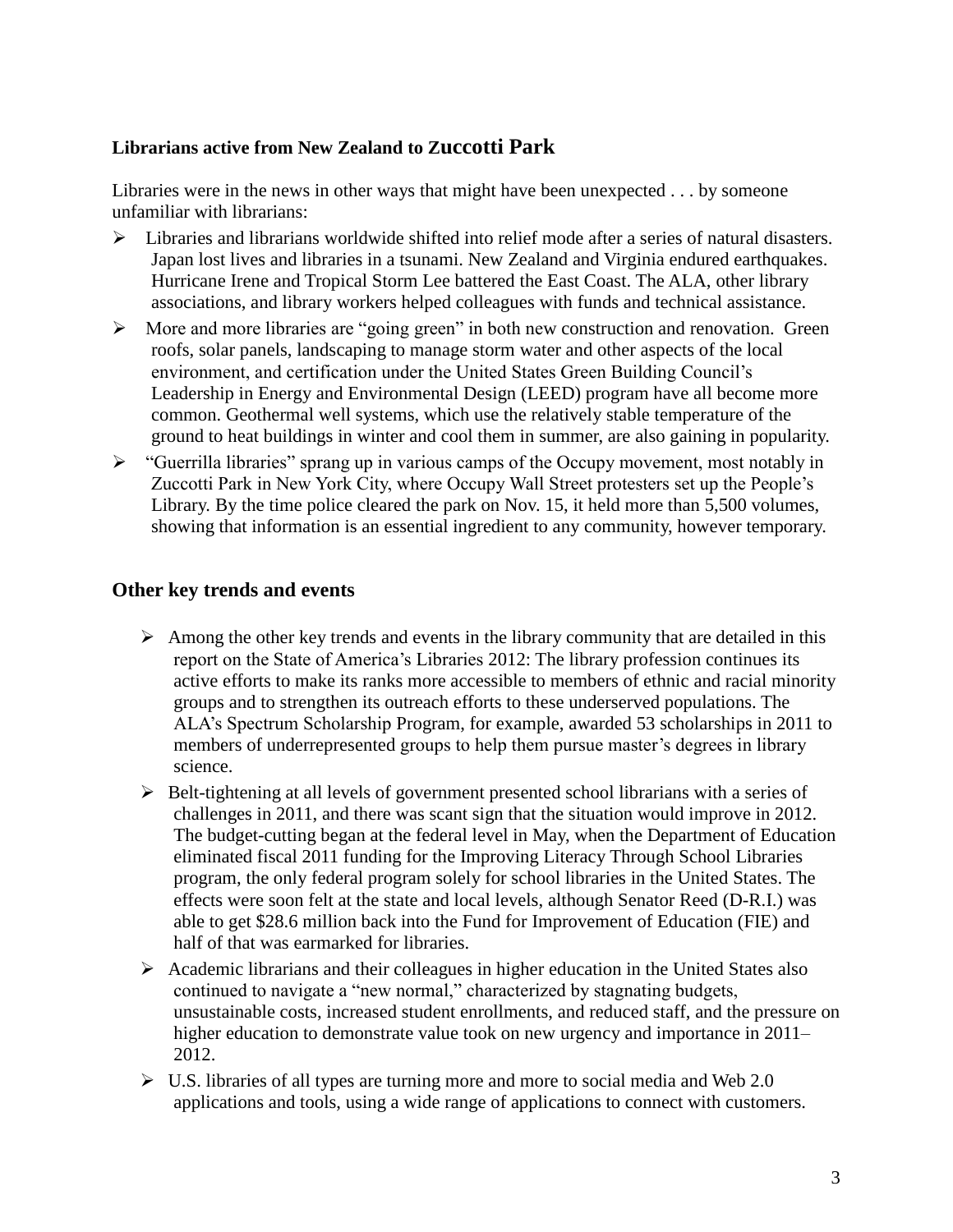### Librarians active from New Zealand to Zuccotti Park

Libraries were in the news in other ways that might have been unexpected . . . by someone unfamiliar with librarians:

- Libraries and librarians worldwide shifted into relief mode after a series of natural disasters. Japan lost lives and libraries in a tsunami. New Zealand and Virginia endured earthquakes. Hurricane Irene and Tropical Storm Lee battered the East Coast. The ALA, other library associations, and library workers helped colleagues with funds and technical assistance.
- More and more libraries are "going green" in both new construction and renovation. Green roofs, solar panels, landscaping to manage storm water and other aspects of the local environment, and certification under the United States Green Building Council's Leadership in Energy and Environmental Design (LEED) program have all become more common. Geothermal well systems, which use the relatively stable temperature of the ground to heat buildings in winter and cool them in summer, are also gaining in popularity.
- "Guerrilla libraries" sprang up in various camps of the Occupy movement, most notably in Zuccotti Park in New York City, where Occupy Wall Street protesters set up the People's Library. By the time police cleared the park on Nov. 15, it held more than 5,500 volumes, showing that information is an essential ingredient to any community, however temporary.

## Other key trends and events

- Among the other key trends and events in the library community that are detailed in this report on the State of America's Libraries 2012: The library profession continues its active efforts to make its ranks more accessible to members of ethnic and racial minority groups and to strengthen its outreach efforts to these underserved populations. The ALA's Spectrum Scholarship Program, for example, awarded 53 scholarships in 2011 to members of underrepresented groups to help them pursue master's degrees in library science.
- Belt-tightening at all levels of government presented school librarians with a series of challenges in 2011, and there was scant sign that the situation would improve in 2012. The budget-cutting began at the federal level in May, when the Department of Education eliminated fiscal 2011 funding for the Improving Literacy Through School Libraries program, the only federal program solely for school libraries in the United States. The effects were soon felt at the state and local levels, although Senator Reed (D-R.I.) was able to get $28.6 million back into the Fund for Improvement of Education (FIE) and half of that was earmarked for libraries.
- Academic librarians and their colleagues in higher education in the United States also continued to navigate a "new normal," characterized by stagnating budgets, unsustainable costs, increased student enrollments, and reduced staff, and the pressure on higher education to demonstrate value took on new urgency and importance in 2011–2012.
- U.S. libraries of all types are turning more and more to social media and Web 2.0 applications and tools, using a wide range of applications to connect with customers.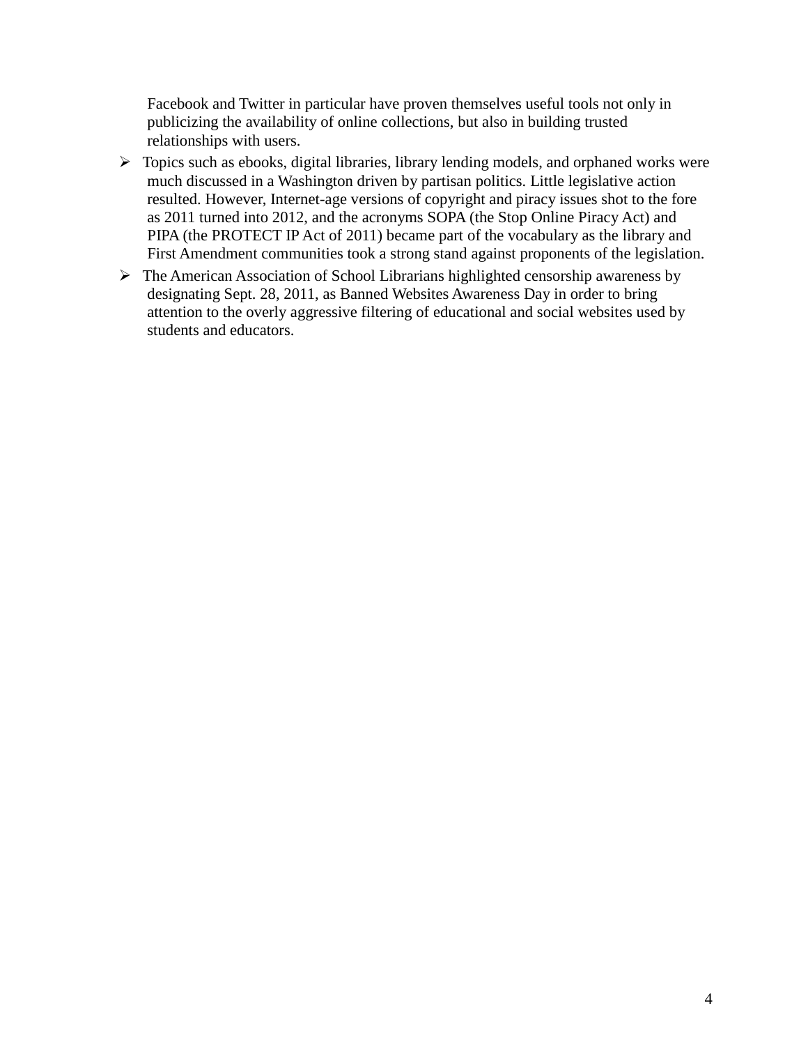Facebook and Twitter in particular have proven themselves useful tools not only in publicizing the availability of online collections, but also in building trusted relationships with users.

- Topics such as ebooks, digital libraries, library lending models, and orphaned works were much discussed in a Washington driven by partisan politics. Little legislative action resulted. However, Internet-age versions of copyright and piracy issues shot to the fore as 2011 turned into 2012, and the acronyms SOPA (the Stop Online Piracy Act) and PIPA (the PROTECT IP Act of 2011) became part of the vocabulary as the library and First Amendment communities took a strong stand against proponents of the legislation.
- The American Association of School Librarians highlighted censorship awareness by designating Sept. 28, 2011, as Banned Websites Awareness Day in order to bring attention to the overly aggressive filtering of educational and social websites used by students and educators.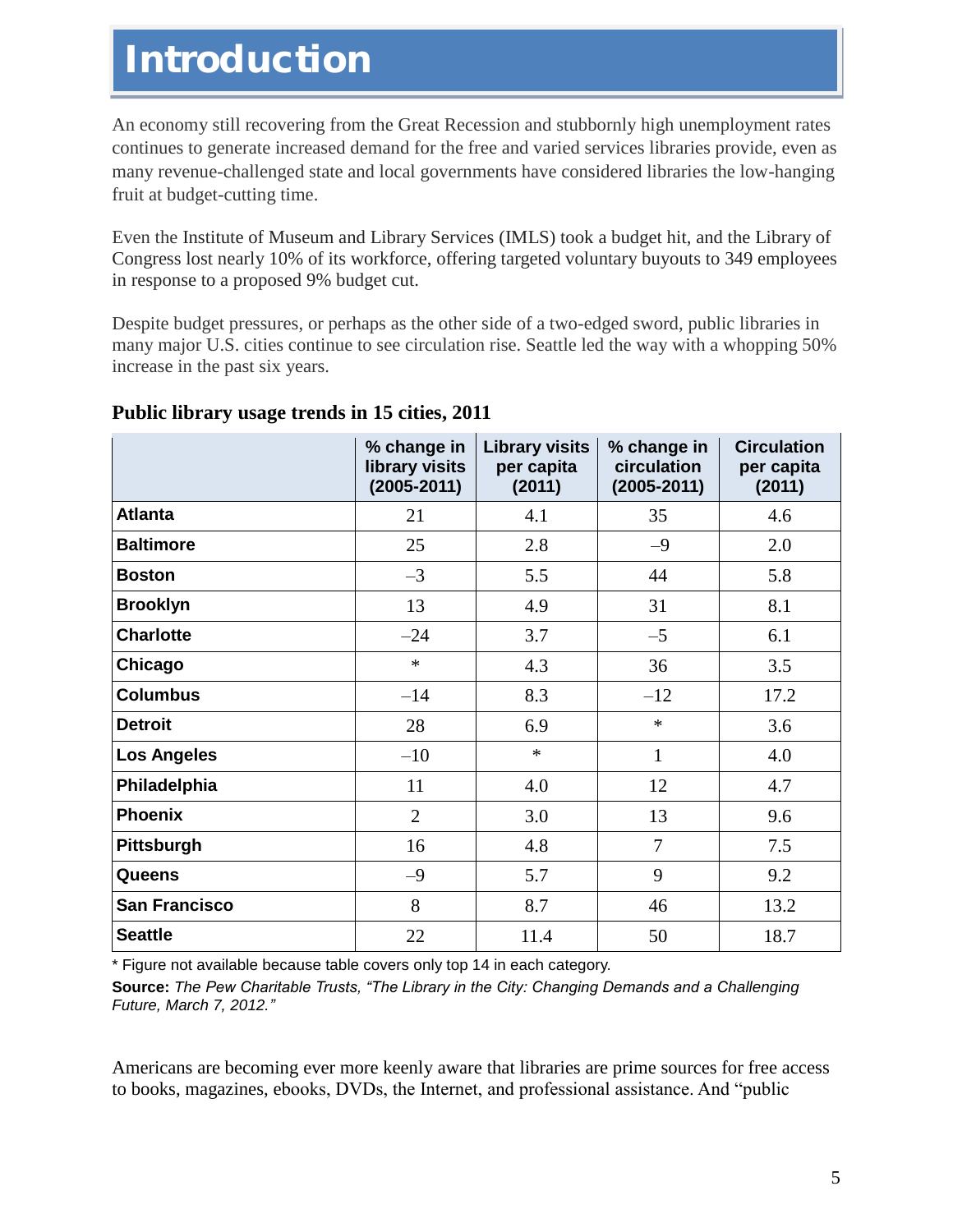# Introduction

An economy still recovering from the Great Recession and stubbornly high unemployment rates continues to generate increased demand for the free and varied services libraries provide, even as many revenue-challenged state and local governments have considered libraries the low-hanging fruit at budget-cutting time.

Even the Institute of Museum and Library Services (IMLS) took a budget hit, and the Library of Congress lost nearly 10% of its workforce, offering targeted voluntary buyouts to 349 employees in response to a proposed 9% budget cut.

Despite budget pressures, or perhaps as the other side of a two-edged sword, public libraries in many major U.S. cities continue to see circulation rise. Seattle led the way with a whopping 50% increase in the past six years.

**Public library usage trends in 15 cities, 2011**

| | % change in library visits (2005-2011) | Library visits per capita (2011) | % change in circulation (2005-2011) | Circulation per capita (2011) |
|---|---|---|---|---|
| **Atlanta** | 21 | 4.1 | 35 | 4.6 |
| **Baltimore** | 25 | 2.8 | –9 | 2.0 |
| **Boston** | –3 | 5.5 | 44 | 5.8 |
| **Brooklyn** | 13 | 4.9 | 31 | 8.1 |
| **Charlotte** | –24 | 3.7 | –5 | 6.1 |
| **Chicago** | * | 4.3 | 36 | 3.5 |
| **Columbus** | –14 | 8.3 | –12 | 17.2 |
| **Detroit** | 28 | 6.9 | * | 3.6 |
| **Los Angeles** | –10 | * | 1 | 4.0 |
| **Philadelphia** | 11 | 4.0 | 12 | 4.7 |
| **Phoenix** | 2 | 3.0 | 13 | 9.6 |
| **Pittsburgh** | 16 | 4.8 | 7 | 7.5 |
| **Queens** | –9 | 5.7 | 9 | 9.2 |
| **San Francisco** | 8 | 8.7 | 46 | 13.2 |
| **Seattle** | 22 | 11.4 | 50 | 18.7 |

\* Figure not available because table covers only top 14 in each category.

**Source:** *The Pew Charitable Trusts, "The Library in the City: Changing Demands and a Challenging Future, March 7, 2012."*

Americans are becoming ever more keenly aware that libraries are prime sources for free access to books, magazines, ebooks, DVDs, the Internet, and professional assistance. And "public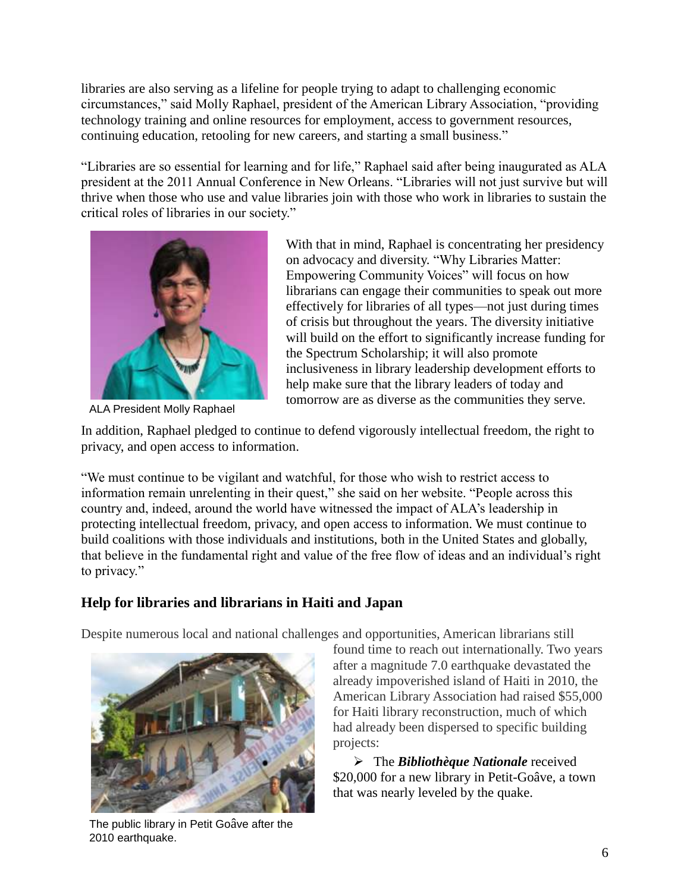libraries are also serving as a lifeline for people trying to adapt to challenging economic circumstances," said Molly Raphael, president of the American Library Association, "providing technology training and online resources for employment, access to government resources, continuing education, retooling for new careers, and starting a small business."

"Libraries are so essential for learning and for life," Raphael said after being inaugurated as ALA president at the 2011 Annual Conference in New Orleans. "Libraries will not just survive but will thrive when those who use and value libraries join with those who work in libraries to sustain the critical roles of libraries in our society."

ALA President Molly Raphael

With that in mind, Raphael is concentrating her presidency on advocacy and diversity. "Why Libraries Matter: Empowering Community Voices" will focus on how librarians can engage their communities to speak out more effectively for libraries of all types—not just during times of crisis but throughout the years. The diversity initiative will build on the effort to significantly increase funding for the Spectrum Scholarship; it will also promote inclusiveness in library leadership development efforts to help make sure that the library leaders of today and tomorrow are as diverse as the communities they serve.

In addition, Raphael pledged to continue to defend vigorously intellectual freedom, the right to privacy, and open access to information.

"We must continue to be vigilant and watchful, for those who wish to restrict access to information remain unrelenting in their quest," she said on her website. "People across this country and, indeed, around the world have witnessed the impact of ALA's leadership in protecting intellectual freedom, privacy, and open access to information. We must continue to build coalitions with those individuals and institutions, both in the United States and globally, that believe in the fundamental right and value of the free flow of ideas and an individual's right to privacy."

## Help for libraries and librarians in Haiti and Japan

Despite numerous local and national challenges and opportunities, American librarians still found time to reach out internationally. Two years after a magnitude 7.0 earthquake devastated the already impoverished island of Haiti in 2010, the American Library Association had raised $55,000 for Haiti library reconstruction, much of which had already been dispersed to specific building projects:

The public library in Petit Goâve after the 2010 earthquake.

- The ***Bibliothèque Nationale*** received $20,000 for a new library in Petit-Goâve, a town that was nearly leveled by the quake.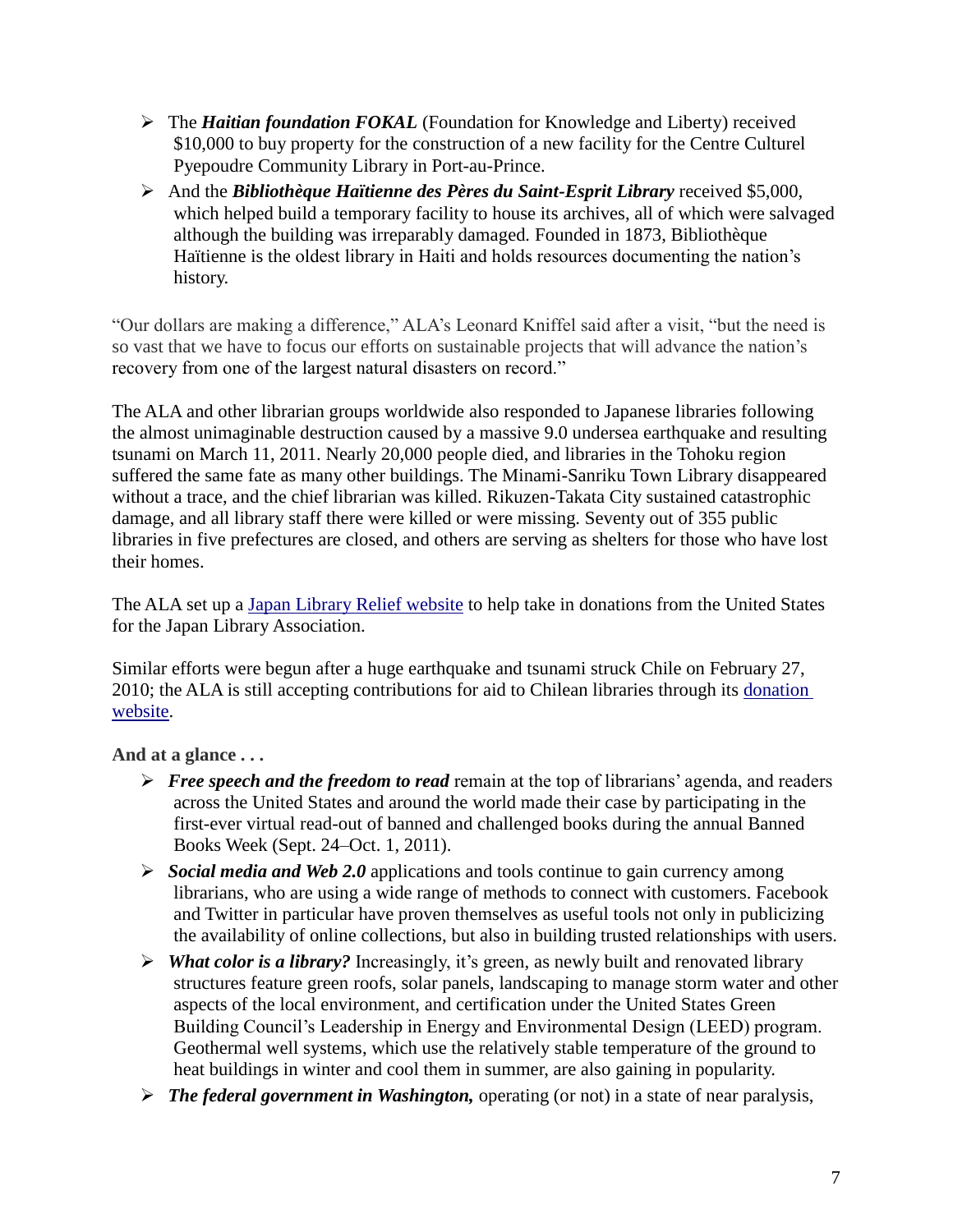- The ***Haitian foundation FOKAL*** (Foundation for Knowledge and Liberty) received $10,000 to buy property for the construction of a new facility for the Centre Culturel Pyepoudre Community Library in Port-au-Prince.
- And the ***Bibliothèque Haïtienne des Pères du Saint-Esprit Library*** received $5,000, which helped build a temporary facility to house its archives, all of which were salvaged although the building was irreparably damaged. Founded in 1873, Bibliothèque Haïtienne is the oldest library in Haiti and holds resources documenting the nation's history.

"Our dollars are making a difference," ALA's Leonard Kniffel said after a visit, "but the need is so vast that we have to focus our efforts on sustainable projects that will advance the nation's recovery from one of the largest natural disasters on record."

The ALA and other librarian groups worldwide also responded to Japanese libraries following the almost unimaginable destruction caused by a massive 9.0 undersea earthquake and resulting tsunami on March 11, 2011. Nearly 20,000 people died, and libraries in the Tohoku region suffered the same fate as many other buildings. The Minami-Sanriku Town Library disappeared without a trace, and the chief librarian was killed. Rikuzen-Takata City sustained catastrophic damage, and all library staff there were killed or were missing. Seventy out of 355 public libraries in five prefectures are closed, and others are serving as shelters for those who have lost their homes.

The ALA set up a Japan Library Relief website to help take in donations from the United States for the Japan Library Association.

Similar efforts were begun after a huge earthquake and tsunami struck Chile on February 27, 2010; the ALA is still accepting contributions for aid to Chilean libraries through its donation website.

**And at a glance . . .**

- ***Free speech and the freedom to read*** remain at the top of librarians' agenda, and readers across the United States and around the world made their case by participating in the first-ever virtual read-out of banned and challenged books during the annual Banned Books Week (Sept. 24–Oct. 1, 2011).
- ***Social media and Web 2.0*** applications and tools continue to gain currency among librarians, who are using a wide range of methods to connect with customers. Facebook and Twitter in particular have proven themselves as useful tools not only in publicizing the availability of online collections, but also in building trusted relationships with users.
- ***What color is a library?*** Increasingly, it's green, as newly built and renovated library structures feature green roofs, solar panels, landscaping to manage storm water and other aspects of the local environment, and certification under the United States Green Building Council's Leadership in Energy and Environmental Design (LEED) program. Geothermal well systems, which use the relatively stable temperature of the ground to heat buildings in winter and cool them in summer, are also gaining in popularity.
- ***The federal government in Washington,*** operating (or not) in a state of near paralysis,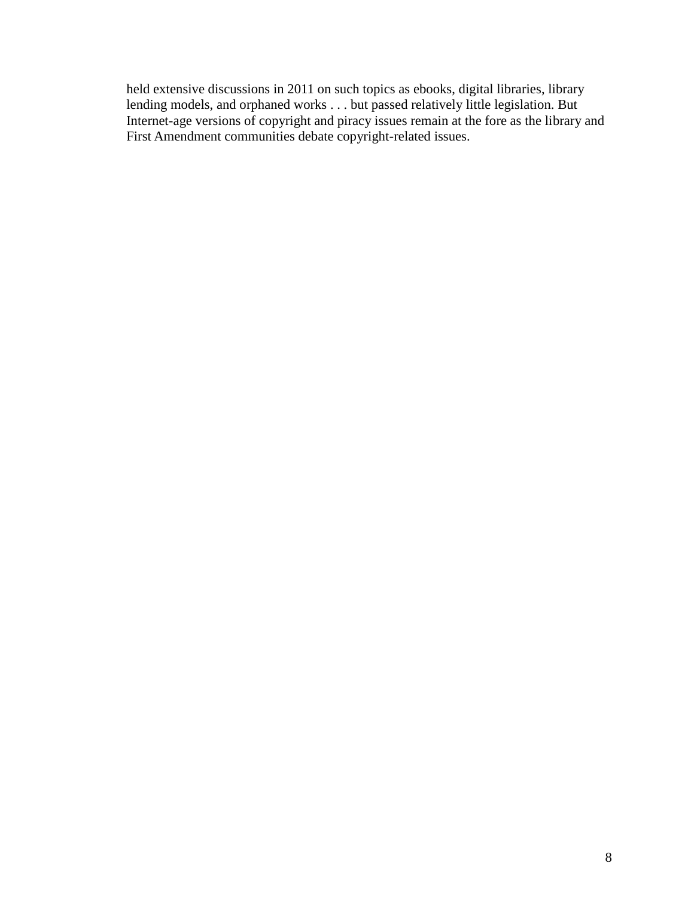held extensive discussions in 2011 on such topics as ebooks, digital libraries, library lending models, and orphaned works . . . but passed relatively little legislation. But Internet-age versions of copyright and piracy issues remain at the fore as the library and First Amendment communities debate copyright-related issues.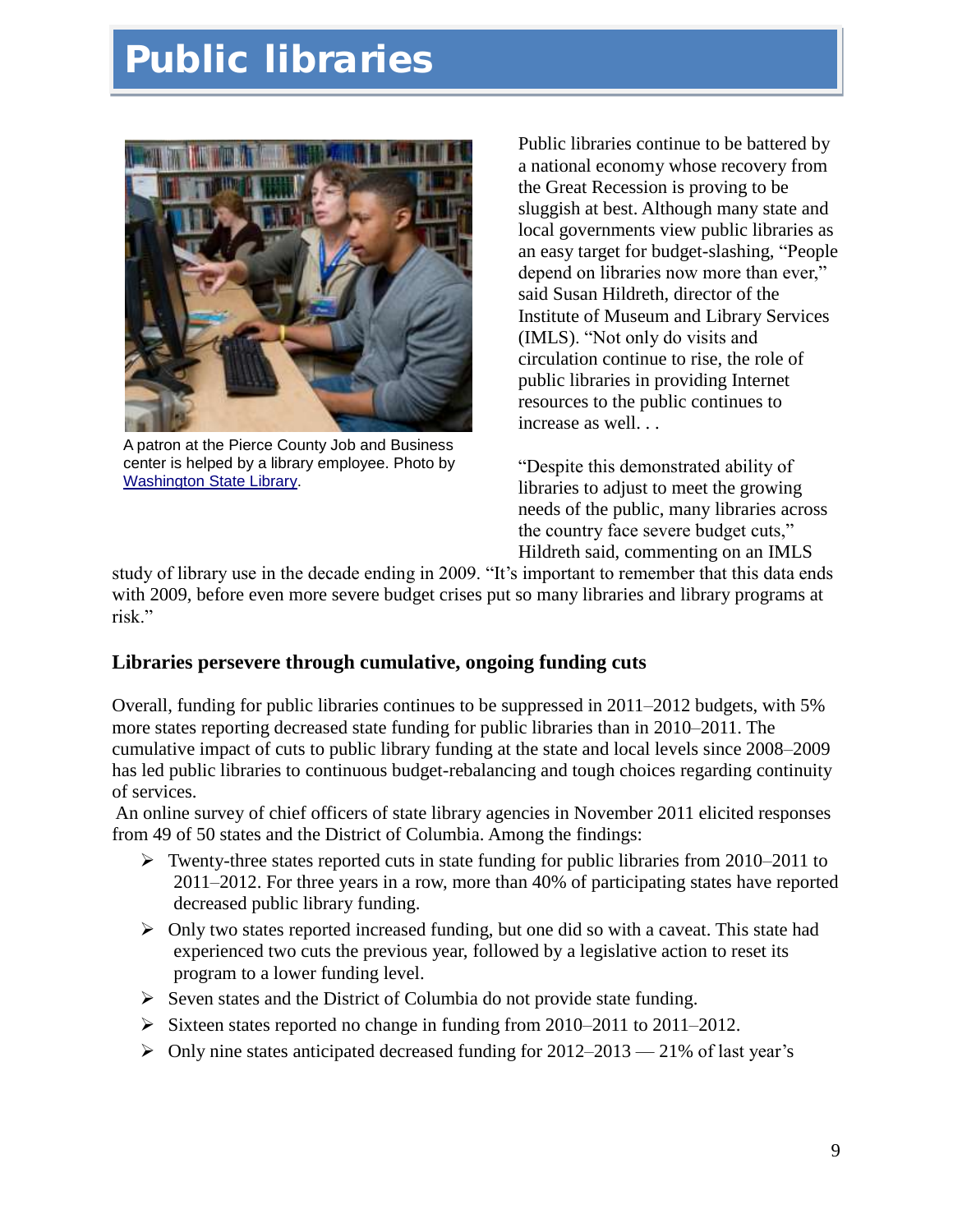# Public libraries

A patron at the Pierce County Job and Business center is helped by a library employee. Photo by Washington State Library.

Public libraries continue to be battered by a national economy whose recovery from the Great Recession is proving to be sluggish at best. Although many state and local governments view public libraries as an easy target for budget-slashing, "People depend on libraries now more than ever," said Susan Hildreth, director of the Institute of Museum and Library Services (IMLS). "Not only do visits and circulation continue to rise, the role of public libraries in providing Internet resources to the public continues to increase as well. . .

"Despite this demonstrated ability of libraries to adjust to meet the growing needs of the public, many libraries across the country face severe budget cuts," Hildreth said, commenting on an IMLS study of library use in the decade ending in 2009. "It's important to remember that this data ends with 2009, before even more severe budget crises put so many libraries and library programs at risk."

### Libraries persevere through cumulative, ongoing funding cuts

Overall, funding for public libraries continues to be suppressed in 2011–2012 budgets, with 5% more states reporting decreased state funding for public libraries than in 2010–2011. The cumulative impact of cuts to public library funding at the state and local levels since 2008–2009 has led public libraries to continuous budget-rebalancing and tough choices regarding continuity of services.

An online survey of chief officers of state library agencies in November 2011 elicited responses from 49 of 50 states and the District of Columbia. Among the findings:

- Twenty-three states reported cuts in state funding for public libraries from 2010–2011 to 2011–2012. For three years in a row, more than 40% of participating states have reported decreased public library funding.
- Only two states reported increased funding, but one did so with a caveat. This state had experienced two cuts the previous year, followed by a legislative action to reset its program to a lower funding level.
- Seven states and the District of Columbia do not provide state funding.
- Sixteen states reported no change in funding from 2010–2011 to 2011–2012.
- Only nine states anticipated decreased funding for 2012–2013 — 21% of last year's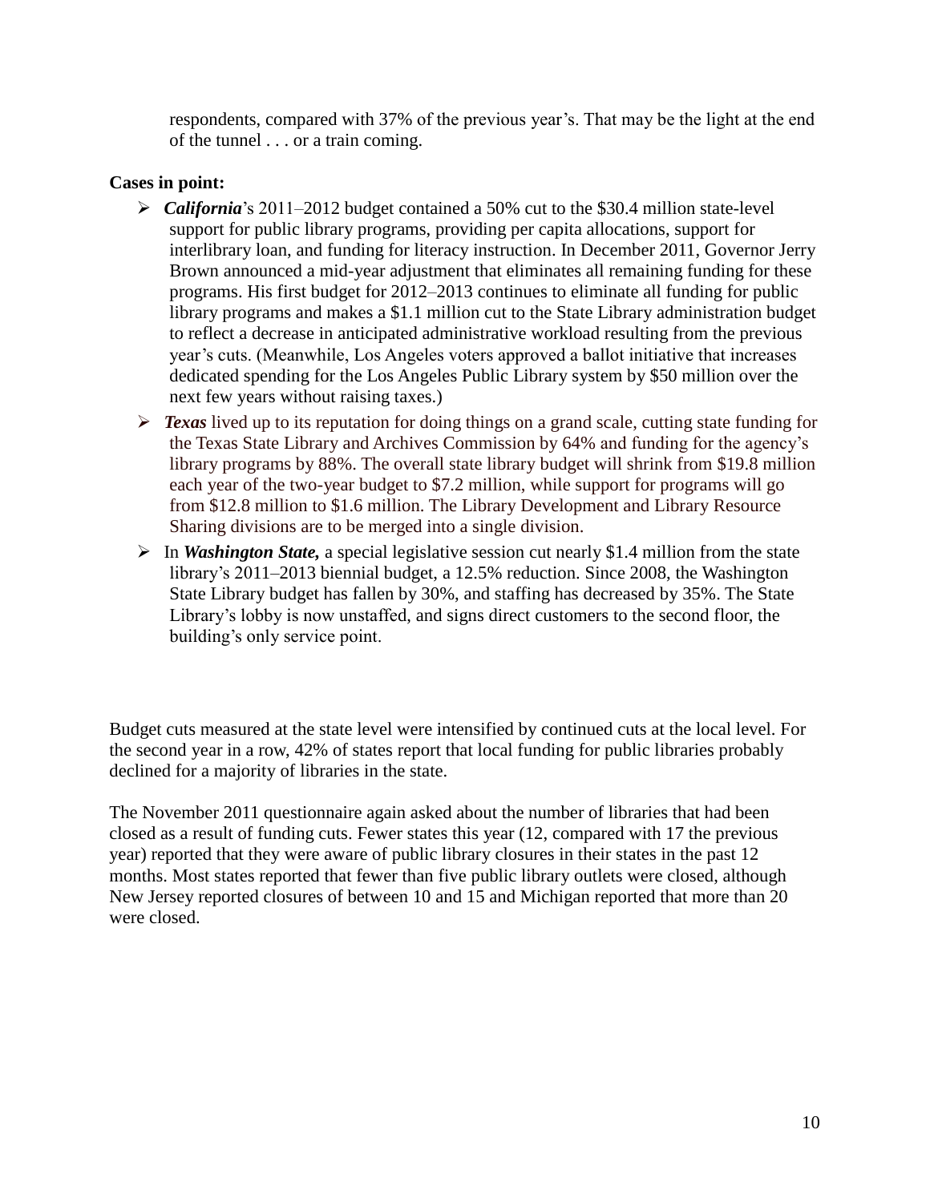respondents, compared with 37% of the previous year's. That may be the light at the end of the tunnel . . . or a train coming.

**Cases in point:**

- ***California***'s 2011–2012 budget contained a 50% cut to the $30.4 million state-level support for public library programs, providing per capita allocations, support for interlibrary loan, and funding for literacy instruction. In December 2011, Governor Jerry Brown announced a mid-year adjustment that eliminates all remaining funding for these programs. His first budget for 2012–2013 continues to eliminate all funding for public library programs and makes a $1.1 million cut to the State Library administration budget to reflect a decrease in anticipated administrative workload resulting from the previous year's cuts. (Meanwhile, Los Angeles voters approved a ballot initiative that increases dedicated spending for the Los Angeles Public Library system by $50 million over the next few years without raising taxes.)
- ***Texas*** lived up to its reputation for doing things on a grand scale, cutting state funding for the Texas State Library and Archives Commission by 64% and funding for the agency's library programs by 88%. The overall state library budget will shrink from $19.8 million each year of the two-year budget to $7.2 million, while support for programs will go from $12.8 million to $1.6 million. The Library Development and Library Resource Sharing divisions are to be merged into a single division.
- In ***Washington State,*** a special legislative session cut nearly $1.4 million from the state library's 2011–2013 biennial budget, a 12.5% reduction. Since 2008, the Washington State Library budget has fallen by 30%, and staffing has decreased by 35%. The State Library's lobby is now unstaffed, and signs direct customers to the second floor, the building's only service point.

Budget cuts measured at the state level were intensified by continued cuts at the local level. For the second year in a row, 42% of states report that local funding for public libraries probably declined for a majority of libraries in the state.

The November 2011 questionnaire again asked about the number of libraries that had been closed as a result of funding cuts. Fewer states this year (12, compared with 17 the previous year) reported that they were aware of public library closures in their states in the past 12 months. Most states reported that fewer than five public library outlets were closed, although New Jersey reported closures of between 10 and 15 and Michigan reported that more than 20 were closed.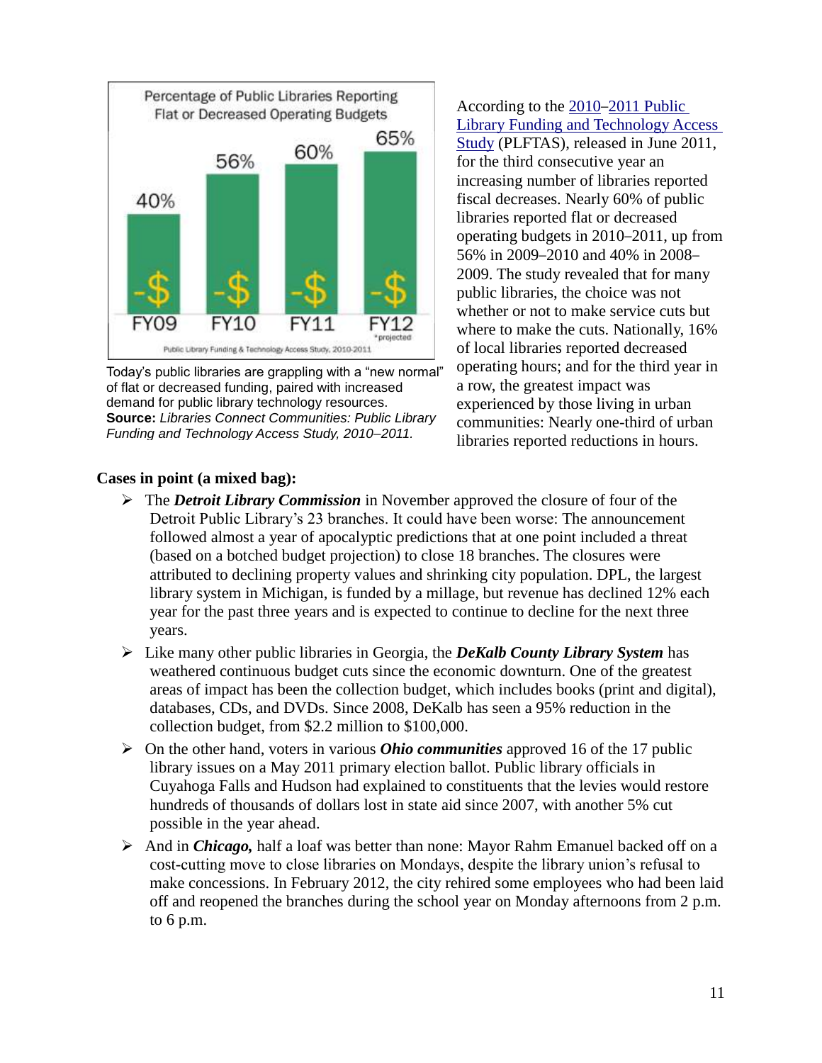Percentage of Public Libraries Reporting Flat or Decreased Operating Budgets

| FY09 | FY10 | FY11 | FY12* |
|---|---|---|---|
| 40% | 56% | 60% | 65% |

*projected

Public Library Funding & Technology Access Study, 2010-2011

Today's public libraries are grappling with a "new normal" of flat or decreased funding, paired with increased demand for public library technology resources. **Source:** *Libraries Connect Communities: Public Library Funding and Technology Access Study, 2010–2011.*

According to the 2010–2011 Public Library Funding and Technology Access Study (PLFTAS), released in June 2011, for the third consecutive year an increasing number of libraries reported fiscal decreases. Nearly 60% of public libraries reported flat or decreased operating budgets in 2010–2011, up from 56% in 2009–2010 and 40% in 2008–2009. The study revealed that for many public libraries, the choice was not whether or not to make service cuts but where to make the cuts. Nationally, 16% of local libraries reported decreased operating hours; and for the third year in a row, the greatest impact was experienced by those living in urban communities: Nearly one-third of urban libraries reported reductions in hours.

**Cases in point (a mixed bag):**

- The ***Detroit Library Commission*** in November approved the closure of four of the Detroit Public Library's 23 branches. It could have been worse: The announcement followed almost a year of apocalyptic predictions that at one point included a threat (based on a botched budget projection) to close 18 branches. The closures were attributed to declining property values and shrinking city population. DPL, the largest library system in Michigan, is funded by a millage, but revenue has declined 12% each year for the past three years and is expected to continue to decline for the next three years.
- Like many other public libraries in Georgia, the ***DeKalb County Library System*** has weathered continuous budget cuts since the economic downturn. One of the greatest areas of impact has been the collection budget, which includes books (print and digital), databases, CDs, and DVDs. Since 2008, DeKalb has seen a 95% reduction in the collection budget, from $2.2 million to $100,000.
- On the other hand, voters in various ***Ohio communities*** approved 16 of the 17 public library issues on a May 2011 primary election ballot. Public library officials in Cuyahoga Falls and Hudson had explained to constituents that the levies would restore hundreds of thousands of dollars lost in state aid since 2007, with another 5% cut possible in the year ahead.
- And in ***Chicago,*** half a loaf was better than none: Mayor Rahm Emanuel backed off on a cost-cutting move to close libraries on Mondays, despite the library union's refusal to make concessions. In February 2012, the city rehired some employees who had been laid off and reopened the branches during the school year on Monday afternoons from 2 p.m. to 6 p.m.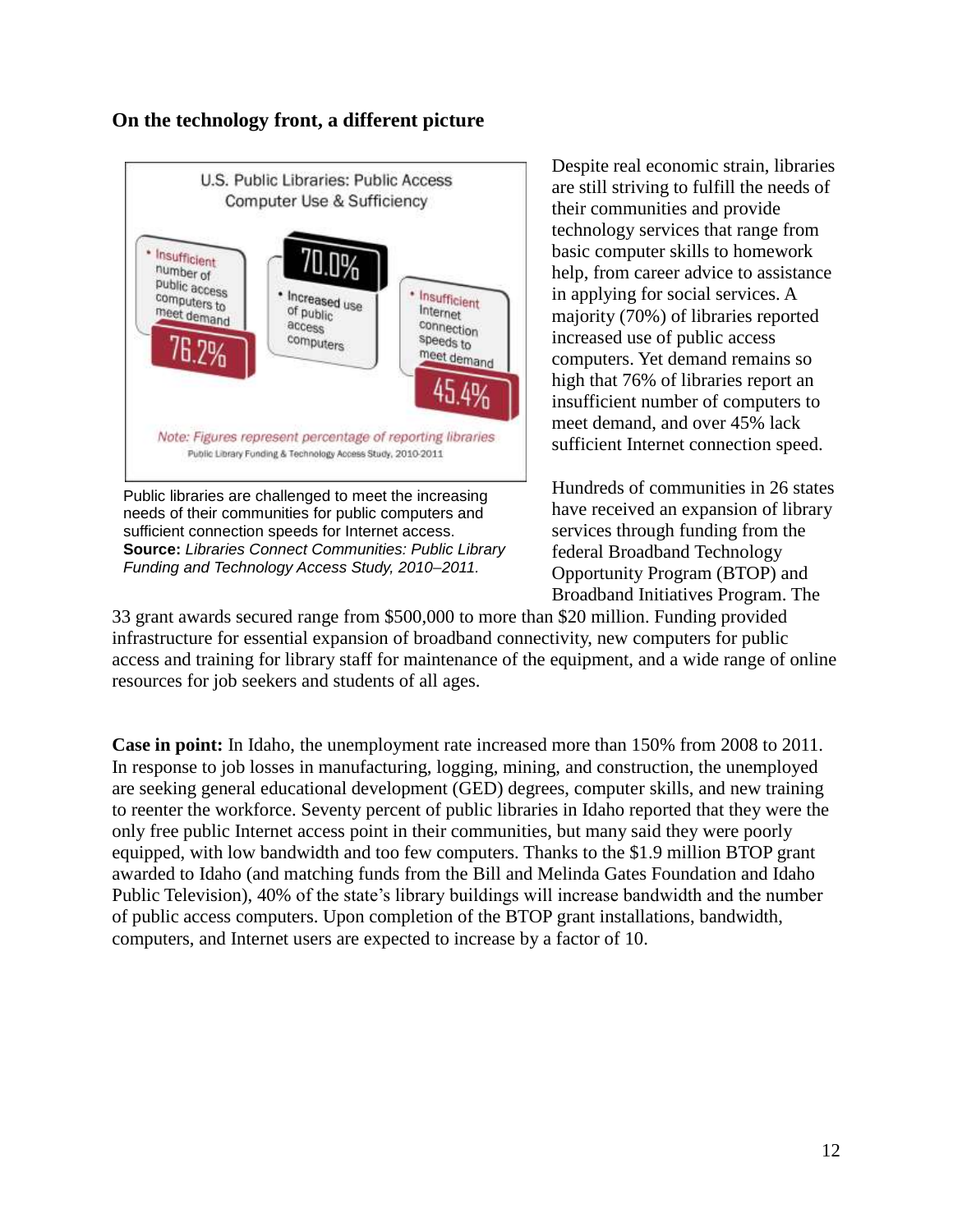## On the technology front, a different picture

U.S. Public Libraries: Public Access Computer Use & Sufficiency

- Insufficient number of public access computers to meet demand: 76.2%
- Increased use of public access computers: 70.0%
- Insufficient Internet connection speeds to meet demand: 45.4%

*Note: Figures represent percentage of reporting libraries*

Public Library Funding & Technology Access Study, 2010-2011

Public libraries are challenged to meet the increasing needs of their communities for public computers and sufficient connection speeds for Internet access. **Source:** *Libraries Connect Communities: Public Library Funding and Technology Access Study, 2010–2011.*

Despite real economic strain, libraries are still striving to fulfill the needs of their communities and provide technology services that range from basic computer skills to homework help, from career advice to assistance in applying for social services. A majority (70%) of libraries reported increased use of public access computers. Yet demand remains so high that 76% of libraries report an insufficient number of computers to meet demand, and over 45% lack sufficient Internet connection speed.

Hundreds of communities in 26 states have received an expansion of library services through funding from the federal Broadband Technology Opportunity Program (BTOP) and Broadband Initiatives Program. The 33 grant awards secured range from $500,000 to more than $20 million. Funding provided infrastructure for essential expansion of broadband connectivity, new computers for public access and training for library staff for maintenance of the equipment, and a wide range of online resources for job seekers and students of all ages.

**Case in point:** In Idaho, the unemployment rate increased more than 150% from 2008 to 2011. In response to job losses in manufacturing, logging, mining, and construction, the unemployed are seeking general educational development (GED) degrees, computer skills, and new training to reenter the workforce. Seventy percent of public libraries in Idaho reported that they were the only free public Internet access point in their communities, but many said they were poorly equipped, with low bandwidth and too few computers. Thanks to the $1.9 million BTOP grant awarded to Idaho (and matching funds from the Bill and Melinda Gates Foundation and Idaho Public Television), 40% of the state's library buildings will increase bandwidth and the number of public access computers. Upon completion of the BTOP grant installations, bandwidth, computers, and Internet users are expected to increase by a factor of 10.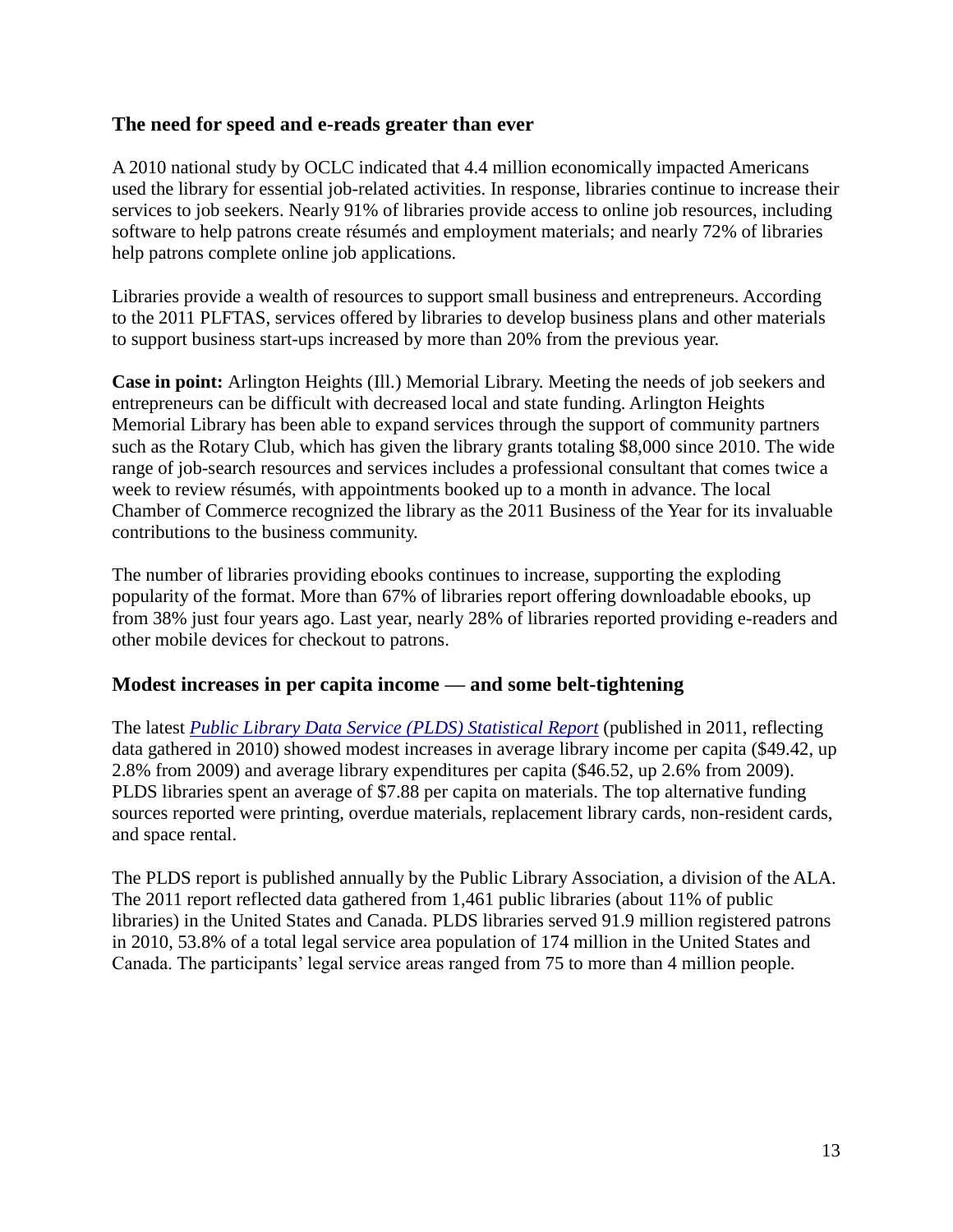### The need for speed and e-reads greater than ever

A 2010 national study by OCLC indicated that 4.4 million economically impacted Americans used the library for essential job-related activities. In response, libraries continue to increase their services to job seekers. Nearly 91% of libraries provide access to online job resources, including software to help patrons create résumés and employment materials; and nearly 72% of libraries help patrons complete online job applications.

Libraries provide a wealth of resources to support small business and entrepreneurs. According to the 2011 PLFTAS, services offered by libraries to develop business plans and other materials to support business start-ups increased by more than 20% from the previous year.

**Case in point:** Arlington Heights (Ill.) Memorial Library. Meeting the needs of job seekers and entrepreneurs can be difficult with decreased local and state funding. Arlington Heights Memorial Library has been able to expand services through the support of community partners such as the Rotary Club, which has given the library grants totaling $8,000 since 2010. The wide range of job-search resources and services includes a professional consultant that comes twice a week to review résumés, with appointments booked up to a month in advance. The local Chamber of Commerce recognized the library as the 2011 Business of the Year for its invaluable contributions to the business community.

The number of libraries providing ebooks continues to increase, supporting the exploding popularity of the format. More than 67% of libraries report offering downloadable ebooks, up from 38% just four years ago. Last year, nearly 28% of libraries reported providing e-readers and other mobile devices for checkout to patrons.

### Modest increases in per capita income — and some belt-tightening

The latest *Public Library Data Service (PLDS) Statistical Report* (published in 2011, reflecting data gathered in 2010) showed modest increases in average library income per capita ($49.42, up 2.8% from 2009) and average library expenditures per capita ($46.52, up 2.6% from 2009). PLDS libraries spent an average of $7.88 per capita on materials. The top alternative funding sources reported were printing, overdue materials, replacement library cards, non-resident cards, and space rental.

The PLDS report is published annually by the Public Library Association, a division of the ALA. The 2011 report reflected data gathered from 1,461 public libraries (about 11% of public libraries) in the United States and Canada. PLDS libraries served 91.9 million registered patrons in 2010, 53.8% of a total legal service area population of 174 million in the United States and Canada. The participants' legal service areas ranged from 75 to more than 4 million people.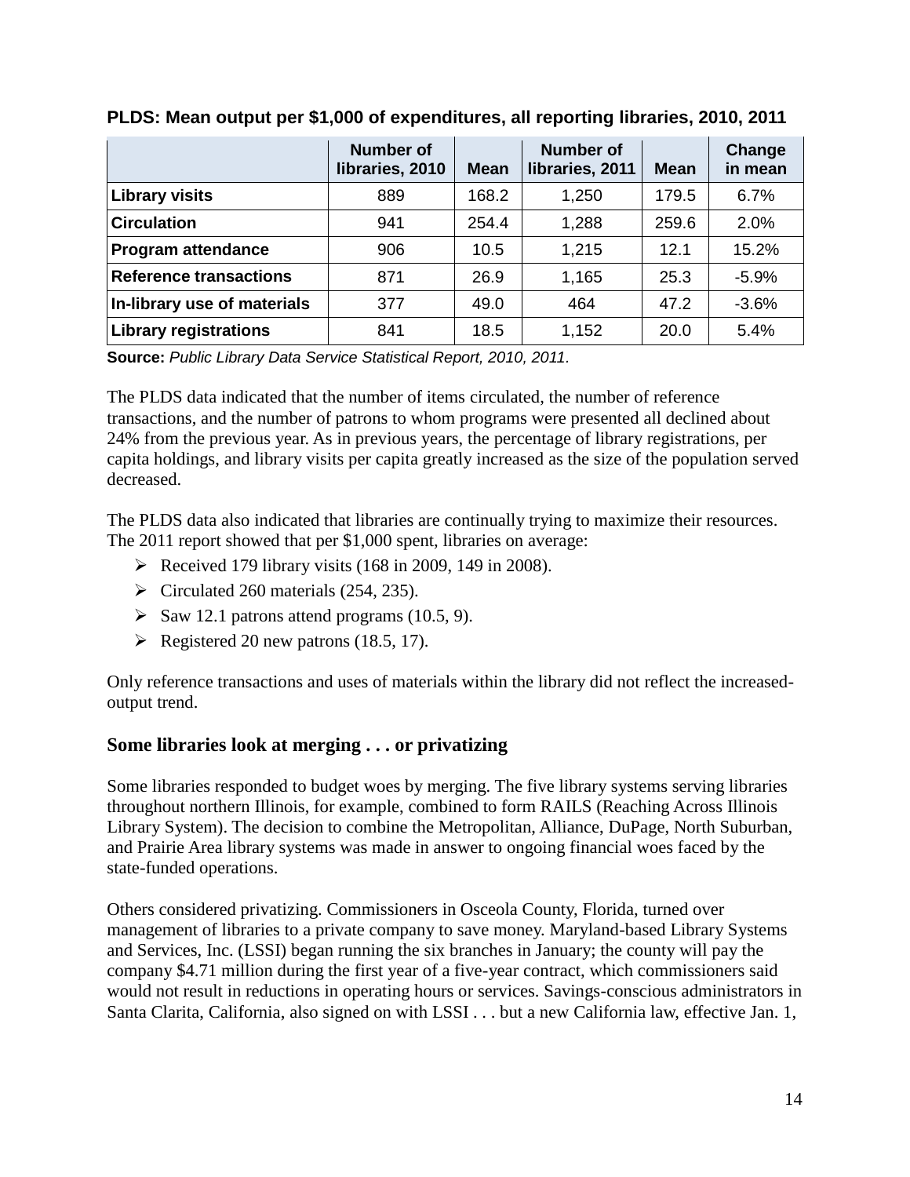**PLDS: Mean output per $1,000 of expenditures, all reporting libraries, 2010, 2011**

| | Number of libraries, 2010 | Mean | Number of libraries, 2011 | Mean | Change in mean |
|---|---|---|---|---|---|
| **Library visits** | 889 | 168.2 | 1,250 | 179.5 | 6.7% |
| **Circulation** | 941 | 254.4 | 1,288 | 259.6 | 2.0% |
| **Program attendance** | 906 | 10.5 | 1,215 | 12.1 | 15.2% |
| **Reference transactions** | 871 | 26.9 | 1,165 | 25.3 | -5.9% |
| **In-library use of materials** | 377 | 49.0 | 464 | 47.2 | -3.6% |
| **Library registrations** | 841 | 18.5 | 1,152 | 20.0 | 5.4% |

**Source:** *Public Library Data Service Statistical Report, 2010, 2011.*

The PLDS data indicated that the number of items circulated, the number of reference transactions, and the number of patrons to whom programs were presented all declined about 24% from the previous year. As in previous years, the percentage of library registrations, per capita holdings, and library visits per capita greatly increased as the size of the population served decreased.

The PLDS data also indicated that libraries are continually trying to maximize their resources. The 2011 report showed that per $1,000 spent, libraries on average:

- Received 179 library visits (168 in 2009, 149 in 2008).
- Circulated 260 materials (254, 235).
- Saw 12.1 patrons attend programs (10.5, 9).
- Registered 20 new patrons (18.5, 17).

Only reference transactions and uses of materials within the library did not reflect the increased-output trend.

### Some libraries look at merging . . . or privatizing

Some libraries responded to budget woes by merging. The five library systems serving libraries throughout northern Illinois, for example, combined to form RAILS (Reaching Across Illinois Library System). The decision to combine the Metropolitan, Alliance, DuPage, North Suburban, and Prairie Area library systems was made in answer to ongoing financial woes faced by the state-funded operations.

Others considered privatizing. Commissioners in Osceola County, Florida, turned over management of libraries to a private company to save money. Maryland-based Library Systems and Services, Inc. (LSSI) began running the six branches in January; the county will pay the company $4.71 million during the first year of a five-year contract, which commissioners said would not result in reductions in operating hours or services. Savings-conscious administrators in Santa Clarita, California, also signed on with LSSI . . . but a new California law, effective Jan. 1,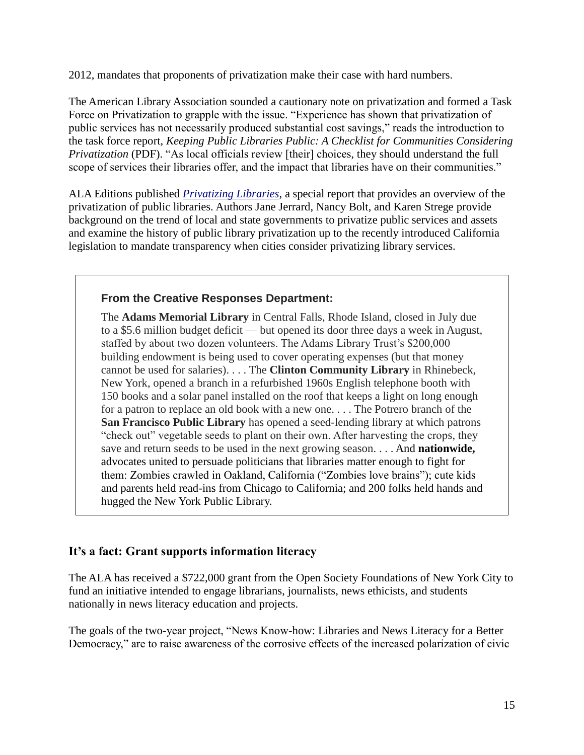2012, mandates that proponents of privatization make their case with hard numbers.

The American Library Association sounded a cautionary note on privatization and formed a Task Force on Privatization to grapple with the issue. "Experience has shown that privatization of public services has not necessarily produced substantial cost savings," reads the introduction to the task force report, *Keeping Public Libraries Public: A Checklist for Communities Considering Privatization* (PDF). "As local officials review [their] choices, they should understand the full scope of services their libraries offer, and the impact that libraries have on their communities."

ALA Editions published *Privatizing Libraries*, a special report that provides an overview of the privatization of public libraries. Authors Jane Jerrard, Nancy Bolt, and Karen Strege provide background on the trend of local and state governments to privatize public services and assets and examine the history of public library privatization up to the recently introduced California legislation to mandate transparency when cities consider privatizing library services.

**From the Creative Responses Department:**

The **Adams Memorial Library** in Central Falls, Rhode Island, closed in July due to a $5.6 million budget deficit — but opened its door three days a week in August, staffed by about two dozen volunteers. The Adams Library Trust's $200,000 building endowment is being used to cover operating expenses (but that money cannot be used for salaries). . . . The **Clinton Community Library** in Rhinebeck, New York, opened a branch in a refurbished 1960s English telephone booth with 150 books and a solar panel installed on the roof that keeps a light on long enough for a patron to replace an old book with a new one. . . . The Potrero branch of the **San Francisco Public Library** has opened a seed-lending library at which patrons "check out" vegetable seeds to plant on their own. After harvesting the crops, they save and return seeds to be used in the next growing season. . . . And **nationwide,** advocates united to persuade politicians that libraries matter enough to fight for them: Zombies crawled in Oakland, California ("Zombies love brains"); cute kids and parents held read-ins from Chicago to California; and 200 folks held hands and hugged the New York Public Library.

### It's a fact: Grant supports information literacy

The ALA has received a $722,000 grant from the Open Society Foundations of New York City to fund an initiative intended to engage librarians, journalists, news ethicists, and students nationally in news literacy education and projects.

The goals of the two-year project, "News Know-how: Libraries and News Literacy for a Better Democracy," are to raise awareness of the corrosive effects of the increased polarization of civic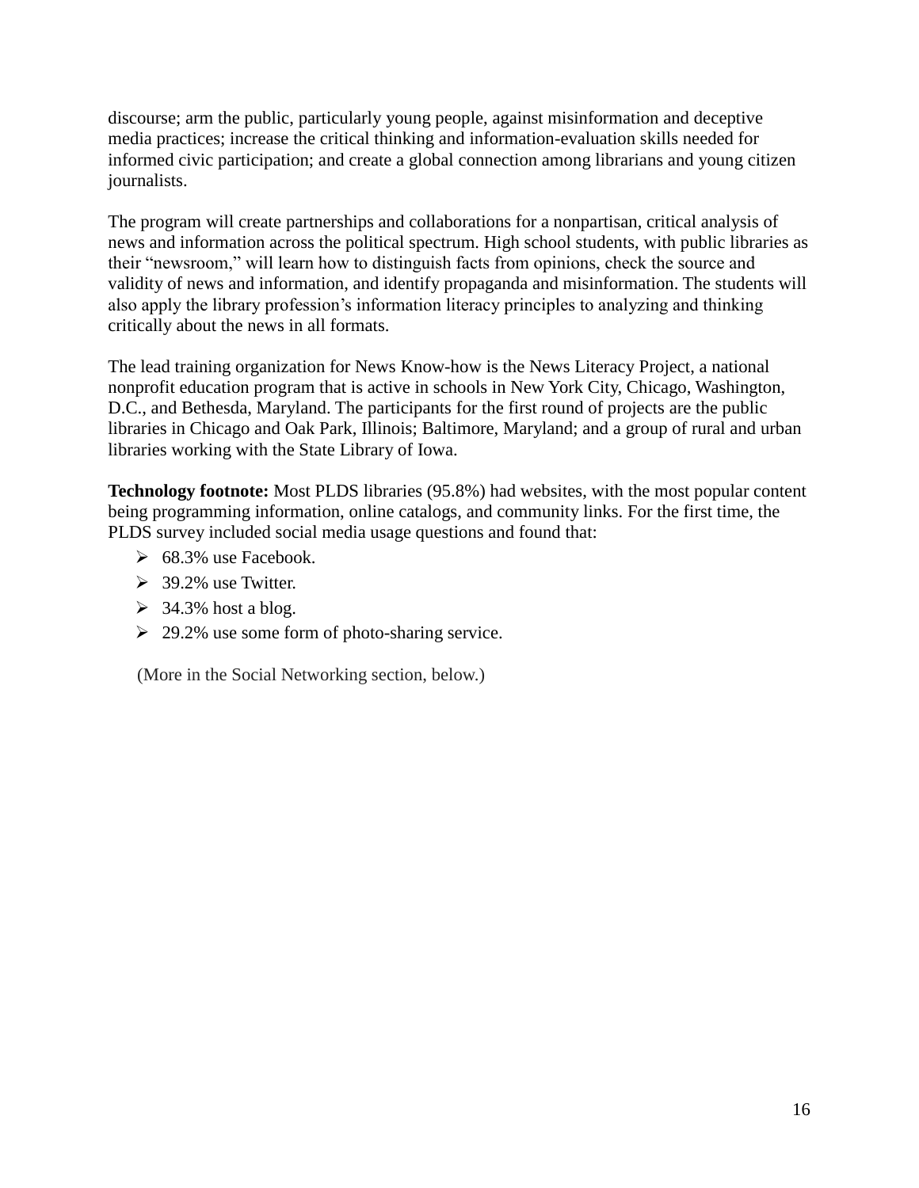discourse; arm the public, particularly young people, against misinformation and deceptive media practices; increase the critical thinking and information-evaluation skills needed for informed civic participation; and create a global connection among librarians and young citizen journalists.

The program will create partnerships and collaborations for a nonpartisan, critical analysis of news and information across the political spectrum. High school students, with public libraries as their “newsroom,” will learn how to distinguish facts from opinions, check the source and validity of news and information, and identify propaganda and misinformation. The students will also apply the library profession’s information literacy principles to analyzing and thinking critically about the news in all formats.

The lead training organization for News Know-how is the News Literacy Project, a national nonprofit education program that is active in schools in New York City, Chicago, Washington, D.C., and Bethesda, Maryland. The participants for the first round of projects are the public libraries in Chicago and Oak Park, Illinois; Baltimore, Maryland; and a group of rural and urban libraries working with the State Library of Iowa.

**Technology footnote:** Most PLDS libraries (95.8%) had websites, with the most popular content being programming information, online catalogs, and community links. For the first time, the PLDS survey included social media usage questions and found that:

- 68.3% use Facebook.
- 39.2% use Twitter.
- 34.3% host a blog.
- 29.2% use some form of photo-sharing service.

(More in the Social Networking section, below.)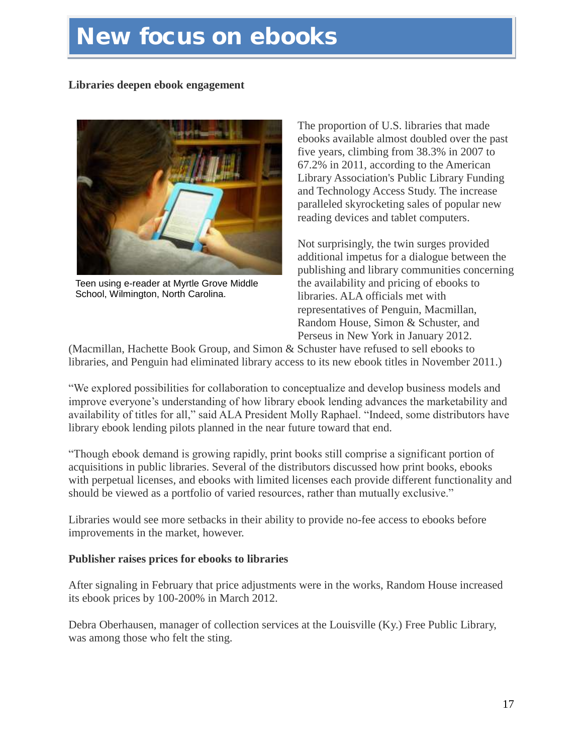# New focus on ebooks

**Libraries deepen ebook engagement**

Teen using e-reader at Myrtle Grove Middle School, Wilmington, North Carolina.

The proportion of U.S. libraries that made ebooks available almost doubled over the past five years, climbing from 38.3% in 2007 to 67.2% in 2011, according to the American Library Association's Public Library Funding and Technology Access Study. The increase paralleled skyrocketing sales of popular new reading devices and tablet computers.

Not surprisingly, the twin surges provided additional impetus for a dialogue between the publishing and library communities concerning the availability and pricing of ebooks to libraries. ALA officials met with representatives of Penguin, Macmillan, Random House, Simon & Schuster, and Perseus in New York in January 2012. (Macmillan, Hachette Book Group, and Simon & Schuster have refused to sell ebooks to libraries, and Penguin had eliminated library access to its new ebook titles in November 2011.)

"We explored possibilities for collaboration to conceptualize and develop business models and improve everyone's understanding of how library ebook lending advances the marketability and availability of titles for all," said ALA President Molly Raphael. "Indeed, some distributors have library ebook lending pilots planned in the near future toward that end.

"Though ebook demand is growing rapidly, print books still comprise a significant portion of acquisitions in public libraries. Several of the distributors discussed how print books, ebooks with perpetual licenses, and ebooks with limited licenses each provide different functionality and should be viewed as a portfolio of varied resources, rather than mutually exclusive."

Libraries would see more setbacks in their ability to provide no-fee access to ebooks before improvements in the market, however.

**Publisher raises prices for ebooks to libraries**

After signaling in February that price adjustments were in the works, Random House increased its ebook prices by 100-200% in March 2012.

Debra Oberhausen, manager of collection services at the Louisville (Ky.) Free Public Library, was among those who felt the sting.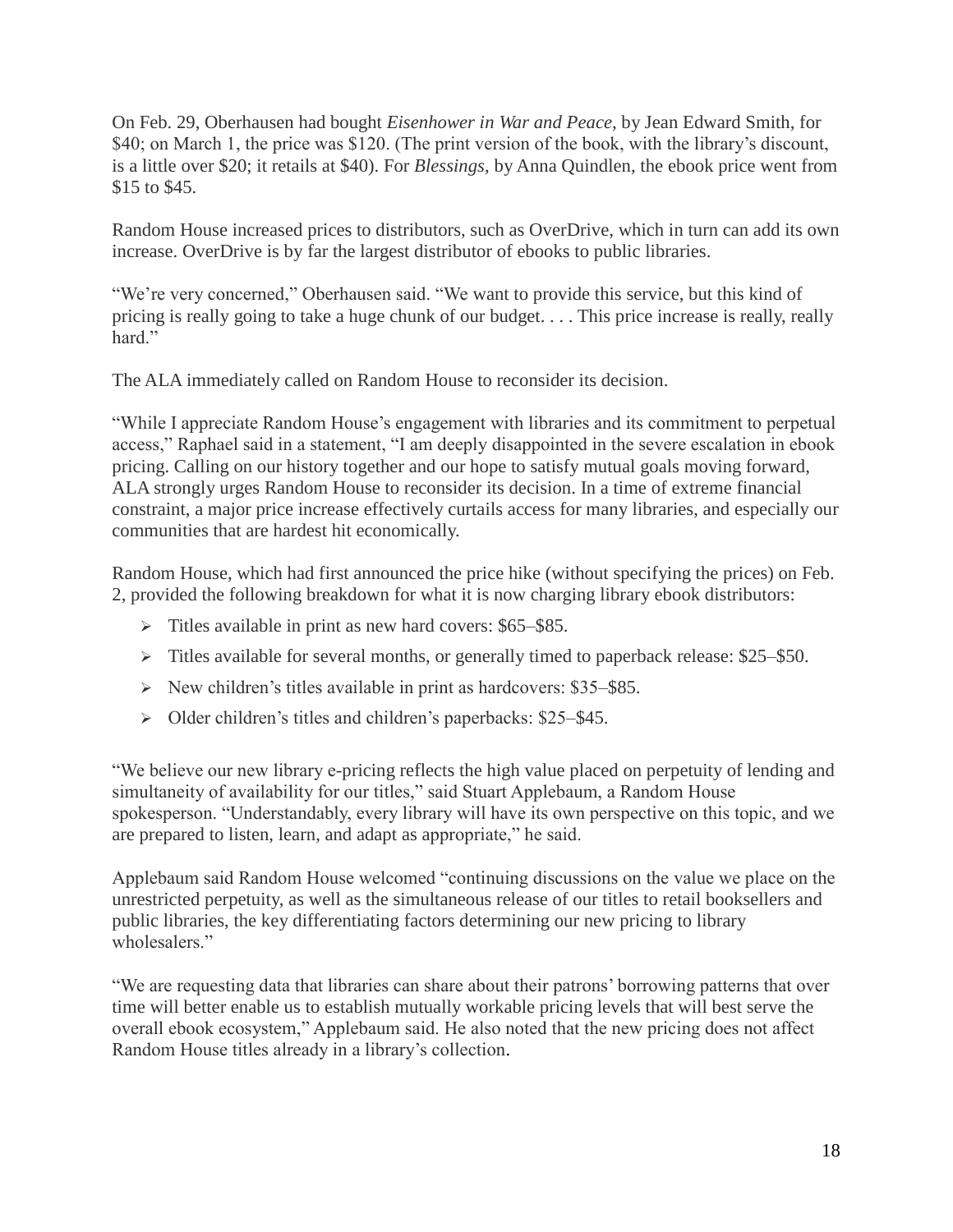On Feb. 29, Oberhausen had bought *Eisenhower in War and Peace*, by Jean Edward Smith, for $40; on March 1, the price was $120. (The print version of the book, with the library's discount, is a little over $20; it retails at $40). For *Blessings*, by Anna Quindlen, the ebook price went from $15 to $45.

Random House increased prices to distributors, such as OverDrive, which in turn can add its own increase. OverDrive is by far the largest distributor of ebooks to public libraries.

"We're very concerned," Oberhausen said. "We want to provide this service, but this kind of pricing is really going to take a huge chunk of our budget. . . . This price increase is really, really hard."

The ALA immediately called on Random House to reconsider its decision.

"While I appreciate Random House's engagement with libraries and its commitment to perpetual access," Raphael said in a statement, "I am deeply disappointed in the severe escalation in ebook pricing. Calling on our history together and our hope to satisfy mutual goals moving forward, ALA strongly urges Random House to reconsider its decision. In a time of extreme financial constraint, a major price increase effectively curtails access for many libraries, and especially our communities that are hardest hit economically.

Random House, which had first announced the price hike (without specifying the prices) on Feb. 2, provided the following breakdown for what it is now charging library ebook distributors:

- Titles available in print as new hard covers: $65–$85.
- Titles available for several months, or generally timed to paperback release: $25–$50.
- New children's titles available in print as hardcovers: $35–$85.
- Older children's titles and children's paperbacks: $25–$45.

"We believe our new library e-pricing reflects the high value placed on perpetuity of lending and simultaneity of availability for our titles," said Stuart Applebaum, a Random House spokesperson. "Understandably, every library will have its own perspective on this topic, and we are prepared to listen, learn, and adapt as appropriate," he said.

Applebaum said Random House welcomed "continuing discussions on the value we place on the unrestricted perpetuity, as well as the simultaneous release of our titles to retail booksellers and public libraries, the key differentiating factors determining our new pricing to library wholesalers."

"We are requesting data that libraries can share about their patrons' borrowing patterns that over time will better enable us to establish mutually workable pricing levels that will best serve the overall ebook ecosystem," Applebaum said. He also noted that the new pricing does not affect Random House titles already in a library's collection.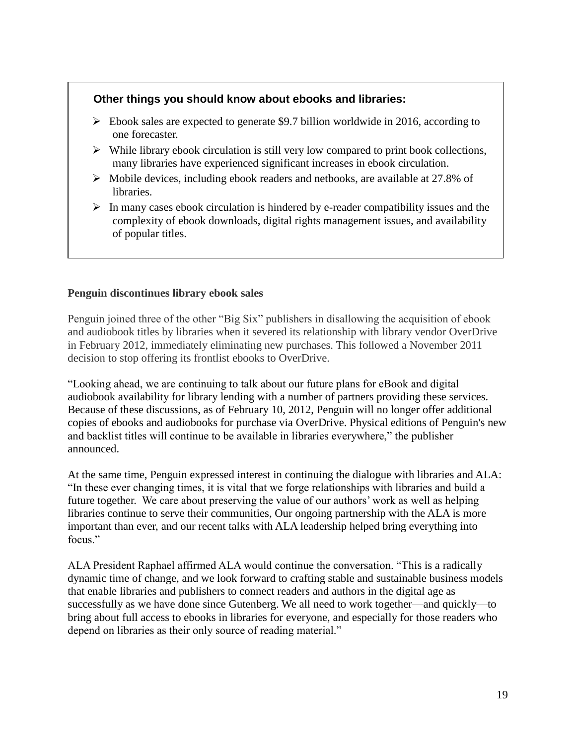**Other things you should know about ebooks and libraries:**

- Ebook sales are expected to generate $9.7 billion worldwide in 2016, according to one forecaster.
- While library ebook circulation is still very low compared to print book collections, many libraries have experienced significant increases in ebook circulation.
- Mobile devices, including ebook readers and netbooks, are available at 27.8% of libraries.
- In many cases ebook circulation is hindered by e-reader compatibility issues and the complexity of ebook downloads, digital rights management issues, and availability of popular titles.

**Penguin discontinues library ebook sales**

Penguin joined three of the other "Big Six" publishers in disallowing the acquisition of ebook and audiobook titles by libraries when it severed its relationship with library vendor OverDrive in February 2012, immediately eliminating new purchases. This followed a November 2011 decision to stop offering its frontlist ebooks to OverDrive.

"Looking ahead, we are continuing to talk about our future plans for eBook and digital audiobook availability for library lending with a number of partners providing these services. Because of these discussions, as of February 10, 2012, Penguin will no longer offer additional copies of ebooks and audiobooks for purchase via OverDrive. Physical editions of Penguin's new and backlist titles will continue to be available in libraries everywhere," the publisher announced.

At the same time, Penguin expressed interest in continuing the dialogue with libraries and ALA: "In these ever changing times, it is vital that we forge relationships with libraries and build a future together. We care about preserving the value of our authors' work as well as helping libraries continue to serve their communities, Our ongoing partnership with the ALA is more important than ever, and our recent talks with ALA leadership helped bring everything into focus."

ALA President Raphael affirmed ALA would continue the conversation. "This is a radically dynamic time of change, and we look forward to crafting stable and sustainable business models that enable libraries and publishers to connect readers and authors in the digital age as successfully as we have done since Gutenberg. We all need to work together—and quickly—to bring about full access to ebooks in libraries for everyone, and especially for those readers who depend on libraries as their only source of reading material."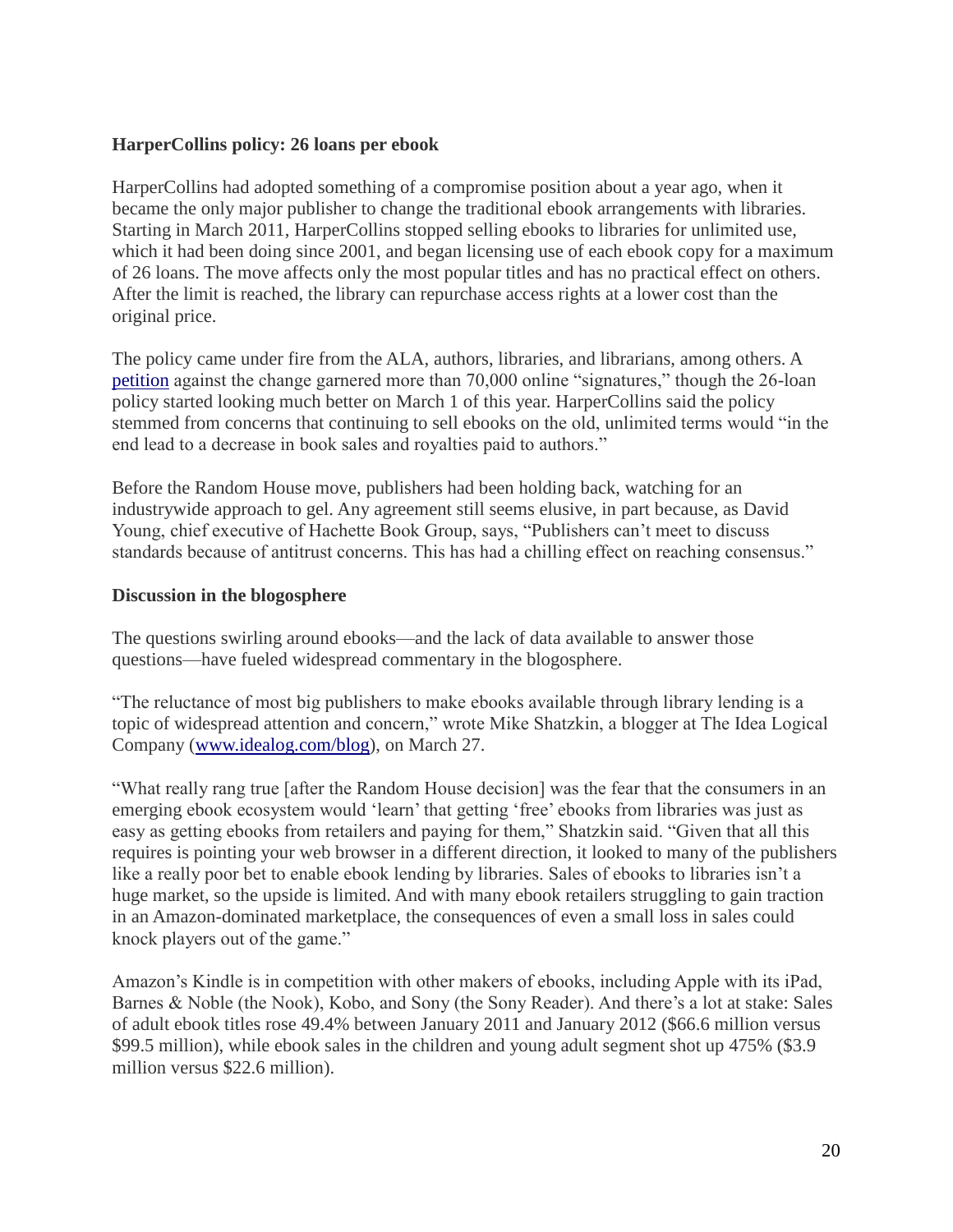**HarperCollins policy: 26 loans per ebook**

HarperCollins had adopted something of a compromise position about a year ago, when it became the only major publisher to change the traditional ebook arrangements with libraries. Starting in March 2011, HarperCollins stopped selling ebooks to libraries for unlimited use, which it had been doing since 2001, and began licensing use of each ebook copy for a maximum of 26 loans. The move affects only the most popular titles and has no practical effect on others. After the limit is reached, the library can repurchase access rights at a lower cost than the original price.

The policy came under fire from the ALA, authors, libraries, and librarians, among others. A petition against the change garnered more than 70,000 online "signatures," though the 26-loan policy started looking much better on March 1 of this year. HarperCollins said the policy stemmed from concerns that continuing to sell ebooks on the old, unlimited terms would "in the end lead to a decrease in book sales and royalties paid to authors."

Before the Random House move, publishers had been holding back, watching for an industrywide approach to gel. Any agreement still seems elusive, in part because, as David Young, chief executive of Hachette Book Group, says, "Publishers can't meet to discuss standards because of antitrust concerns. This has had a chilling effect on reaching consensus."

**Discussion in the blogosphere**

The questions swirling around ebooks—and the lack of data available to answer those questions—have fueled widespread commentary in the blogosphere.

"The reluctance of most big publishers to make ebooks available through library lending is a topic of widespread attention and concern," wrote Mike Shatzkin, a blogger at The Idea Logical Company (www.idealog.com/blog), on March 27.

"What really rang true [after the Random House decision] was the fear that the consumers in an emerging ebook ecosystem would 'learn' that getting 'free' ebooks from libraries was just as easy as getting ebooks from retailers and paying for them," Shatzkin said. "Given that all this requires is pointing your web browser in a different direction, it looked to many of the publishers like a really poor bet to enable ebook lending by libraries. Sales of ebooks to libraries isn't a huge market, so the upside is limited. And with many ebook retailers struggling to gain traction in an Amazon-dominated marketplace, the consequences of even a small loss in sales could knock players out of the game."

Amazon's Kindle is in competition with other makers of ebooks, including Apple with its iPad, Barnes & Noble (the Nook), Kobo, and Sony (the Sony Reader). And there's a lot at stake: Sales of adult ebook titles rose 49.4% between January 2011 and January 2012 ($66.6 million versus $99.5 million), while ebook sales in the children and young adult segment shot up 475% ($3.9 million versus $22.6 million).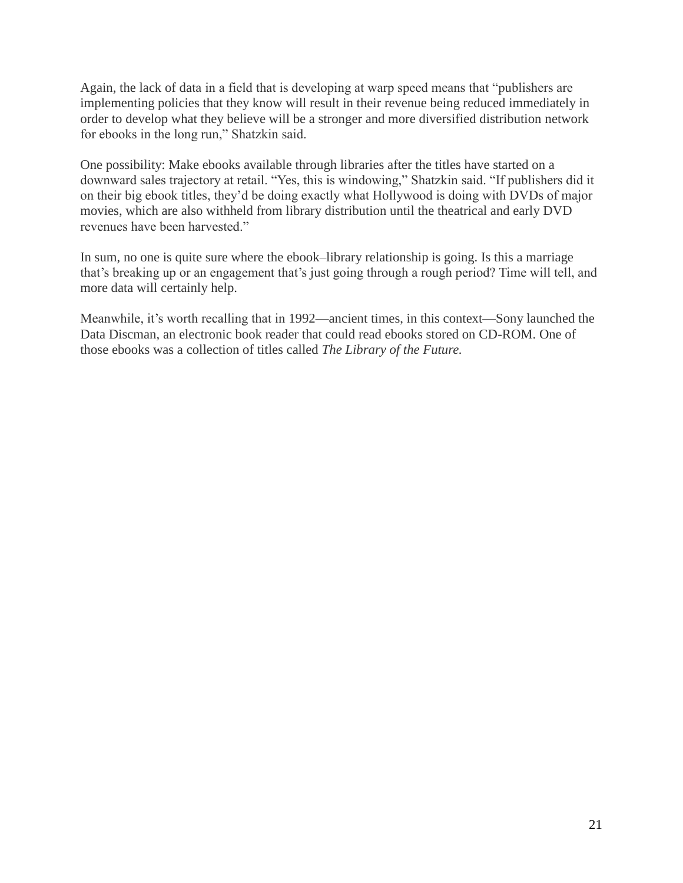Again, the lack of data in a field that is developing at warp speed means that "publishers are implementing policies that they know will result in their revenue being reduced immediately in order to develop what they believe will be a stronger and more diversified distribution network for ebooks in the long run," Shatzkin said.

One possibility: Make ebooks available through libraries after the titles have started on a downward sales trajectory at retail. "Yes, this is windowing," Shatzkin said. "If publishers did it on their big ebook titles, they'd be doing exactly what Hollywood is doing with DVDs of major movies, which are also withheld from library distribution until the theatrical and early DVD revenues have been harvested."

In sum, no one is quite sure where the ebook–library relationship is going. Is this a marriage that's breaking up or an engagement that's just going through a rough period? Time will tell, and more data will certainly help.

Meanwhile, it's worth recalling that in 1992—ancient times, in this context—Sony launched the Data Discman, an electronic book reader that could read ebooks stored on CD-ROM. One of those ebooks was a collection of titles called *The Library of the Future.*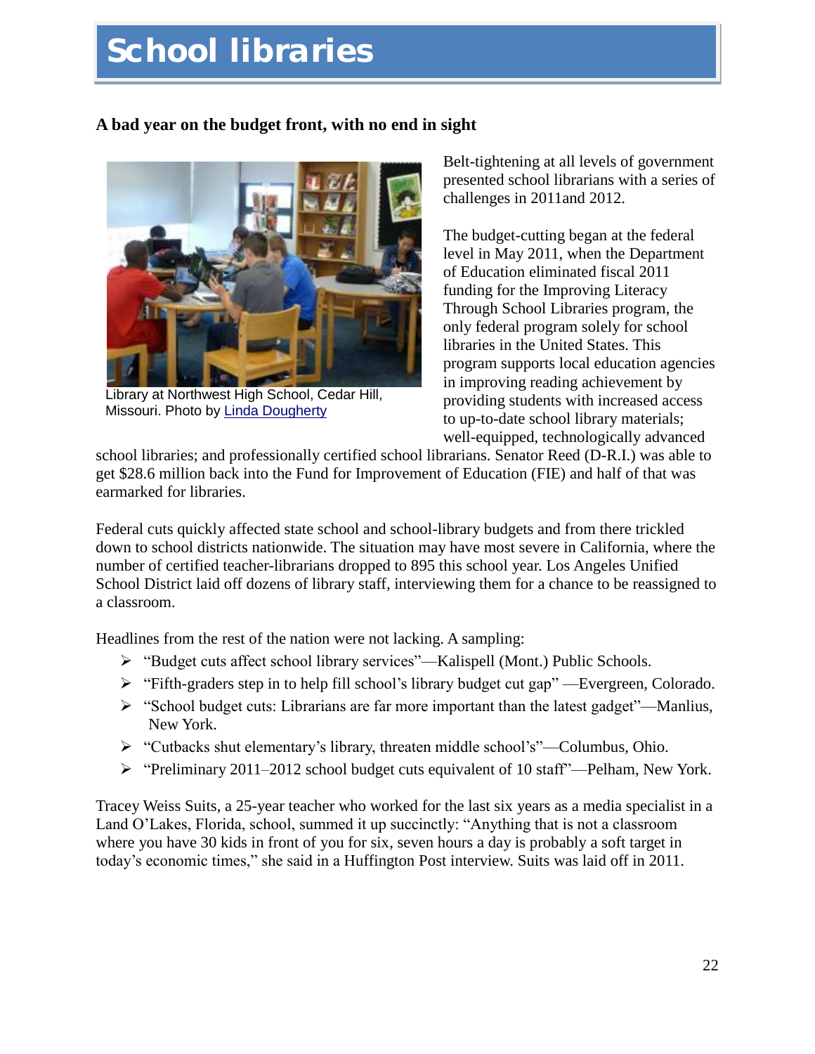# School libraries

### A bad year on the budget front, with no end in sight

Library at Northwest High School, Cedar Hill, Missouri. Photo by Linda Dougherty

Belt-tightening at all levels of government presented school librarians with a series of challenges in 2011and 2012.

The budget-cutting began at the federal level in May 2011, when the Department of Education eliminated fiscal 2011 funding for the Improving Literacy Through School Libraries program, the only federal program solely for school libraries in the United States. This program supports local education agencies in improving reading achievement by providing students with increased access to up-to-date school library materials; well-equipped, technologically advanced school libraries; and professionally certified school librarians. Senator Reed (D-R.I.) was able to get $28.6 million back into the Fund for Improvement of Education (FIE) and half of that was earmarked for libraries.

Federal cuts quickly affected state school and school-library budgets and from there trickled down to school districts nationwide. The situation may have most severe in California, where the number of certified teacher-librarians dropped to 895 this school year. Los Angeles Unified School District laid off dozens of library staff, interviewing them for a chance to be reassigned to a classroom.

Headlines from the rest of the nation were not lacking. A sampling:

- "Budget cuts affect school library services"—Kalispell (Mont.) Public Schools.
- "Fifth-graders step in to help fill school's library budget cut gap" —Evergreen, Colorado.
- "School budget cuts: Librarians are far more important than the latest gadget"—Manlius, New York.
- "Cutbacks shut elementary's library, threaten middle school's"—Columbus, Ohio.
- "Preliminary 2011–2012 school budget cuts equivalent of 10 staff"—Pelham, New York.

Tracey Weiss Suits, a 25-year teacher who worked for the last six years as a media specialist in a Land O'Lakes, Florida, school, summed it up succinctly: "Anything that is not a classroom where you have 30 kids in front of you for six, seven hours a day is probably a soft target in today's economic times," she said in a Huffington Post interview. Suits was laid off in 2011.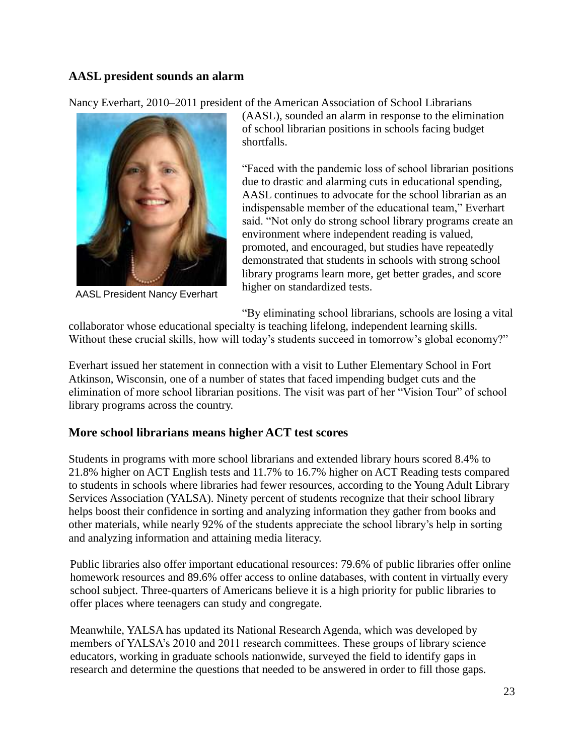## AASL president sounds an alarm

Nancy Everhart, 2010–2011 president of the American Association of School Librarians (AASL), sounded an alarm in response to the elimination of school librarian positions in schools facing budget shortfalls.

AASL President Nancy Everhart

"Faced with the pandemic loss of school librarian positions due to drastic and alarming cuts in educational spending, AASL continues to advocate for the school librarian as an indispensable member of the educational team," Everhart said. "Not only do strong school library programs create an environment where independent reading is valued, promoted, and encouraged, but studies have repeatedly demonstrated that students in schools with strong school library programs learn more, get better grades, and score higher on standardized tests.

"By eliminating school librarians, schools are losing a vital collaborator whose educational specialty is teaching lifelong, independent learning skills. Without these crucial skills, how will today's students succeed in tomorrow's global economy?"

Everhart issued her statement in connection with a visit to Luther Elementary School in Fort Atkinson, Wisconsin, one of a number of states that faced impending budget cuts and the elimination of more school librarian positions. The visit was part of her "Vision Tour" of school library programs across the country.

## More school librarians means higher ACT test scores

Students in programs with more school librarians and extended library hours scored 8.4% to 21.8% higher on ACT English tests and 11.7% to 16.7% higher on ACT Reading tests compared to students in schools where libraries had fewer resources, according to the Young Adult Library Services Association (YALSA). Ninety percent of students recognize that their school library helps boost their confidence in sorting and analyzing information they gather from books and other materials, while nearly 92% of the students appreciate the school library's help in sorting and analyzing information and attaining media literacy.

Public libraries also offer important educational resources: 79.6% of public libraries offer online homework resources and 89.6% offer access to online databases, with content in virtually every school subject. Three-quarters of Americans believe it is a high priority for public libraries to offer places where teenagers can study and congregate.

Meanwhile, YALSA has updated its National Research Agenda, which was developed by members of YALSA's 2010 and 2011 research committees. These groups of library science educators, working in graduate schools nationwide, surveyed the field to identify gaps in research and determine the questions that needed to be answered in order to fill those gaps.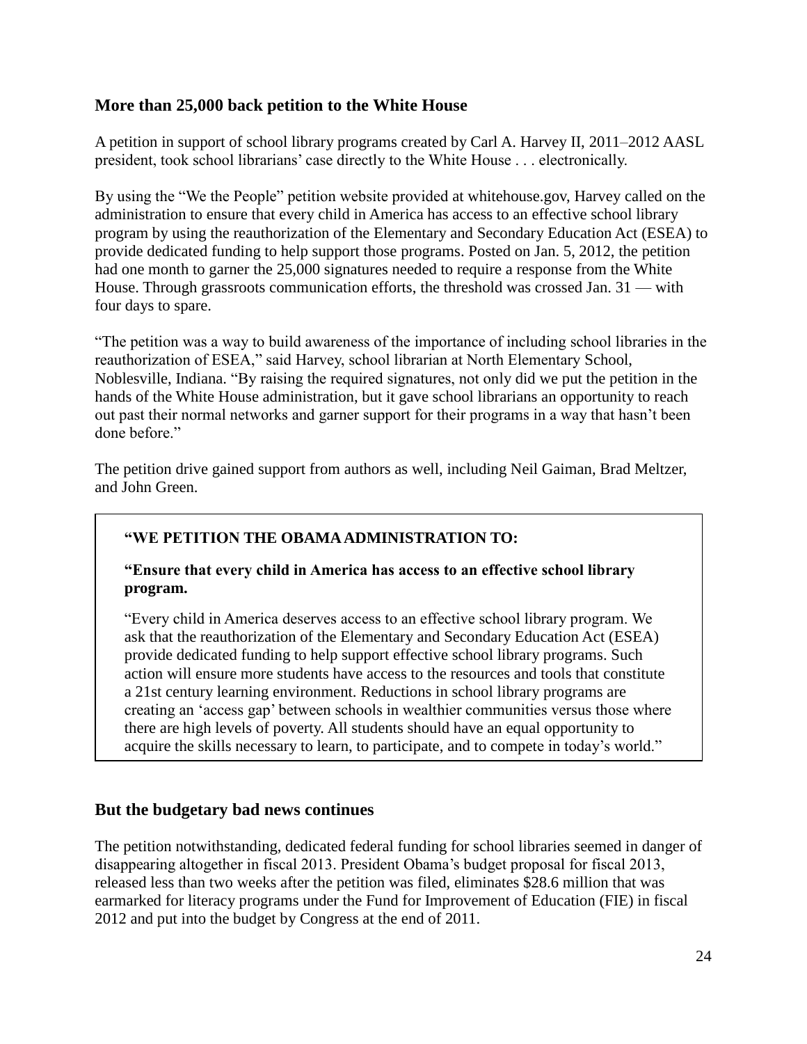## More than 25,000 back petition to the White House

A petition in support of school library programs created by Carl A. Harvey II, 2011–2012 AASL president, took school librarians' case directly to the White House . . . electronically.

By using the "We the People" petition website provided at whitehouse.gov, Harvey called on the administration to ensure that every child in America has access to an effective school library program by using the reauthorization of the Elementary and Secondary Education Act (ESEA) to provide dedicated funding to help support those programs. Posted on Jan. 5, 2012, the petition had one month to garner the 25,000 signatures needed to require a response from the White House. Through grassroots communication efforts, the threshold was crossed Jan. 31 — with four days to spare.

"The petition was a way to build awareness of the importance of including school libraries in the reauthorization of ESEA," said Harvey, school librarian at North Elementary School, Noblesville, Indiana. "By raising the required signatures, not only did we put the petition in the hands of the White House administration, but it gave school librarians an opportunity to reach out past their normal networks and garner support for their programs in a way that hasn't been done before."

The petition drive gained support from authors as well, including Neil Gaiman, Brad Meltzer, and John Green.

> **"WE PETITION THE OBAMA ADMINISTRATION TO:**
>
> **"Ensure that every child in America has access to an effective school library program.**
>
> "Every child in America deserves access to an effective school library program. We ask that the reauthorization of the Elementary and Secondary Education Act (ESEA) provide dedicated funding to help support effective school library programs. Such action will ensure more students have access to the resources and tools that constitute a 21st century learning environment. Reductions in school library programs are creating an 'access gap' between schools in wealthier communities versus those where there are high levels of poverty. All students should have an equal opportunity to acquire the skills necessary to learn, to participate, and to compete in today's world."

## But the budgetary bad news continues

The petition notwithstanding, dedicated federal funding for school libraries seemed in danger of disappearing altogether in fiscal 2013. President Obama's budget proposal for fiscal 2013, released less than two weeks after the petition was filed, eliminates $28.6 million that was earmarked for literacy programs under the Fund for Improvement of Education (FIE) in fiscal 2012 and put into the budget by Congress at the end of 2011.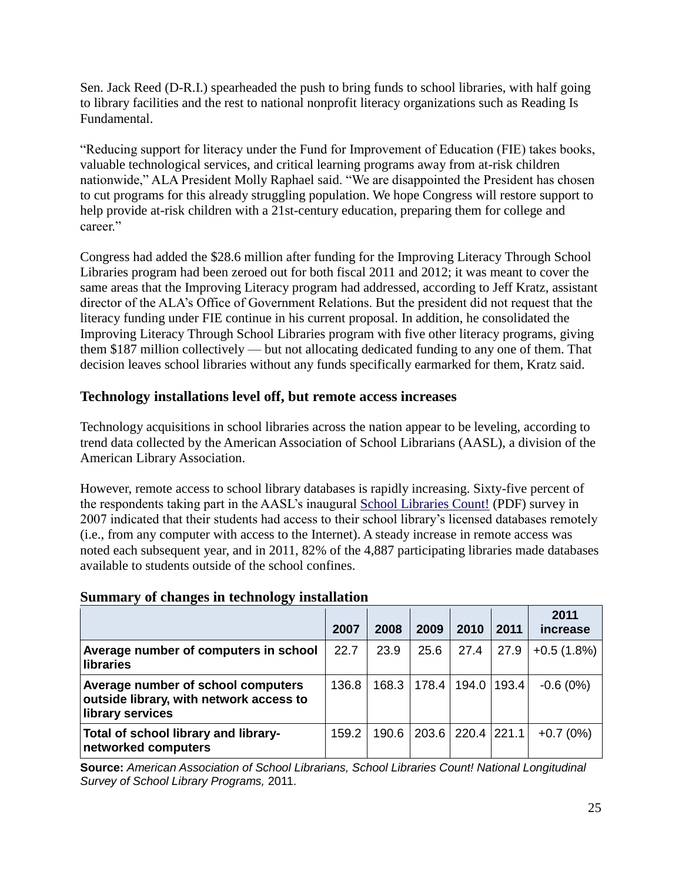Sen. Jack Reed (D-R.I.) spearheaded the push to bring funds to school libraries, with half going to library facilities and the rest to national nonprofit literacy organizations such as Reading Is Fundamental.

"Reducing support for literacy under the Fund for Improvement of Education (FIE) takes books, valuable technological services, and critical learning programs away from at-risk children nationwide," ALA President Molly Raphael said. "We are disappointed the President has chosen to cut programs for this already struggling population. We hope Congress will restore support to help provide at-risk children with a 21st-century education, preparing them for college and career."

Congress had added the $28.6 million after funding for the Improving Literacy Through School Libraries program had been zeroed out for both fiscal 2011 and 2012; it was meant to cover the same areas that the Improving Literacy program had addressed, according to Jeff Kratz, assistant director of the ALA's Office of Government Relations. But the president did not request that the literacy funding under FIE continue in his current proposal. In addition, he consolidated the Improving Literacy Through School Libraries program with five other literacy programs, giving them $187 million collectively — but not allocating dedicated funding to any one of them. That decision leaves school libraries without any funds specifically earmarked for them, Kratz said.

## Technology installations level off, but remote access increases

Technology acquisitions in school libraries across the nation appear to be leveling, according to trend data collected by the American Association of School Librarians (AASL), a division of the American Library Association.

However, remote access to school library databases is rapidly increasing. Sixty-five percent of the respondents taking part in the AASL's inaugural School Libraries Count! (PDF) survey in 2007 indicated that their students had access to their school library's licensed databases remotely (i.e., from any computer with access to the Internet). A steady increase in remote access was noted each subsequent year, and in 2011, 82% of the 4,887 participating libraries made databases available to students outside of the school confines.

### Summary of changes in technology installation

| | 2007 | 2008 | 2009 | 2010 | 2011 | 2011 increase |
|---|---|---|---|---|---|---|
| **Average number of computers in school libraries** | 22.7 | 23.9 | 25.6 | 27.4 | 27.9 | +0.5 (1.8%) |
| **Average number of school computers outside library, with network access to library services** | 136.8 | 168.3 | 178.4 | 194.0 | 193.4 | -0.6 (0%) |
| **Total of school library and library-networked computers** | 159.2 | 190.6 | 203.6 | 220.4 | 221.1 | +0.7 (0%) |

**Source:** *American Association of School Librarians, School Libraries Count! National Longitudinal Survey of School Library Programs,* 2011.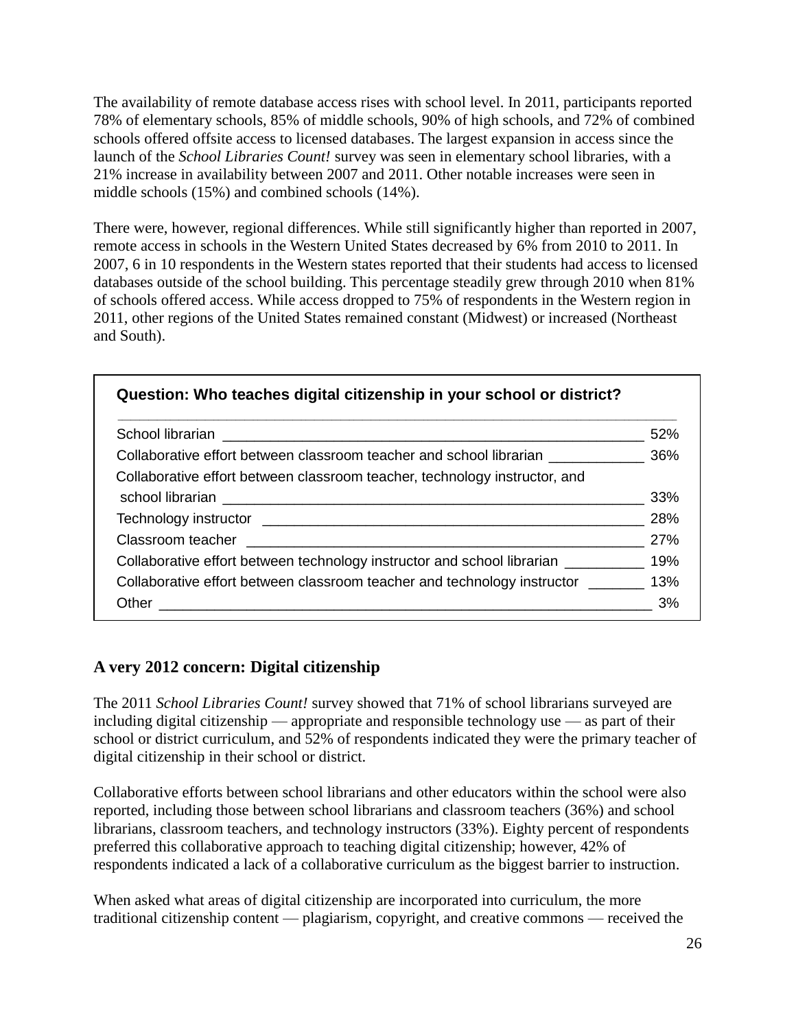The availability of remote database access rises with school level. In 2011, participants reported 78% of elementary schools, 85% of middle schools, 90% of high schools, and 72% of combined schools offered offsite access to licensed databases. The largest expansion in access since the launch of the *School Libraries Count!* survey was seen in elementary school libraries, with a 21% increase in availability between 2007 and 2011. Other notable increases were seen in middle schools (15%) and combined schools (14%).

There were, however, regional differences. While still significantly higher than reported in 2007, remote access in schools in the Western United States decreased by 6% from 2010 to 2011. In 2007, 6 in 10 respondents in the Western states reported that their students had access to licensed databases outside of the school building. This percentage steadily grew through 2010 when 81% of schools offered access. While access dropped to 75% of respondents in the Western region in 2011, other regions of the United States remained constant (Midwest) or increased (Northeast and South).

| Question: Who teaches digital citizenship in your school or district? | |
|---|---|
| School librarian | 52% |
| Collaborative effort between classroom teacher and school librarian | 36% |
| Collaborative effort between classroom teacher, technology instructor, and school librarian | 33% |
| Technology instructor | 28% |
| Classroom teacher | 27% |
| Collaborative effort between technology instructor and school librarian | 19% |
| Collaborative effort between classroom teacher and technology instructor | 13% |
| Other | 3% |

## A very 2012 concern: Digital citizenship

The 2011 *School Libraries Count!* survey showed that 71% of school librarians surveyed are including digital citizenship — appropriate and responsible technology use — as part of their school or district curriculum, and 52% of respondents indicated they were the primary teacher of digital citizenship in their school or district.

Collaborative efforts between school librarians and other educators within the school were also reported, including those between school librarians and classroom teachers (36%) and school librarians, classroom teachers, and technology instructors (33%). Eighty percent of respondents preferred this collaborative approach to teaching digital citizenship; however, 42% of respondents indicated a lack of a collaborative curriculum as the biggest barrier to instruction.

When asked what areas of digital citizenship are incorporated into curriculum, the more traditional citizenship content — plagiarism, copyright, and creative commons — received the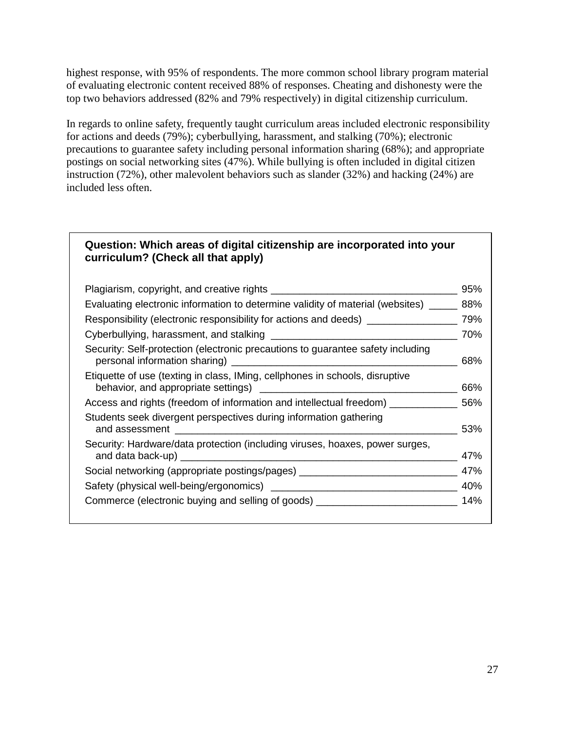highest response, with 95% of respondents. The more common school library program material of evaluating electronic content received 88% of responses. Cheating and dishonesty were the top two behaviors addressed (82% and 79% respectively) in digital citizenship curriculum.

In regards to online safety, frequently taught curriculum areas included electronic responsibility for actions and deeds (79%); cyberbullying, harassment, and stalking (70%); electronic precautions to guarantee safety including personal information sharing (68%); and appropriate postings on social networking sites (47%). While bullying is often included in digital citizen instruction (72%), other malevolent behaviors such as slander (32%) and hacking (24%) are included less often.

**Question: Which areas of digital citizenship are incorporated into your curriculum? (Check all that apply)**

| Area | % |
|---|---|
| Plagiarism, copyright, and creative rights | 95% |
| Evaluating electronic information to determine validity of material (websites) | 88% |
| Responsibility (electronic responsibility for actions and deeds) | 79% |
| Cyberbullying, harassment, and stalking | 70% |
| Security: Self-protection (electronic precautions to guarantee safety including personal information sharing) | 68% |
| Etiquette of use (texting in class, IMing, cellphones in schools, disruptive behavior, and appropriate settings) | 66% |
| Access and rights (freedom of information and intellectual freedom) | 56% |
| Students seek divergent perspectives during information gathering and assessment | 53% |
| Security: Hardware/data protection (including viruses, hoaxes, power surges, and data back-up) | 47% |
| Social networking (appropriate postings/pages) | 47% |
| Safety (physical well-being/ergonomics) | 40% |
| Commerce (electronic buying and selling of goods) | 14% |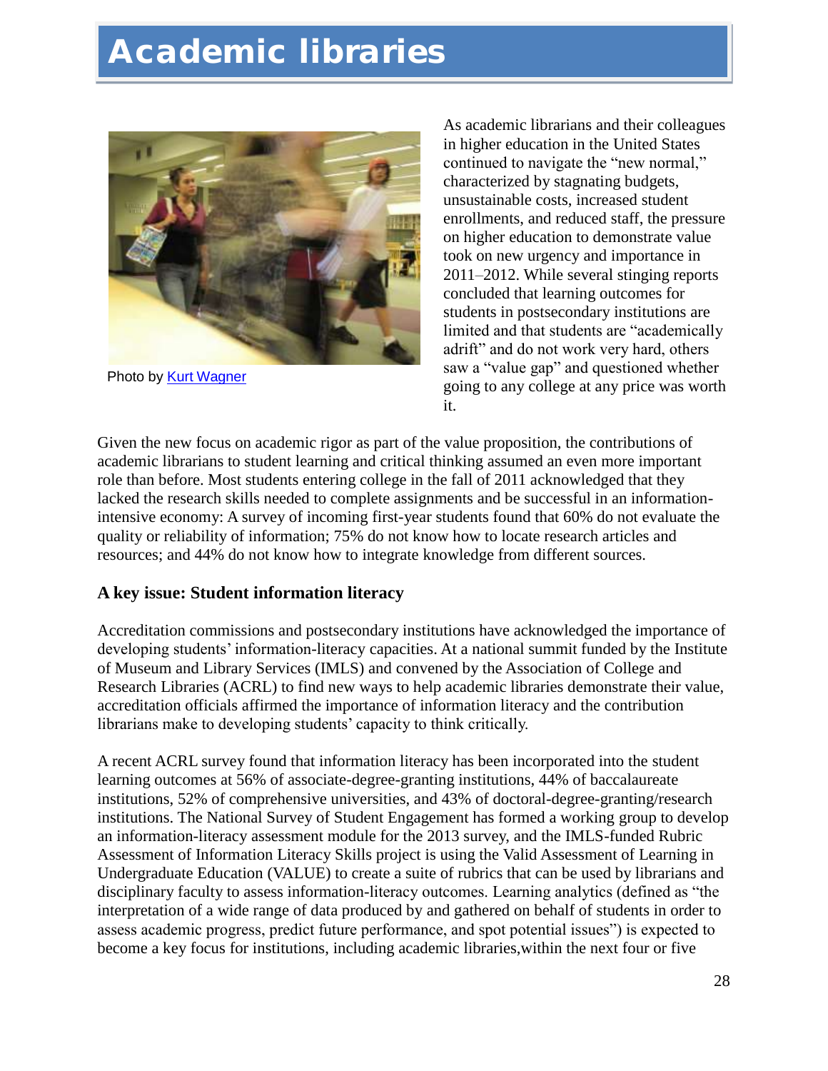# Academic libraries

Photo by [Kurt Wagner]

As academic librarians and their colleagues in higher education in the United States continued to navigate the "new normal," characterized by stagnating budgets, unsustainable costs, increased student enrollments, and reduced staff, the pressure on higher education to demonstrate value took on new urgency and importance in 2011–2012. While several stinging reports concluded that learning outcomes for students in postsecondary institutions are limited and that students are "academically adrift" and do not work very hard, others saw a "value gap" and questioned whether going to any college at any price was worth it.

Given the new focus on academic rigor as part of the value proposition, the contributions of academic librarians to student learning and critical thinking assumed an even more important role than before. Most students entering college in the fall of 2011 acknowledged that they lacked the research skills needed to complete assignments and be successful in an information-intensive economy: A survey of incoming first-year students found that 60% do not evaluate the quality or reliability of information; 75% do not know how to locate research articles and resources; and 44% do not know how to integrate knowledge from different sources.

### A key issue: Student information literacy

Accreditation commissions and postsecondary institutions have acknowledged the importance of developing students' information-literacy capacities. At a national summit funded by the Institute of Museum and Library Services (IMLS) and convened by the Association of College and Research Libraries (ACRL) to find new ways to help academic libraries demonstrate their value, accreditation officials affirmed the importance of information literacy and the contribution librarians make to developing students' capacity to think critically.

A recent ACRL survey found that information literacy has been incorporated into the student learning outcomes at 56% of associate-degree-granting institutions, 44% of baccalaureate institutions, 52% of comprehensive universities, and 43% of doctoral-degree-granting/research institutions. The National Survey of Student Engagement has formed a working group to develop an information-literacy assessment module for the 2013 survey, and the IMLS-funded Rubric Assessment of Information Literacy Skills project is using the Valid Assessment of Learning in Undergraduate Education (VALUE) to create a suite of rubrics that can be used by librarians and disciplinary faculty to assess information-literacy outcomes. Learning analytics (defined as "the interpretation of a wide range of data produced by and gathered on behalf of students in order to assess academic progress, predict future performance, and spot potential issues") is expected to become a key focus for institutions, including academic libraries,within the next four or five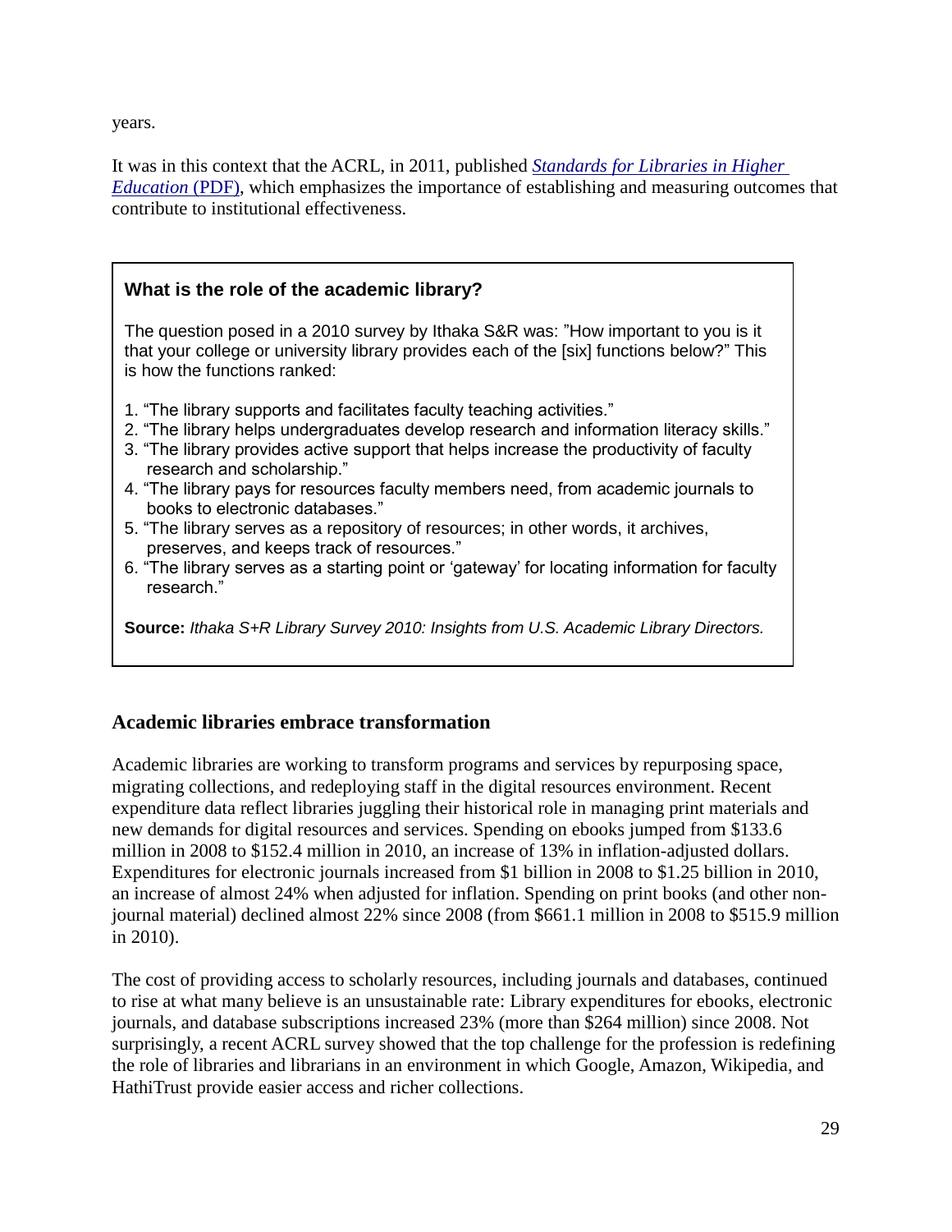years.

It was in this context that the ACRL, in 2011, published [*Standards for Libraries in Higher Education* (PDF)](), which emphasizes the importance of establishing and measuring outcomes that contribute to institutional effectiveness.

> **What is the role of the academic library?**
>
> The question posed in a 2010 survey by Ithaka S&R was: "How important to you is it that your college or university library provides each of the [six] functions below?" This is how the functions ranked:
>
> 1. "The library supports and facilitates faculty teaching activities."
> 2. "The library helps undergraduates develop research and information literacy skills."
> 3. "The library provides active support that helps increase the productivity of faculty research and scholarship."
> 4. "The library pays for resources faculty members need, from academic journals to books to electronic databases."
> 5. "The library serves as a repository of resources; in other words, it archives, preserves, and keeps track of resources."
> 6. "The library serves as a starting point or 'gateway' for locating information for faculty research."
>
> **Source:** *Ithaka S+R Library Survey 2010: Insights from U.S. Academic Library Directors.*

### Academic libraries embrace transformation

Academic libraries are working to transform programs and services by repurposing space, migrating collections, and redeploying staff in the digital resources environment. Recent expenditure data reflect libraries juggling their historical role in managing print materials and new demands for digital resources and services. Spending on ebooks jumped from $133.6 million in 2008 to $152.4 million in 2010, an increase of 13% in inflation-adjusted dollars. Expenditures for electronic journals increased from $1 billion in 2008 to $1.25 billion in 2010, an increase of almost 24% when adjusted for inflation. Spending on print books (and other non-journal material) declined almost 22% since 2008 (from $661.1 million in 2008 to $515.9 million in 2010).

The cost of providing access to scholarly resources, including journals and databases, continued to rise at what many believe is an unsustainable rate: Library expenditures for ebooks, electronic journals, and database subscriptions increased 23% (more than $264 million) since 2008. Not surprisingly, a recent ACRL survey showed that the top challenge for the profession is redefining the role of libraries and librarians in an environment in which Google, Amazon, Wikipedia, and HathiTrust provide easier access and richer collections.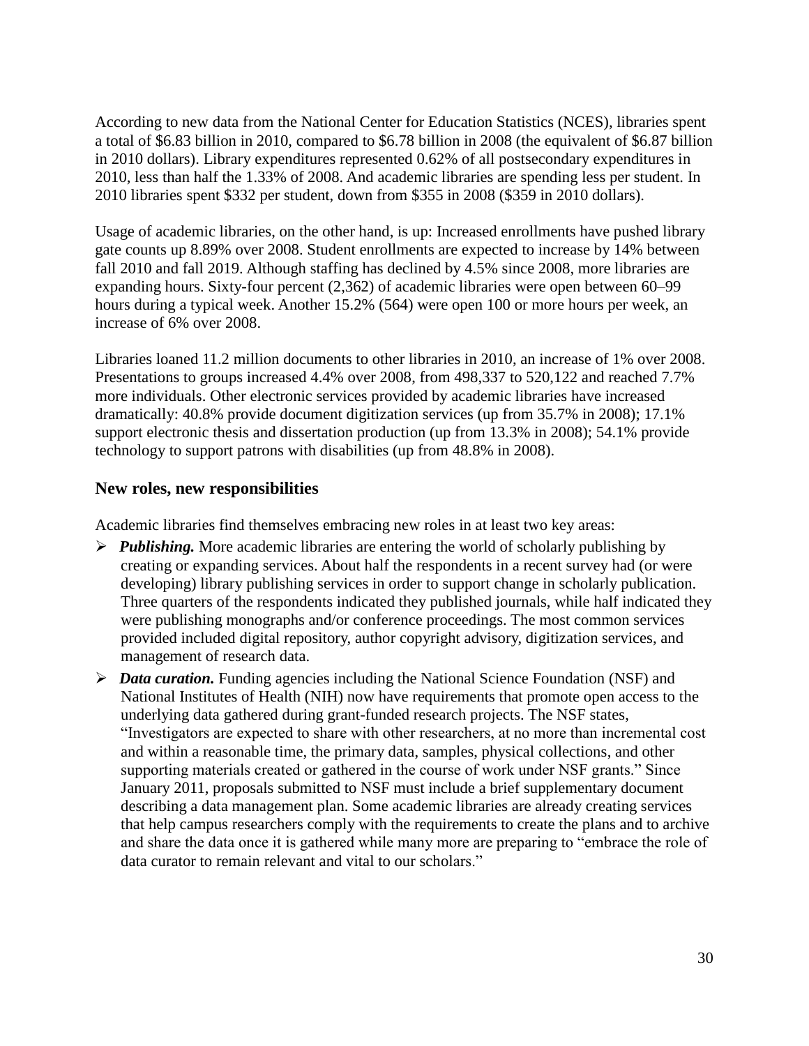According to new data from the National Center for Education Statistics (NCES), libraries spent a total of $6.83 billion in 2010, compared to $6.78 billion in 2008 (the equivalent of $6.87 billion in 2010 dollars). Library expenditures represented 0.62% of all postsecondary expenditures in 2010, less than half the 1.33% of 2008. And academic libraries are spending less per student. In 2010 libraries spent $332 per student, down from $355 in 2008 ($359 in 2010 dollars).

Usage of academic libraries, on the other hand, is up: Increased enrollments have pushed library gate counts up 8.89% over 2008. Student enrollments are expected to increase by 14% between fall 2010 and fall 2019. Although staffing has declined by 4.5% since 2008, more libraries are expanding hours. Sixty-four percent (2,362) of academic libraries were open between 60–99 hours during a typical week. Another 15.2% (564) were open 100 or more hours per week, an increase of 6% over 2008.

Libraries loaned 11.2 million documents to other libraries in 2010, an increase of 1% over 2008. Presentations to groups increased 4.4% over 2008, from 498,337 to 520,122 and reached 7.7% more individuals. Other electronic services provided by academic libraries have increased dramatically: 40.8% provide document digitization services (up from 35.7% in 2008); 17.1% support electronic thesis and dissertation production (up from 13.3% in 2008); 54.1% provide technology to support patrons with disabilities (up from 48.8% in 2008).

### New roles, new responsibilities

Academic libraries find themselves embracing new roles in at least two key areas:

- ***Publishing.*** More academic libraries are entering the world of scholarly publishing by creating or expanding services. About half the respondents in a recent survey had (or were developing) library publishing services in order to support change in scholarly publication. Three quarters of the respondents indicated they published journals, while half indicated they were publishing monographs and/or conference proceedings. The most common services provided included digital repository, author copyright advisory, digitization services, and management of research data.
- ***Data curation.*** Funding agencies including the National Science Foundation (NSF) and National Institutes of Health (NIH) now have requirements that promote open access to the underlying data gathered during grant-funded research projects. The NSF states, "Investigators are expected to share with other researchers, at no more than incremental cost and within a reasonable time, the primary data, samples, physical collections, and other supporting materials created or gathered in the course of work under NSF grants." Since January 2011, proposals submitted to NSF must include a brief supplementary document describing a data management plan. Some academic libraries are already creating services that help campus researchers comply with the requirements to create the plans and to archive and share the data once it is gathered while many more are preparing to "embrace the role of data curator to remain relevant and vital to our scholars."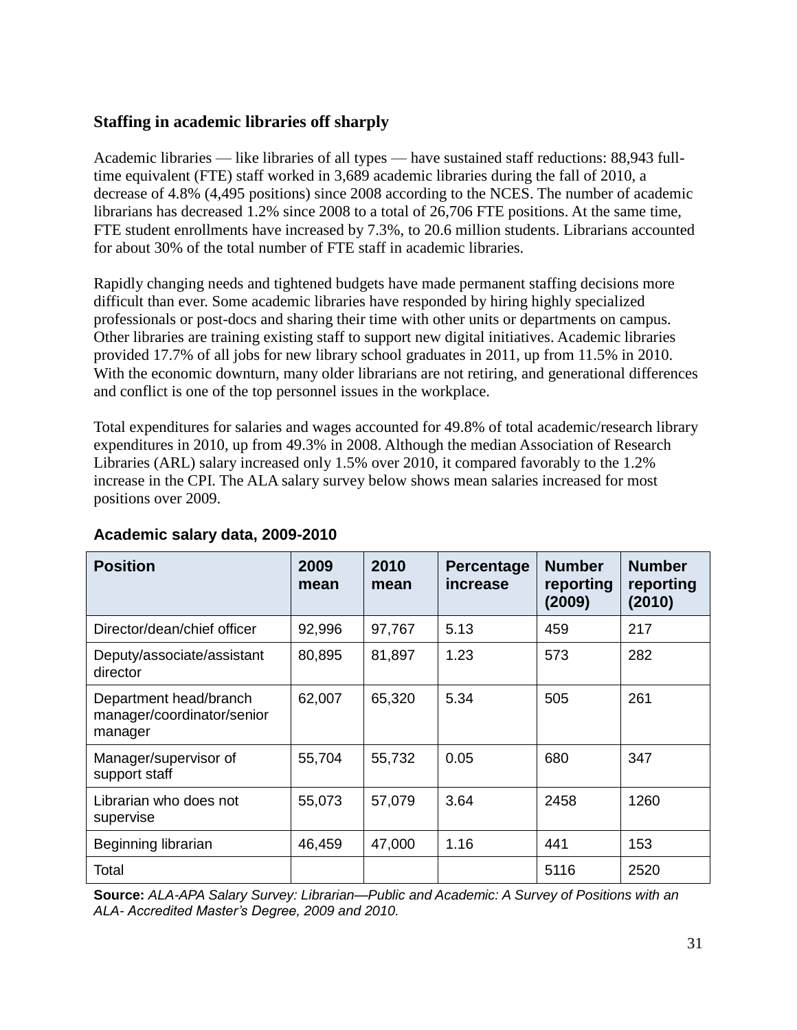## Staffing in academic libraries off sharply

Academic libraries — like libraries of all types — have sustained staff reductions: 88,943 full-time equivalent (FTE) staff worked in 3,689 academic libraries during the fall of 2010, a decrease of 4.8% (4,495 positions) since 2008 according to the NCES. The number of academic librarians has decreased 1.2% since 2008 to a total of 26,706 FTE positions. At the same time, FTE student enrollments have increased by 7.3%, to 20.6 million students. Librarians accounted for about 30% of the total number of FTE staff in academic libraries.

Rapidly changing needs and tightened budgets have made permanent staffing decisions more difficult than ever. Some academic libraries have responded by hiring highly specialized professionals or post-docs and sharing their time with other units or departments on campus. Other libraries are training existing staff to support new digital initiatives. Academic libraries provided 17.7% of all jobs for new library school graduates in 2011, up from 11.5% in 2010. With the economic downturn, many older librarians are not retiring, and generational differences and conflict is one of the top personnel issues in the workplace.

Total expenditures for salaries and wages accounted for 49.8% of total academic/research library expenditures in 2010, up from 49.3% in 2008. Although the median Association of Research Libraries (ARL) salary increased only 1.5% over 2010, it compared favorably to the 1.2% increase in the CPI. The ALA salary survey below shows mean salaries increased for most positions over 2009.

**Academic salary data, 2009-2010**

| Position | 2009 mean | 2010 mean | Percentage increase | Number reporting (2009) | Number reporting (2010) |
|---|---|---|---|---|---|
| Director/dean/chief officer | 92,996 | 97,767 | 5.13 | 459 | 217 |
| Deputy/associate/assistant director | 80,895 | 81,897 | 1.23 | 573 | 282 |
| Department head/branch manager/coordinator/senior manager | 62,007 | 65,320 | 5.34 | 505 | 261 |
| Manager/supervisor of support staff | 55,704 | 55,732 | 0.05 | 680 | 347 |
| Librarian who does not supervise | 55,073 | 57,079 | 3.64 | 2458 | 1260 |
| Beginning librarian | 46,459 | 47,000 | 1.16 | 441 | 153 |
| Total | | | | 5116 | 2520 |

**Source:** *ALA-APA Salary Survey: Librarian—Public and Academic: A Survey of Positions with an ALA- Accredited Master's Degree, 2009 and 2010.*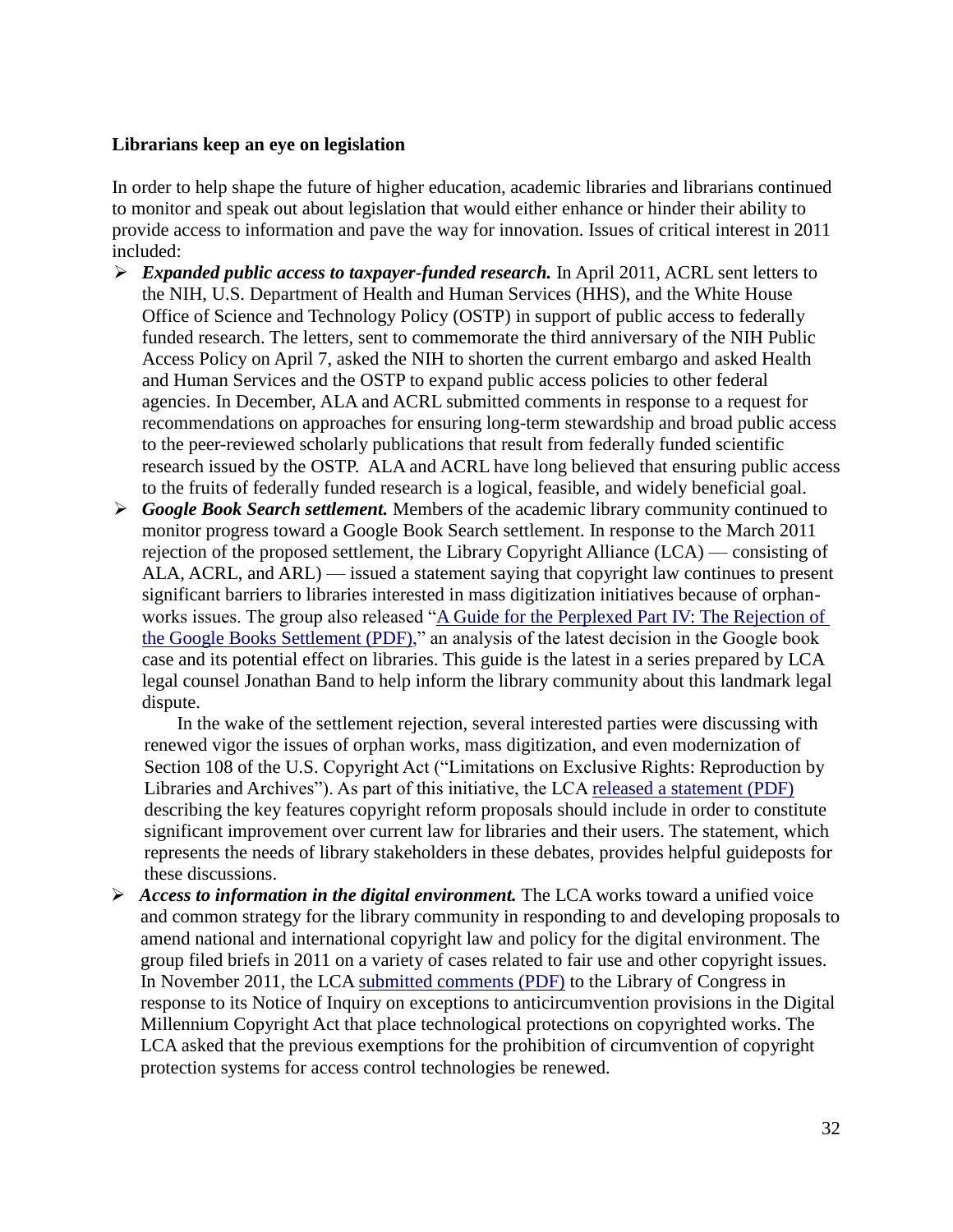**Librarians keep an eye on legislation**

In order to help shape the future of higher education, academic libraries and librarians continued to monitor and speak out about legislation that would either enhance or hinder their ability to provide access to information and pave the way for innovation. Issues of critical interest in 2011 included:

- ***Expanded public access to taxpayer-funded research.*** In April 2011, ACRL sent letters to the NIH, U.S. Department of Health and Human Services (HHS), and the White House Office of Science and Technology Policy (OSTP) in support of public access to federally funded research. The letters, sent to commemorate the third anniversary of the NIH Public Access Policy on April 7, asked the NIH to shorten the current embargo and asked Health and Human Services and the OSTP to expand public access policies to other federal agencies. In December, ALA and ACRL submitted comments in response to a request for recommendations on approaches for ensuring long-term stewardship and broad public access to the peer-reviewed scholarly publications that result from federally funded scientific research issued by the OSTP. ALA and ACRL have long believed that ensuring public access to the fruits of federally funded research is a logical, feasible, and widely beneficial goal.
- ***Google Book Search settlement.*** Members of the academic library community continued to monitor progress toward a Google Book Search settlement. In response to the March 2011 rejection of the proposed settlement, the Library Copyright Alliance (LCA) — consisting of ALA, ACRL, and ARL) — issued a statement saying that copyright law continues to present significant barriers to libraries interested in mass digitization initiatives because of orphan-works issues. The group also released "A Guide for the Perplexed Part IV: The Rejection of the Google Books Settlement (PDF)," an analysis of the latest decision in the Google book case and its potential effect on libraries. This guide is the latest in a series prepared by LCA legal counsel Jonathan Band to help inform the library community about this landmark legal dispute.

  In the wake of the settlement rejection, several interested parties were discussing with renewed vigor the issues of orphan works, mass digitization, and even modernization of Section 108 of the U.S. Copyright Act ("Limitations on Exclusive Rights: Reproduction by Libraries and Archives"). As part of this initiative, the LCA released a statement (PDF) describing the key features copyright reform proposals should include in order to constitute significant improvement over current law for libraries and their users. The statement, which represents the needs of library stakeholders in these debates, provides helpful guideposts for these discussions.
- ***Access to information in the digital environment.*** The LCA works toward a unified voice and common strategy for the library community in responding to and developing proposals to amend national and international copyright law and policy for the digital environment. The group filed briefs in 2011 on a variety of cases related to fair use and other copyright issues. In November 2011, the LCA submitted comments (PDF) to the Library of Congress in response to its Notice of Inquiry on exceptions to anticircumvention provisions in the Digital Millennium Copyright Act that place technological protections on copyrighted works. The LCA asked that the previous exemptions for the prohibition of circumvention of copyright protection systems for access control technologies be renewed.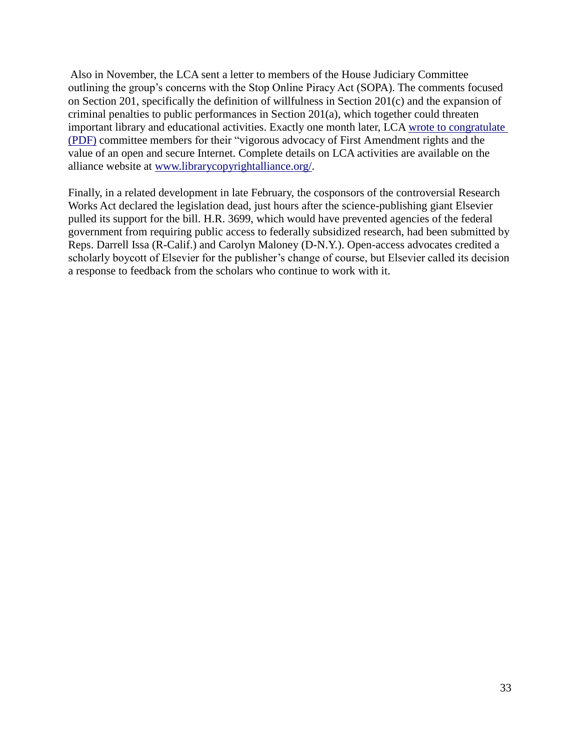Also in November, the LCA sent a letter to members of the House Judiciary Committee outlining the group's concerns with the Stop Online Piracy Act (SOPA). The comments focused on Section 201, specifically the definition of willfulness in Section 201(c) and the expansion of criminal penalties to public performances in Section 201(a), which together could threaten important library and educational activities. Exactly one month later, LCA [wrote to congratulate (PDF)] committee members for their "vigorous advocacy of First Amendment rights and the value of an open and secure Internet. Complete details on LCA activities are available on the alliance website at [www.librarycopyrightalliance.org/].

Finally, in a related development in late February, the cosponsors of the controversial Research Works Act declared the legislation dead, just hours after the science-publishing giant Elsevier pulled its support for the bill. H.R. 3699, which would have prevented agencies of the federal government from requiring public access to federally subsidized research, had been submitted by Reps. Darrell Issa (R-Calif.) and Carolyn Maloney (D-N.Y.). Open-access advocates credited a scholarly boycott of Elsevier for the publisher's change of course, but Elsevier called its decision a response to feedback from the scholars who continue to work with it.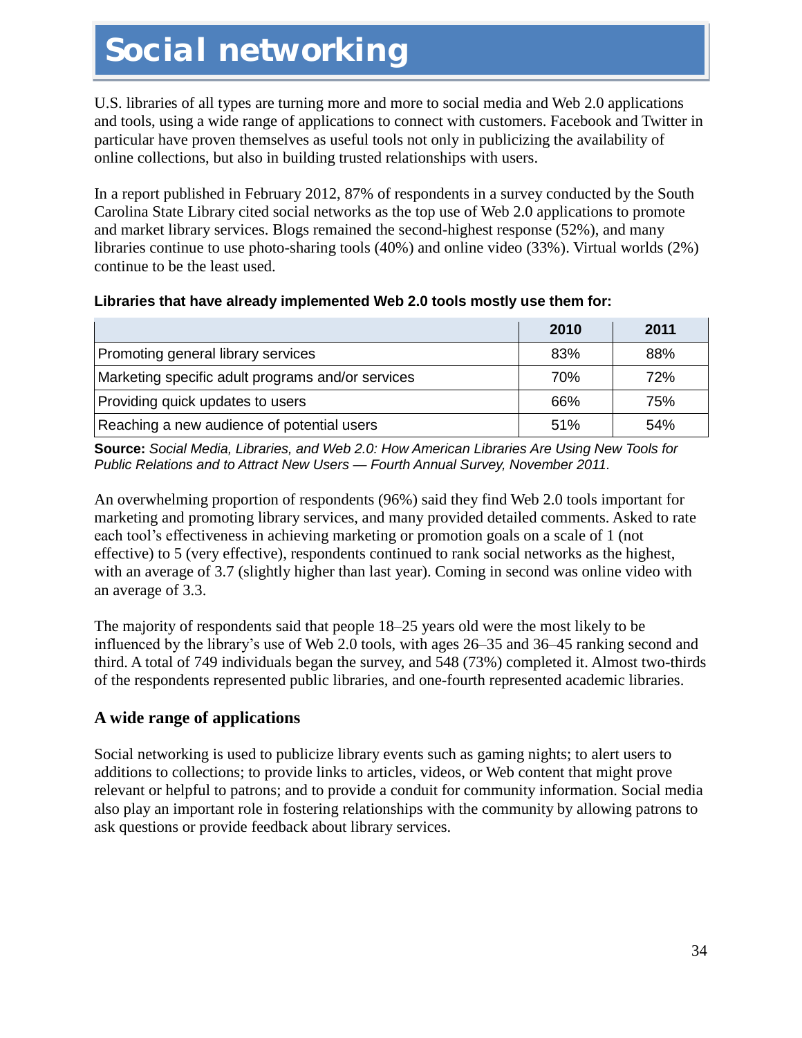# Social networking

U.S. libraries of all types are turning more and more to social media and Web 2.0 applications and tools, using a wide range of applications to connect with customers. Facebook and Twitter in particular have proven themselves as useful tools not only in publicizing the availability of online collections, but also in building trusted relationships with users.

In a report published in February 2012, 87% of respondents in a survey conducted by the South Carolina State Library cited social networks as the top use of Web 2.0 applications to promote and market library services. Blogs remained the second-highest response (52%), and many libraries continue to use photo-sharing tools (40%) and online video (33%). Virtual worlds (2%) continue to be the least used.

**Libraries that have already implemented Web 2.0 tools mostly use them for:**

| | 2010 | 2011 |
|---|---|---|
| Promoting general library services | 83% | 88% |
| Marketing specific adult programs and/or services | 70% | 72% |
| Providing quick updates to users | 66% | 75% |
| Reaching a new audience of potential users | 51% | 54% |

**Source:** *Social Media, Libraries, and Web 2.0: How American Libraries Are Using New Tools for Public Relations and to Attract New Users — Fourth Annual Survey, November 2011.*

An overwhelming proportion of respondents (96%) said they find Web 2.0 tools important for marketing and promoting library services, and many provided detailed comments. Asked to rate each tool's effectiveness in achieving marketing or promotion goals on a scale of 1 (not effective) to 5 (very effective), respondents continued to rank social networks as the highest, with an average of 3.7 (slightly higher than last year). Coming in second was online video with an average of 3.3.

The majority of respondents said that people 18–25 years old were the most likely to be influenced by the library's use of Web 2.0 tools, with ages 26–35 and 36–45 ranking second and third. A total of 749 individuals began the survey, and 548 (73%) completed it. Almost two-thirds of the respondents represented public libraries, and one-fourth represented academic libraries.

## A wide range of applications

Social networking is used to publicize library events such as gaming nights; to alert users to additions to collections; to provide links to articles, videos, or Web content that might prove relevant or helpful to patrons; and to provide a conduit for community information. Social media also play an important role in fostering relationships with the community by allowing patrons to ask questions or provide feedback about library services.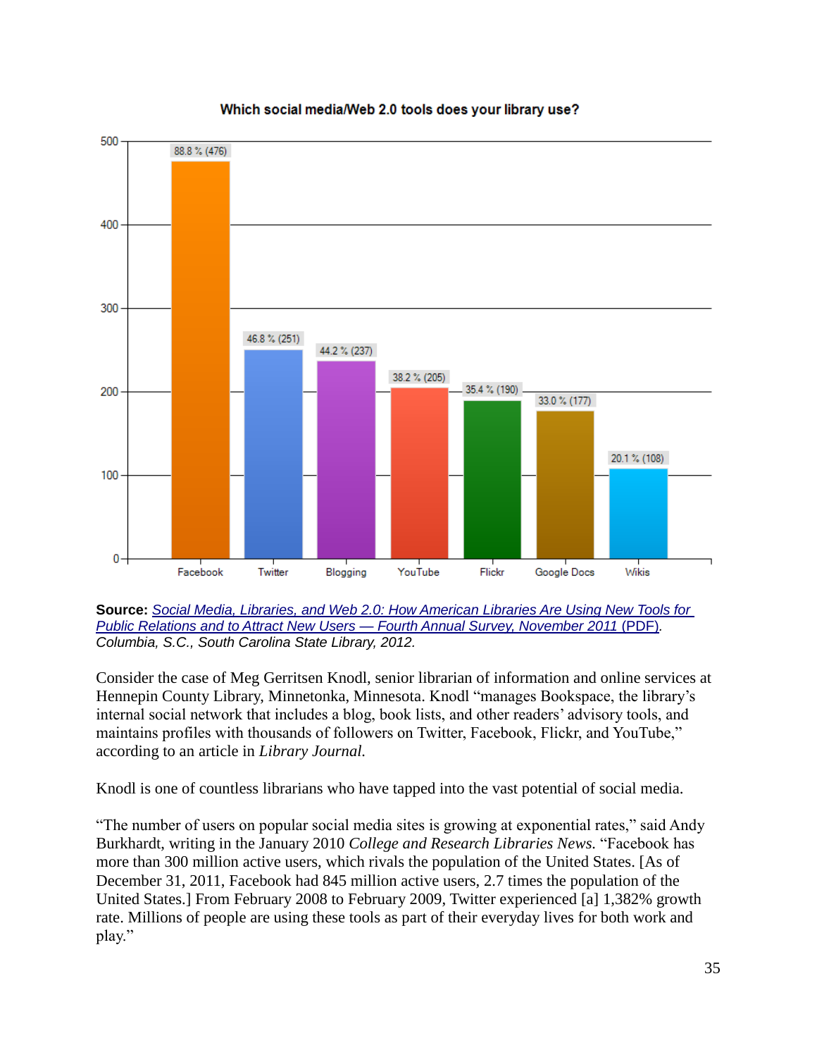**Which social media/Web 2.0 tools does your library use?**

| Tool | Percentage | Count |
|---|---|---|
| Facebook | 88.8 % | 476 |
| Twitter | 46.8 % | 251 |
| Blogging | 44.2 % | 237 |
| YouTube | 38.2 % | 205 |
| Flickr | 35.4 % | 190 |
| Google Docs | 33.0 % | 177 |
| Wikis | 20.1 % | 108 |

**Source:** *Social Media, Libraries, and Web 2.0: How American Libraries Are Using New Tools for Public Relations and to Attract New Users — Fourth Annual Survey, November 2011* (PDF). *Columbia, S.C., South Carolina State Library, 2012.*

Consider the case of Meg Gerritsen Knodl, senior librarian of information and online services at Hennepin County Library, Minnetonka, Minnesota. Knodl "manages Bookspace, the library's internal social network that includes a blog, book lists, and other readers' advisory tools, and maintains profiles with thousands of followers on Twitter, Facebook, Flickr, and YouTube," according to an article in *Library Journal*.

Knodl is one of countless librarians who have tapped into the vast potential of social media.

"The number of users on popular social media sites is growing at exponential rates," said Andy Burkhardt, writing in the January 2010 *College and Research Libraries News*. "Facebook has more than 300 million active users, which rivals the population of the United States. [As of December 31, 2011, Facebook had 845 million active users, 2.7 times the population of the United States.] From February 2008 to February 2009, Twitter experienced [a] 1,382% growth rate. Millions of people are using these tools as part of their everyday lives for both work and play."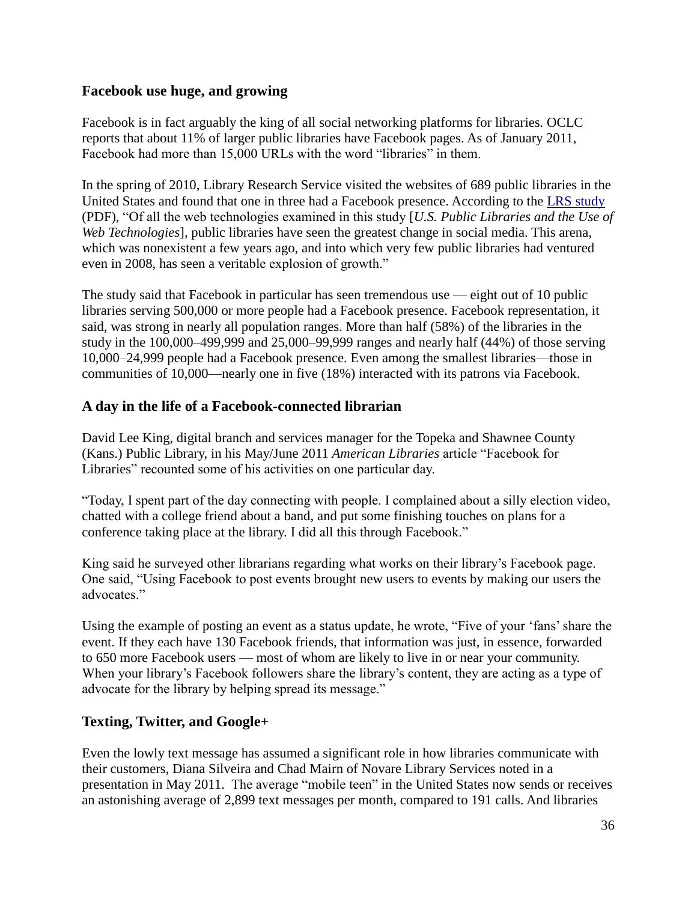## Facebook use huge, and growing

Facebook is in fact arguably the king of all social networking platforms for libraries. OCLC reports that about 11% of larger public libraries have Facebook pages. As of January 2011, Facebook had more than 15,000 URLs with the word "libraries" in them.

In the spring of 2010, Library Research Service visited the websites of 689 public libraries in the United States and found that one in three had a Facebook presence. According to the [LRS study](#) (PDF), "Of all the web technologies examined in this study [*U.S. Public Libraries and the Use of Web Technologies*], public libraries have seen the greatest change in social media. This arena, which was nonexistent a few years ago, and into which very few public libraries had ventured even in 2008, has seen a veritable explosion of growth."

The study said that Facebook in particular has seen tremendous use — eight out of 10 public libraries serving 500,000 or more people had a Facebook presence. Facebook representation, it said, was strong in nearly all population ranges. More than half (58%) of the libraries in the study in the 100,000–499,999 and 25,000–99,999 ranges and nearly half (44%) of those serving 10,000–24,999 people had a Facebook presence. Even among the smallest libraries—those in communities of 10,000—nearly one in five (18%) interacted with its patrons via Facebook.

## A day in the life of a Facebook-connected librarian

David Lee King, digital branch and services manager for the Topeka and Shawnee County (Kans.) Public Library, in his May/June 2011 *American Libraries* article "Facebook for Libraries" recounted some of his activities on one particular day.

"Today, I spent part of the day connecting with people. I complained about a silly election video, chatted with a college friend about a band, and put some finishing touches on plans for a conference taking place at the library. I did all this through Facebook."

King said he surveyed other librarians regarding what works on their library's Facebook page. One said, "Using Facebook to post events brought new users to events by making our users the advocates."

Using the example of posting an event as a status update, he wrote, "Five of your 'fans' share the event. If they each have 130 Facebook friends, that information was just, in essence, forwarded to 650 more Facebook users — most of whom are likely to live in or near your community. When your library's Facebook followers share the library's content, they are acting as a type of advocate for the library by helping spread its message."

## Texting, Twitter, and Google+

Even the lowly text message has assumed a significant role in how libraries communicate with their customers, Diana Silveira and Chad Mairn of Novare Library Services noted in a presentation in May 2011. The average "mobile teen" in the United States now sends or receives an astonishing average of 2,899 text messages per month, compared to 191 calls. And libraries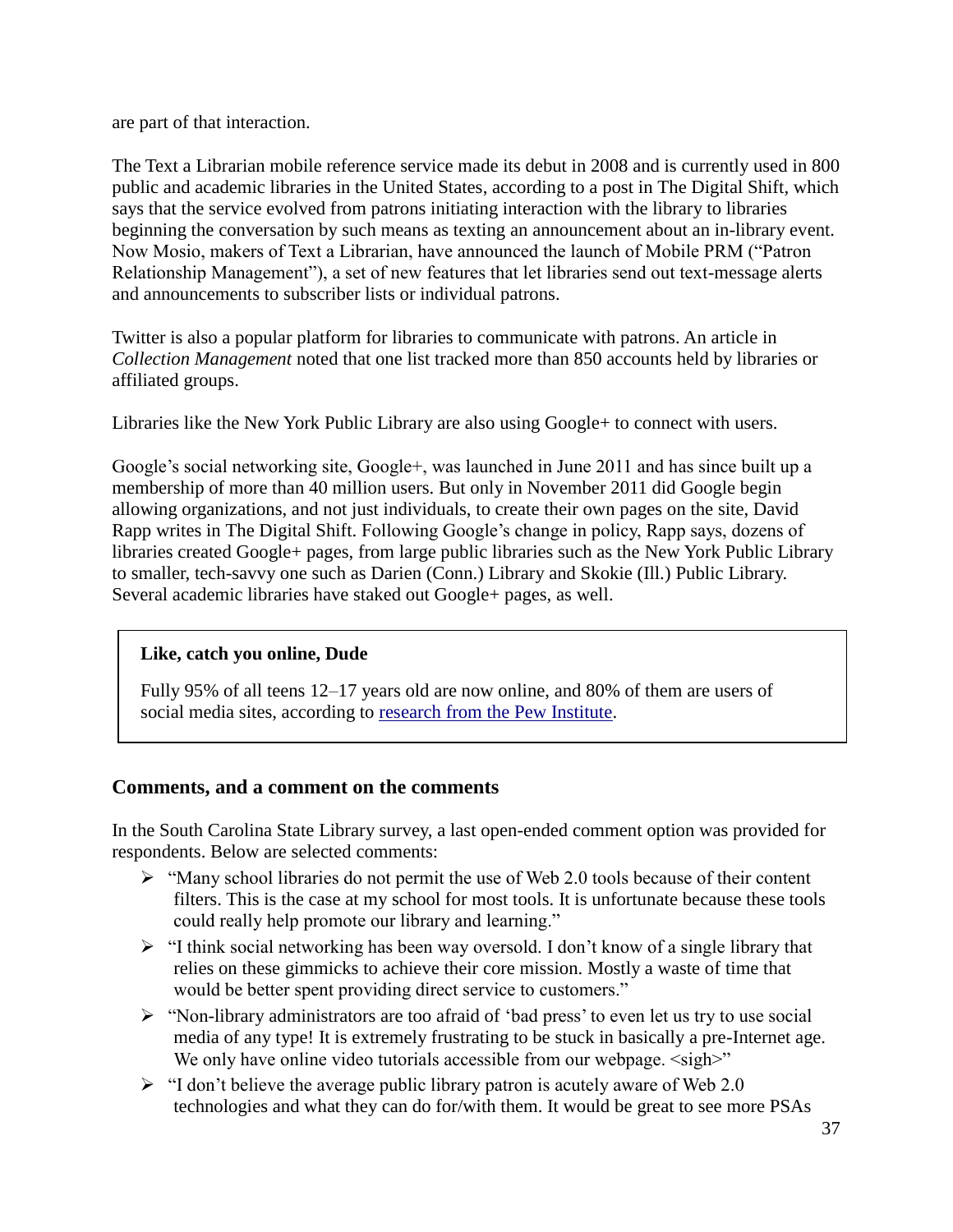are part of that interaction.

The Text a Librarian mobile reference service made its debut in 2008 and is currently used in 800 public and academic libraries in the United States, according to a post in The Digital Shift, which says that the service evolved from patrons initiating interaction with the library to libraries beginning the conversation by such means as texting an announcement about an in-library event. Now Mosio, makers of Text a Librarian, have announced the launch of Mobile PRM ("Patron Relationship Management"), a set of new features that let libraries send out text-message alerts and announcements to subscriber lists or individual patrons.

Twitter is also a popular platform for libraries to communicate with patrons. An article in *Collection Management* noted that one list tracked more than 850 accounts held by libraries or affiliated groups.

Libraries like the New York Public Library are also using Google+ to connect with users.

Google's social networking site, Google+, was launched in June 2011 and has since built up a membership of more than 40 million users. But only in November 2011 did Google begin allowing organizations, and not just individuals, to create their own pages on the site, David Rapp writes in The Digital Shift. Following Google's change in policy, Rapp says, dozens of libraries created Google+ pages, from large public libraries such as the New York Public Library to smaller, tech-savvy one such as Darien (Conn.) Library and Skokie (Ill.) Public Library. Several academic libraries have staked out Google+ pages, as well.

> **Like, catch you online, Dude**
>
> Fully 95% of all teens 12–17 years old are now online, and 80% of them are users of social media sites, according to research from the Pew Institute.

### Comments, and a comment on the comments

In the South Carolina State Library survey, a last open-ended comment option was provided for respondents. Below are selected comments:

- "Many school libraries do not permit the use of Web 2.0 tools because of their content filters. This is the case at my school for most tools. It is unfortunate because these tools could really help promote our library and learning."
- "I think social networking has been way oversold. I don't know of a single library that relies on these gimmicks to achieve their core mission. Mostly a waste of time that would be better spent providing direct service to customers."
- "Non-library administrators are too afraid of 'bad press' to even let us try to use social media of any type! It is extremely frustrating to be stuck in basically a pre-Internet age. We only have online video tutorials accessible from our webpage. <sigh>"
- "I don't believe the average public library patron is acutely aware of Web 2.0 technologies and what they can do for/with them. It would be great to see more PSAs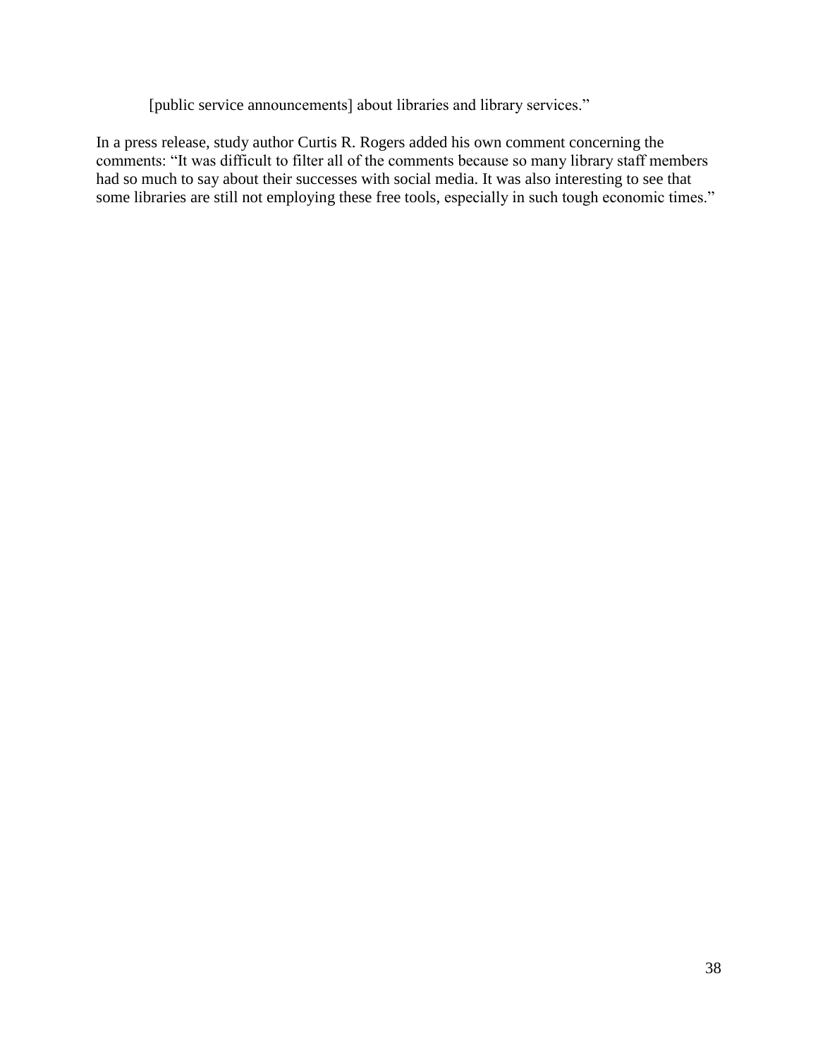> [public service announcements] about libraries and library services."

In a press release, study author Curtis R. Rogers added his own comment concerning the comments: "It was difficult to filter all of the comments because so many library staff members had so much to say about their successes with social media. It was also interesting to see that some libraries are still not employing these free tools, especially in such tough economic times."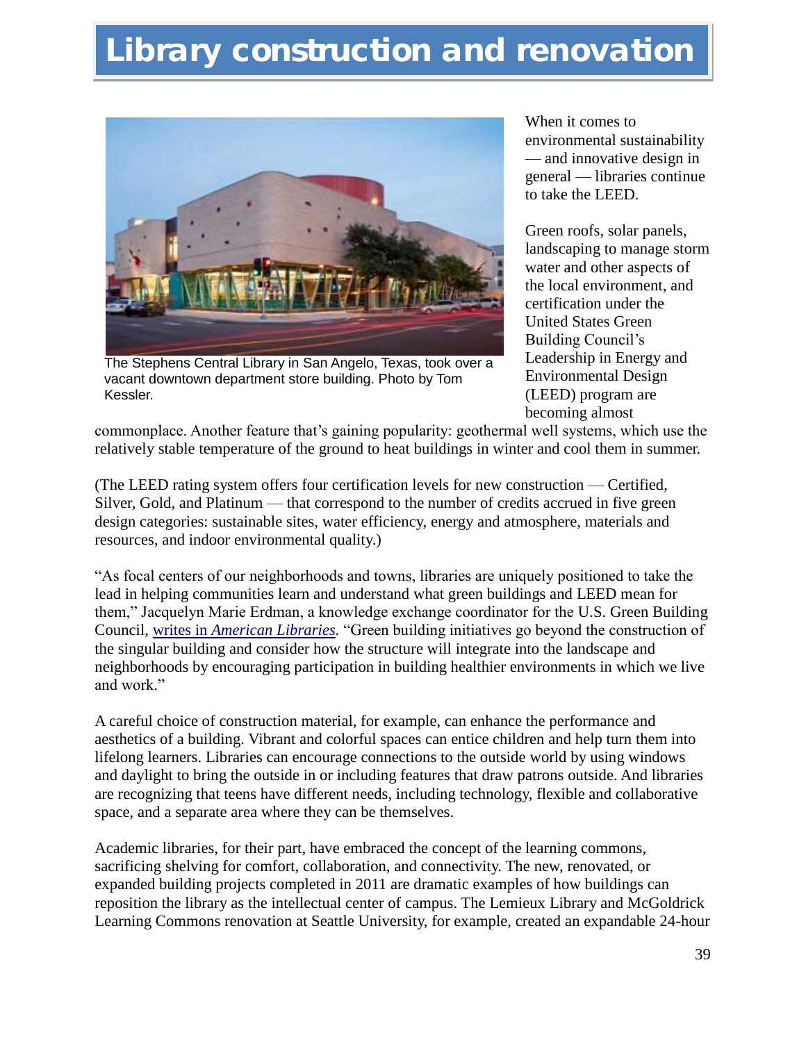# Library construction and renovation

The Stephens Central Library in San Angelo, Texas, took over a vacant downtown department store building. Photo by Tom Kessler.

When it comes to environmental sustainability — and innovative design in general — libraries continue to take the LEED.

Green roofs, solar panels, landscaping to manage storm water and other aspects of the local environment, and certification under the United States Green Building Council's Leadership in Energy and Environmental Design (LEED) program are becoming almost commonplace. Another feature that's gaining popularity: geothermal well systems, which use the relatively stable temperature of the ground to heat buildings in winter and cool them in summer.

(The LEED rating system offers four certification levels for new construction — Certified, Silver, Gold, and Platinum — that correspond to the number of credits accrued in five green design categories: sustainable sites, water efficiency, energy and atmosphere, materials and resources, and indoor environmental quality.)

"As focal centers of our neighborhoods and towns, libraries are uniquely positioned to take the lead in helping communities learn and understand what green buildings and LEED mean for them," Jacquelyn Marie Erdman, a knowledge exchange coordinator for the U.S. Green Building Council, writes in *American Libraries*. "Green building initiatives go beyond the construction of the singular building and consider how the structure will integrate into the landscape and neighborhoods by encouraging participation in building healthier environments in which we live and work."

A careful choice of construction material, for example, can enhance the performance and aesthetics of a building. Vibrant and colorful spaces can entice children and help turn them into lifelong learners. Libraries can encourage connections to the outside world by using windows and daylight to bring the outside in or including features that draw patrons outside. And libraries are recognizing that teens have different needs, including technology, flexible and collaborative space, and a separate area where they can be themselves.

Academic libraries, for their part, have embraced the concept of the learning commons, sacrificing shelving for comfort, collaboration, and connectivity. The new, renovated, or expanded building projects completed in 2011 are dramatic examples of how buildings can reposition the library as the intellectual center of campus. The Lemieux Library and McGoldrick Learning Commons renovation at Seattle University, for example, created an expandable 24-hour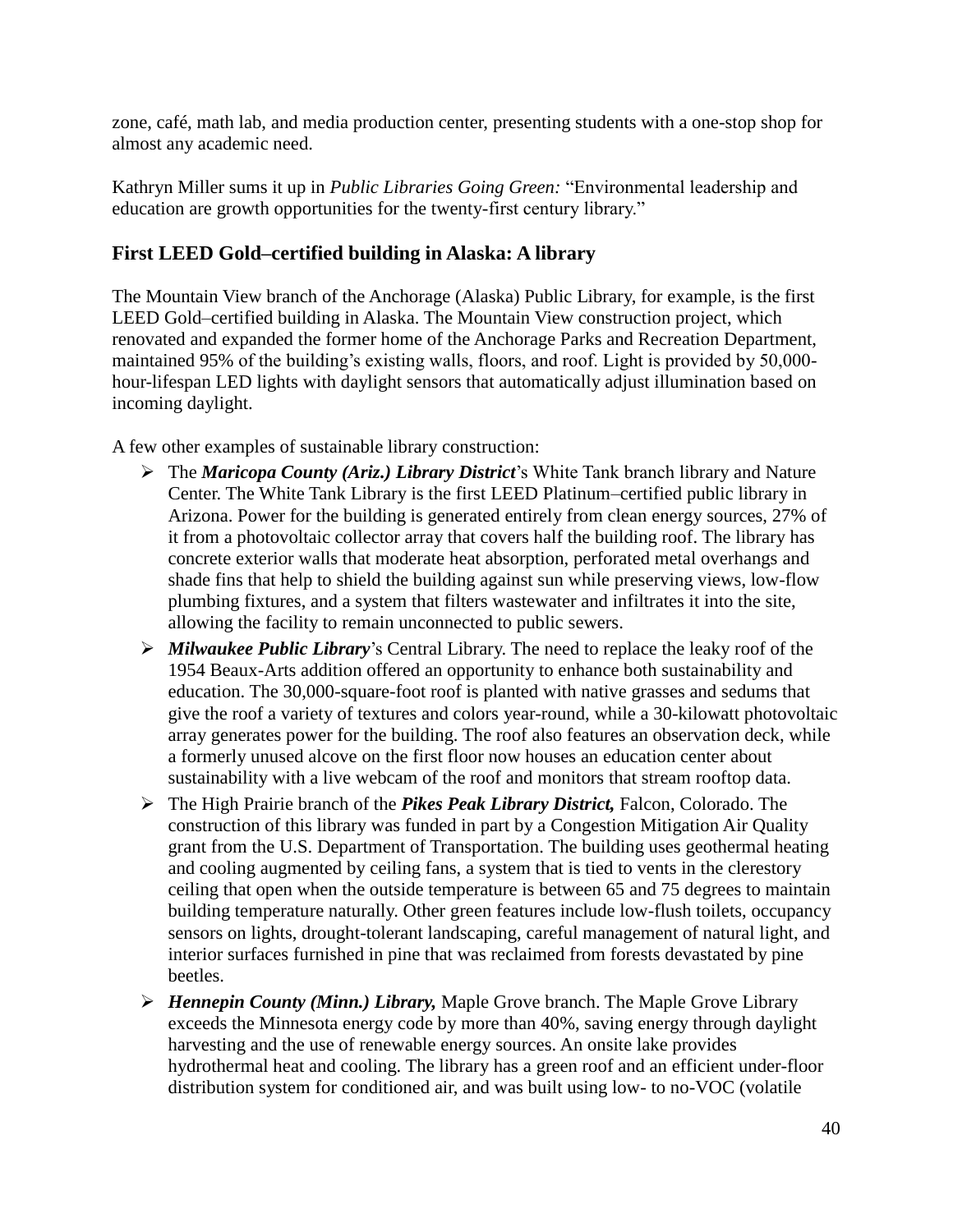zone, café, math lab, and media production center, presenting students with a one-stop shop for almost any academic need.

Kathryn Miller sums it up in *Public Libraries Going Green:* "Environmental leadership and education are growth opportunities for the twenty-first century library."

## First LEED Gold–certified building in Alaska: A library

The Mountain View branch of the Anchorage (Alaska) Public Library, for example, is the first LEED Gold–certified building in Alaska. The Mountain View construction project, which renovated and expanded the former home of the Anchorage Parks and Recreation Department, maintained 95% of the building's existing walls, floors, and roof. Light is provided by 50,000-hour-lifespan LED lights with daylight sensors that automatically adjust illumination based on incoming daylight.

A few other examples of sustainable library construction:

- The ***Maricopa County (Ariz.) Library District***'s White Tank branch library and Nature Center. The White Tank Library is the first LEED Platinum–certified public library in Arizona. Power for the building is generated entirely from clean energy sources, 27% of it from a photovoltaic collector array that covers half the building roof. The library has concrete exterior walls that moderate heat absorption, perforated metal overhangs and shade fins that help to shield the building against sun while preserving views, low-flow plumbing fixtures, and a system that filters wastewater and infiltrates it into the site, allowing the facility to remain unconnected to public sewers.
- ***Milwaukee Public Library***'s Central Library. The need to replace the leaky roof of the 1954 Beaux-Arts addition offered an opportunity to enhance both sustainability and education. The 30,000-square-foot roof is planted with native grasses and sedums that give the roof a variety of textures and colors year-round, while a 30-kilowatt photovoltaic array generates power for the building. The roof also features an observation deck, while a formerly unused alcove on the first floor now houses an education center about sustainability with a live webcam of the roof and monitors that stream rooftop data.
- The High Prairie branch of the ***Pikes Peak Library District,*** Falcon, Colorado. The construction of this library was funded in part by a Congestion Mitigation Air Quality grant from the U.S. Department of Transportation. The building uses geothermal heating and cooling augmented by ceiling fans, a system that is tied to vents in the clerestory ceiling that open when the outside temperature is between 65 and 75 degrees to maintain building temperature naturally. Other green features include low-flush toilets, occupancy sensors on lights, drought-tolerant landscaping, careful management of natural light, and interior surfaces furnished in pine that was reclaimed from forests devastated by pine beetles.
- ***Hennepin County (Minn.) Library,*** Maple Grove branch. The Maple Grove Library exceeds the Minnesota energy code by more than 40%, saving energy through daylight harvesting and the use of renewable energy sources. An onsite lake provides hydrothermal heat and cooling. The library has a green roof and an efficient under-floor distribution system for conditioned air, and was built using low- to no-VOC (volatile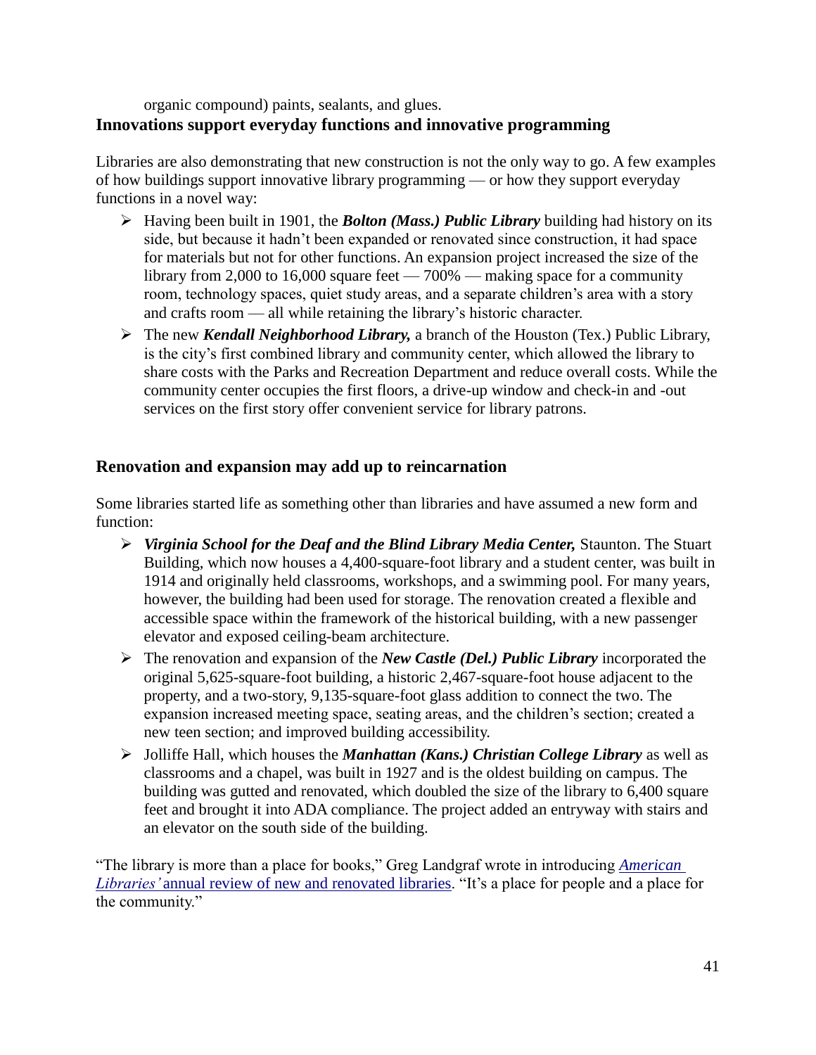organic compound) paints, sealants, and glues.

### Innovations support everyday functions and innovative programming

Libraries are also demonstrating that new construction is not the only way to go. A few examples of how buildings support innovative library programming — or how they support everyday functions in a novel way:

- Having been built in 1901, the ***Bolton (Mass.) Public Library*** building had history on its side, but because it hadn't been expanded or renovated since construction, it had space for materials but not for other functions. An expansion project increased the size of the library from 2,000 to 16,000 square feet — 700% — making space for a community room, technology spaces, quiet study areas, and a separate children's area with a story and crafts room — all while retaining the library's historic character.
- The new ***Kendall Neighborhood Library,*** a branch of the Houston (Tex.) Public Library, is the city's first combined library and community center, which allowed the library to share costs with the Parks and Recreation Department and reduce overall costs. While the community center occupies the first floors, a drive-up window and check-in and -out services on the first story offer convenient service for library patrons.

### Renovation and expansion may add up to reincarnation

Some libraries started life as something other than libraries and have assumed a new form and function:

- ***Virginia School for the Deaf and the Blind Library Media Center,*** Staunton. The Stuart Building, which now houses a 4,400-square-foot library and a student center, was built in 1914 and originally held classrooms, workshops, and a swimming pool. For many years, however, the building had been used for storage. The renovation created a flexible and accessible space within the framework of the historical building, with a new passenger elevator and exposed ceiling-beam architecture.
- The renovation and expansion of the ***New Castle (Del.) Public Library*** incorporated the original 5,625-square-foot building, a historic 2,467-square-foot house adjacent to the property, and a two-story, 9,135-square-foot glass addition to connect the two. The expansion increased meeting space, seating areas, and the children's section; created a new teen section; and improved building accessibility.
- Jolliffe Hall, which houses the ***Manhattan (Kans.) Christian College Library*** as well as classrooms and a chapel, was built in 1927 and is the oldest building on campus. The building was gutted and renovated, which doubled the size of the library to 6,400 square feet and brought it into ADA compliance. The project added an entryway with stairs and an elevator on the south side of the building.

"The library is more than a place for books," Greg Landgraf wrote in introducing *American Libraries'* annual review of new and renovated libraries. "It's a place for people and a place for the community."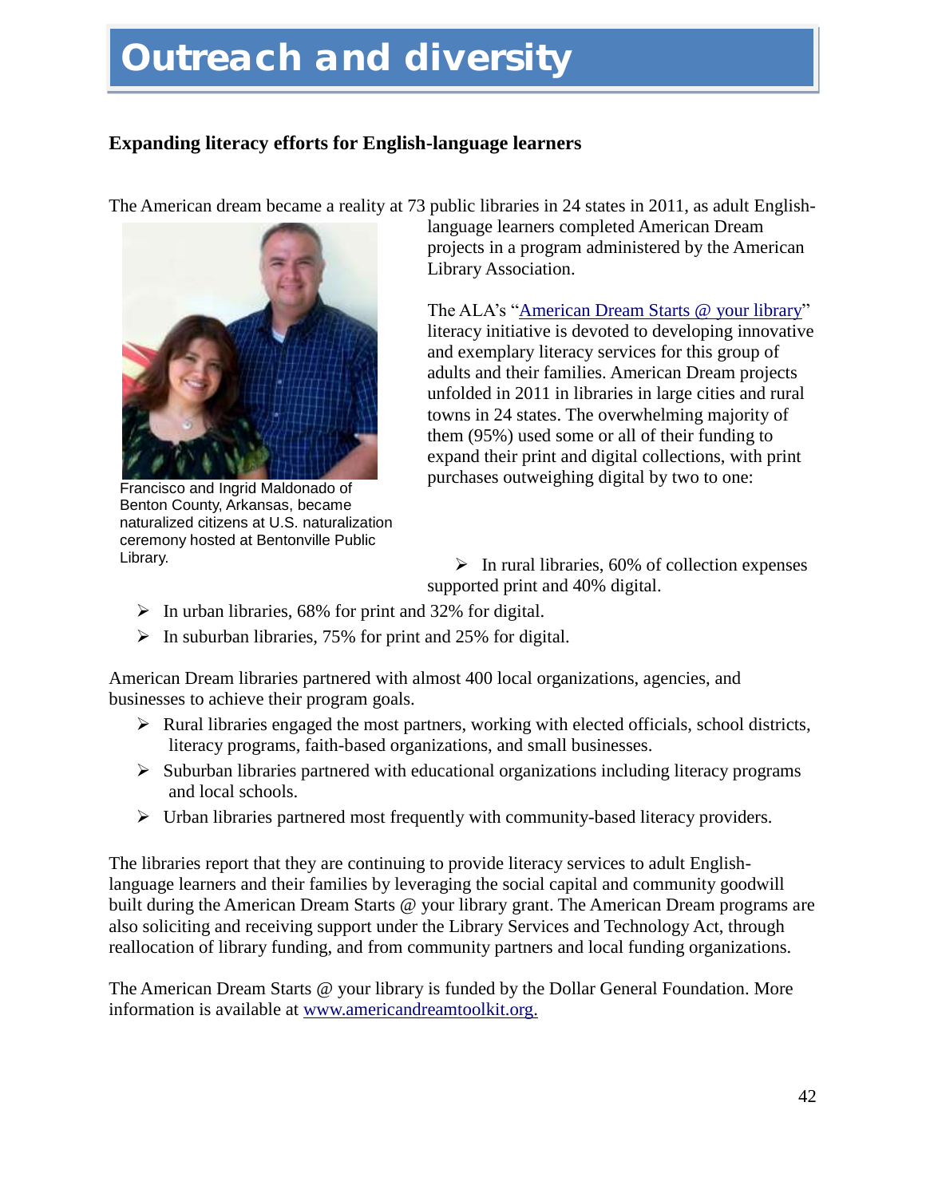# Outreach and diversity

## Expanding literacy efforts for English-language learners

The American dream became a reality at 73 public libraries in 24 states in 2011, as adult English-language learners completed American Dream projects in a program administered by the American Library Association.

Francisco and Ingrid Maldonado of Benton County, Arkansas, became naturalized citizens at U.S. naturalization ceremony hosted at Bentonville Public Library.

The ALA's "American Dream Starts @ your library" literacy initiative is devoted to developing innovative and exemplary literacy services for this group of adults and their families. American Dream projects unfolded in 2011 in libraries in large cities and rural towns in 24 states. The overwhelming majority of them (95%) used some or all of their funding to expand their print and digital collections, with print purchases outweighing digital by two to one:

- In rural libraries, 60% of collection expenses supported print and 40% digital.
- In urban libraries, 68% for print and 32% for digital.
- In suburban libraries, 75% for print and 25% for digital.

American Dream libraries partnered with almost 400 local organizations, agencies, and businesses to achieve their program goals.

- Rural libraries engaged the most partners, working with elected officials, school districts, literacy programs, faith-based organizations, and small businesses.
- Suburban libraries partnered with educational organizations including literacy programs and local schools.
- Urban libraries partnered most frequently with community-based literacy providers.

The libraries report that they are continuing to provide literacy services to adult English-language learners and their families by leveraging the social capital and community goodwill built during the American Dream Starts @ your library grant. The American Dream programs are also soliciting and receiving support under the Library Services and Technology Act, through reallocation of library funding, and from community partners and local funding organizations.

The American Dream Starts @ your library is funded by the Dollar General Foundation. More information is available at www.americandreamtoolkit.org.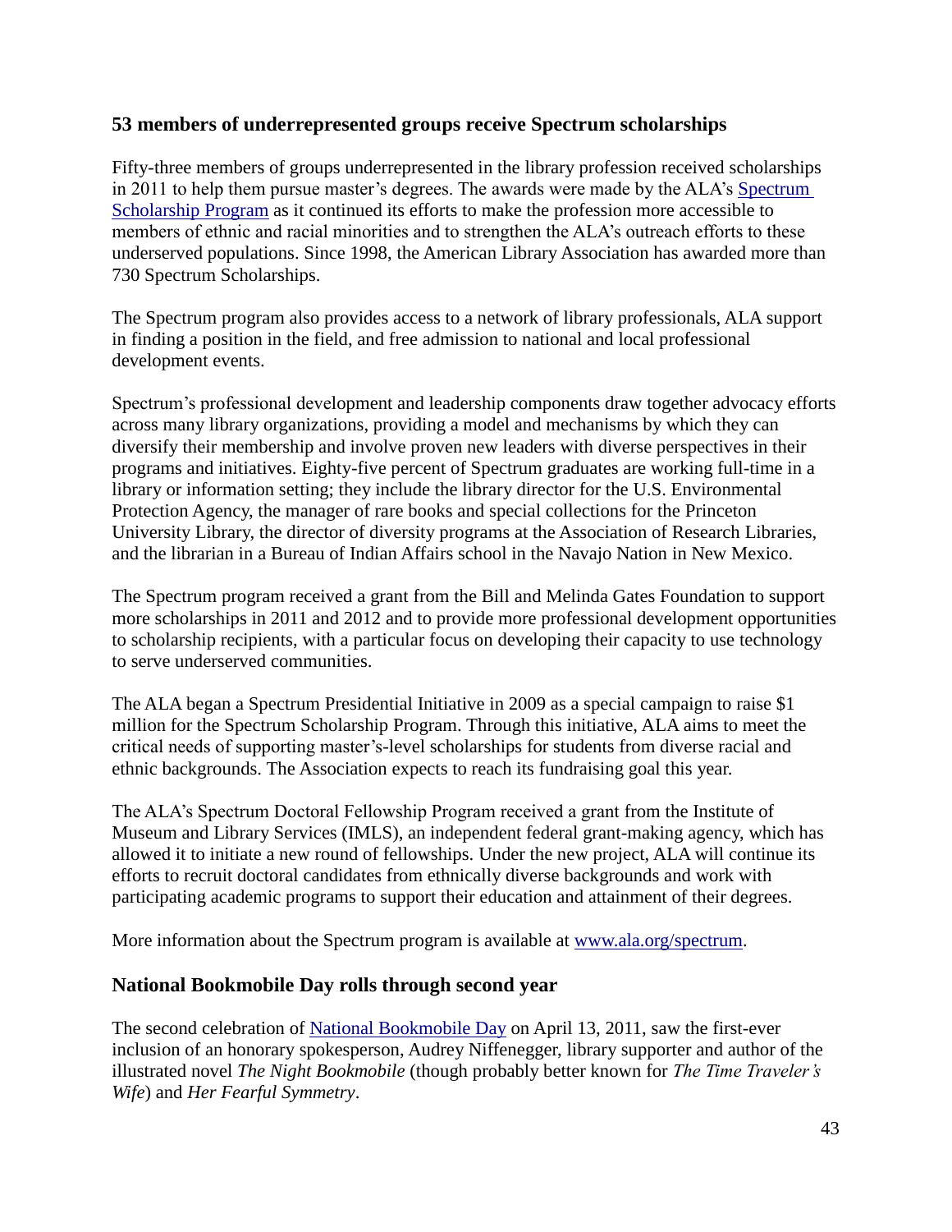### 53 members of underrepresented groups receive Spectrum scholarships

Fifty-three members of groups underrepresented in the library profession received scholarships in 2011 to help them pursue master's degrees. The awards were made by the ALA's Spectrum Scholarship Program as it continued its efforts to make the profession more accessible to members of ethnic and racial minorities and to strengthen the ALA's outreach efforts to these underserved populations. Since 1998, the American Library Association has awarded more than 730 Spectrum Scholarships.

The Spectrum program also provides access to a network of library professionals, ALA support in finding a position in the field, and free admission to national and local professional development events.

Spectrum's professional development and leadership components draw together advocacy efforts across many library organizations, providing a model and mechanisms by which they can diversify their membership and involve proven new leaders with diverse perspectives in their programs and initiatives. Eighty-five percent of Spectrum graduates are working full-time in a library or information setting; they include the library director for the U.S. Environmental Protection Agency, the manager of rare books and special collections for the Princeton University Library, the director of diversity programs at the Association of Research Libraries, and the librarian in a Bureau of Indian Affairs school in the Navajo Nation in New Mexico.

The Spectrum program received a grant from the Bill and Melinda Gates Foundation to support more scholarships in 2011 and 2012 and to provide more professional development opportunities to scholarship recipients, with a particular focus on developing their capacity to use technology to serve underserved communities.

The ALA began a Spectrum Presidential Initiative in 2009 as a special campaign to raise $1 million for the Spectrum Scholarship Program. Through this initiative, ALA aims to meet the critical needs of supporting master's-level scholarships for students from diverse racial and ethnic backgrounds. The Association expects to reach its fundraising goal this year.

The ALA's Spectrum Doctoral Fellowship Program received a grant from the Institute of Museum and Library Services (IMLS), an independent federal grant-making agency, which has allowed it to initiate a new round of fellowships. Under the new project, ALA will continue its efforts to recruit doctoral candidates from ethnically diverse backgrounds and work with participating academic programs to support their education and attainment of their degrees.

More information about the Spectrum program is available at www.ala.org/spectrum.

### National Bookmobile Day rolls through second year

The second celebration of National Bookmobile Day on April 13, 2011, saw the first-ever inclusion of an honorary spokesperson, Audrey Niffenegger, library supporter and author of the illustrated novel *The Night Bookmobile* (though probably better known for *The Time Traveler's Wife*) and *Her Fearful Symmetry*.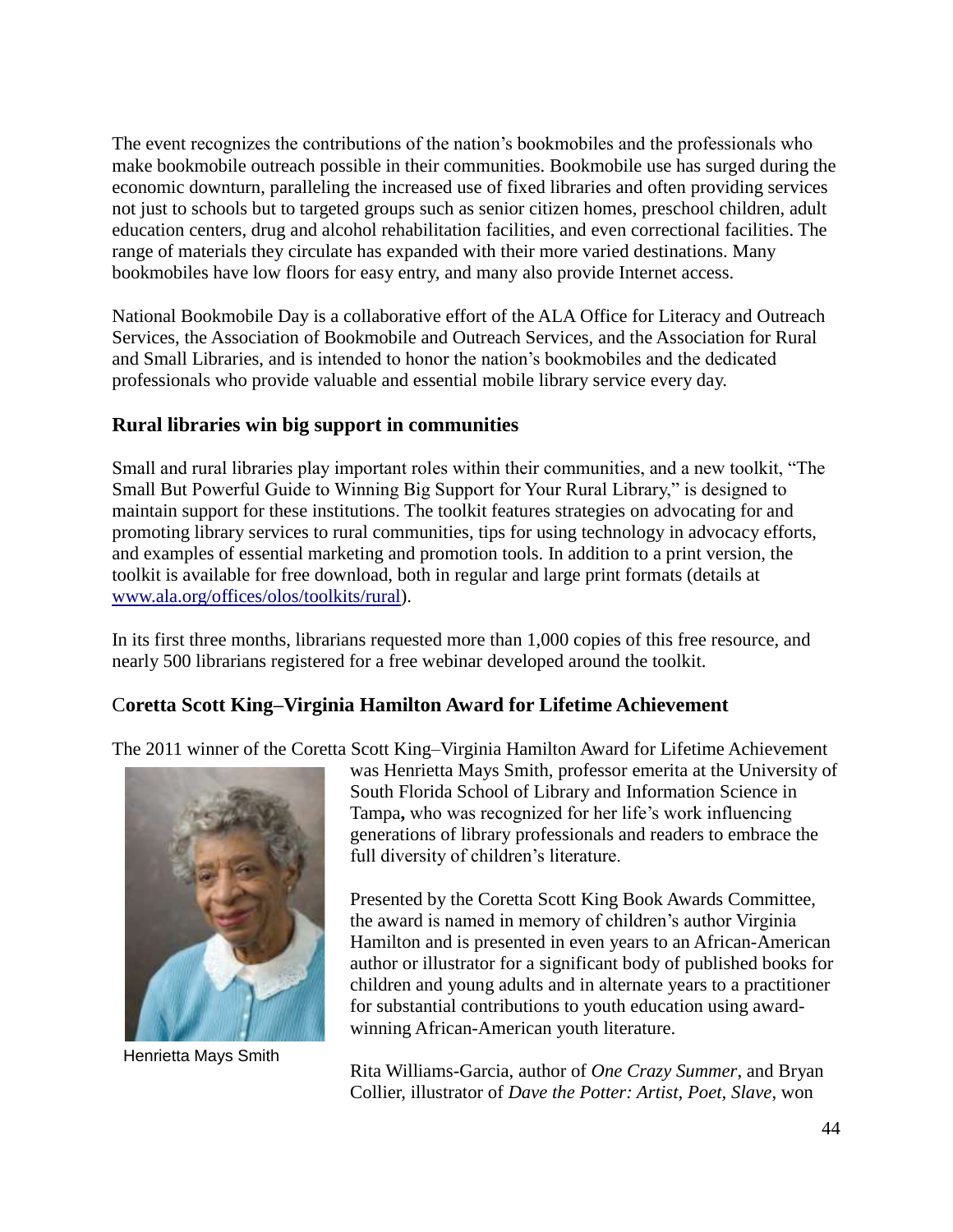The event recognizes the contributions of the nation's bookmobiles and the professionals who make bookmobile outreach possible in their communities. Bookmobile use has surged during the economic downturn, paralleling the increased use of fixed libraries and often providing services not just to schools but to targeted groups such as senior citizen homes, preschool children, adult education centers, drug and alcohol rehabilitation facilities, and even correctional facilities. The range of materials they circulate has expanded with their more varied destinations. Many bookmobiles have low floors for easy entry, and many also provide Internet access.

National Bookmobile Day is a collaborative effort of the ALA Office for Literacy and Outreach Services, the Association of Bookmobile and Outreach Services, and the Association for Rural and Small Libraries, and is intended to honor the nation's bookmobiles and the dedicated professionals who provide valuable and essential mobile library service every day.

### Rural libraries win big support in communities

Small and rural libraries play important roles within their communities, and a new toolkit, "The Small But Powerful Guide to Winning Big Support for Your Rural Library," is designed to maintain support for these institutions. The toolkit features strategies on advocating for and promoting library services to rural communities, tips for using technology in advocacy efforts, and examples of essential marketing and promotion tools. In addition to a print version, the toolkit is available for free download, both in regular and large print formats (details at www.ala.org/offices/olos/toolkits/rural).

In its first three months, librarians requested more than 1,000 copies of this free resource, and nearly 500 librarians registered for a free webinar developed around the toolkit.

### Coretta Scott King–Virginia Hamilton Award for Lifetime Achievement

The 2011 winner of the Coretta Scott King–Virginia Hamilton Award for Lifetime Achievement was Henrietta Mays Smith, professor emerita at the University of South Florida School of Library and Information Science in Tampa**,** who was recognized for her life's work influencing generations of library professionals and readers to embrace the full diversity of children's literature.

Henrietta Mays Smith

Presented by the Coretta Scott King Book Awards Committee, the award is named in memory of children's author Virginia Hamilton and is presented in even years to an African-American author or illustrator for a significant body of published books for children and young adults and in alternate years to a practitioner for substantial contributions to youth education using award-winning African-American youth literature.

Rita Williams-Garcia, author of *One Crazy Summer*, and Bryan Collier, illustrator of *Dave the Potter: Artist, Poet, Slave*, won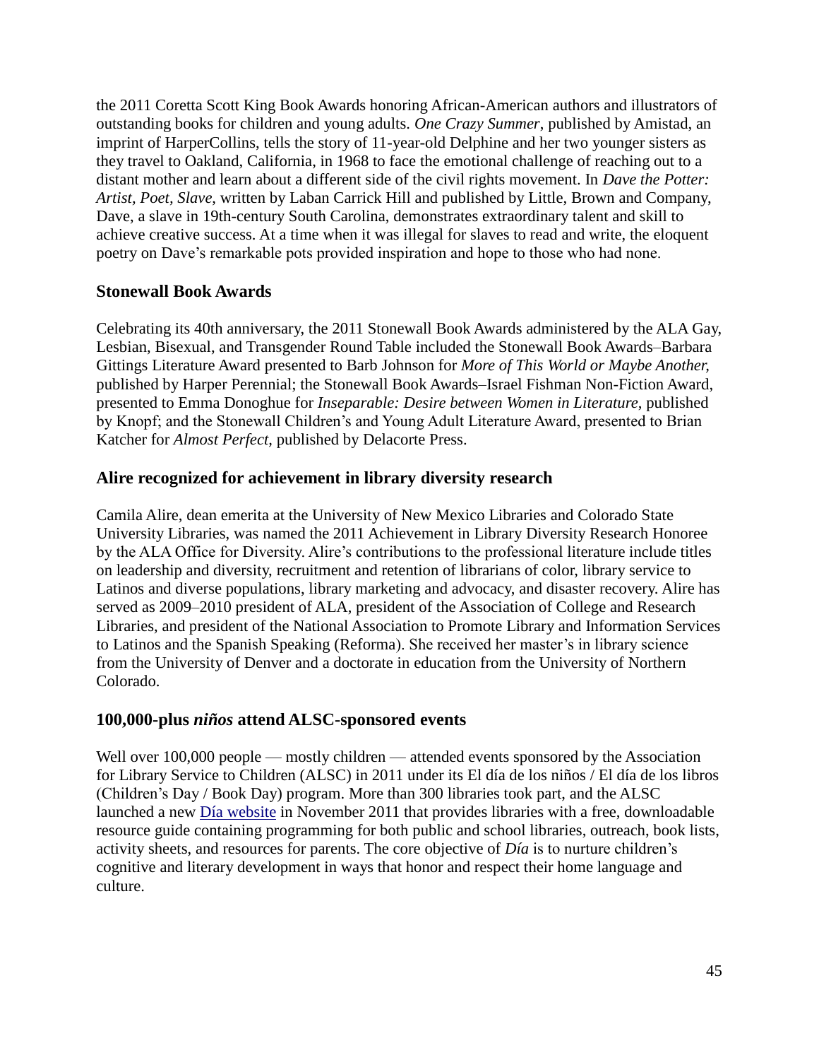the 2011 Coretta Scott King Book Awards honoring African-American authors and illustrators of outstanding books for children and young adults. *One Crazy Summer*, published by Amistad, an imprint of HarperCollins, tells the story of 11-year-old Delphine and her two younger sisters as they travel to Oakland, California, in 1968 to face the emotional challenge of reaching out to a distant mother and learn about a different side of the civil rights movement. In *Dave the Potter: Artist, Poet, Slave*, written by Laban Carrick Hill and published by Little, Brown and Company, Dave, a slave in 19th-century South Carolina, demonstrates extraordinary talent and skill to achieve creative success. At a time when it was illegal for slaves to read and write, the eloquent poetry on Dave's remarkable pots provided inspiration and hope to those who had none.

### Stonewall Book Awards

Celebrating its 40th anniversary, the 2011 Stonewall Book Awards administered by the ALA Gay, Lesbian, Bisexual, and Transgender Round Table included the Stonewall Book Awards–Barbara Gittings Literature Award presented to Barb Johnson for *More of This World or Maybe Another,* published by Harper Perennial; the Stonewall Book Awards–Israel Fishman Non-Fiction Award, presented to Emma Donoghue for *Inseparable: Desire between Women in Literature*, published by Knopf; and the Stonewall Children's and Young Adult Literature Award, presented to Brian Katcher for *Almost Perfect*, published by Delacorte Press.

### Alire recognized for achievement in library diversity research

Camila Alire, dean emerita at the University of New Mexico Libraries and Colorado State University Libraries, was named the 2011 Achievement in Library Diversity Research Honoree by the ALA Office for Diversity. Alire's contributions to the professional literature include titles on leadership and diversity, recruitment and retention of librarians of color, library service to Latinos and diverse populations, library marketing and advocacy, and disaster recovery. Alire has served as 2009–2010 president of ALA, president of the Association of College and Research Libraries, and president of the National Association to Promote Library and Information Services to Latinos and the Spanish Speaking (Reforma). She received her master's in library science from the University of Denver and a doctorate in education from the University of Northern Colorado.

### 100,000-plus *niños* attend ALSC-sponsored events

Well over 100,000 people — mostly children — attended events sponsored by the Association for Library Service to Children (ALSC) in 2011 under its El día de los niños / El día de los libros (Children's Day / Book Day) program. More than 300 libraries took part, and the ALSC launched a new Día website in November 2011 that provides libraries with a free, downloadable resource guide containing programming for both public and school libraries, outreach, book lists, activity sheets, and resources for parents. The core objective of *Día* is to nurture children's cognitive and literary development in ways that honor and respect their home language and culture.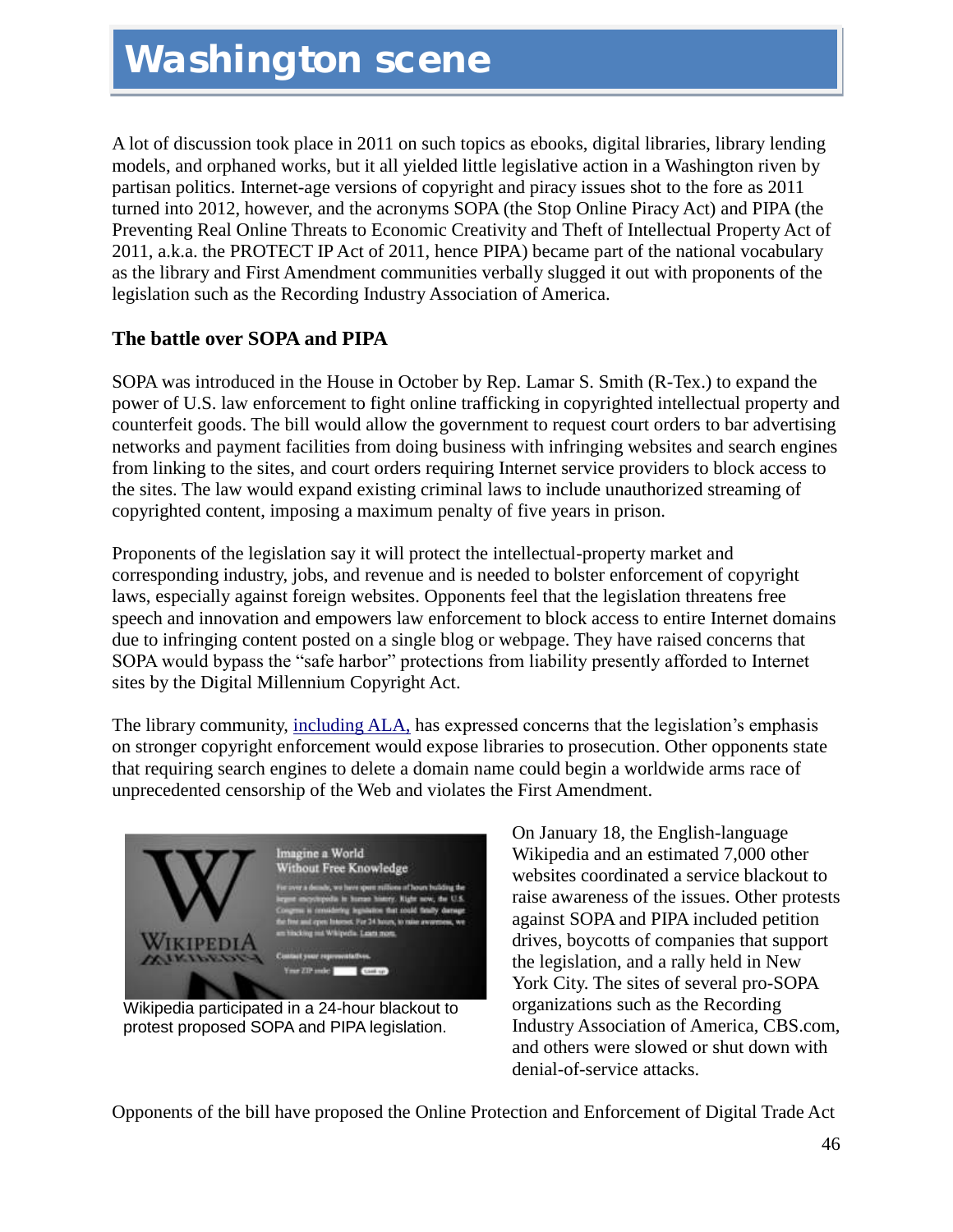# Washington scene

A lot of discussion took place in 2011 on such topics as ebooks, digital libraries, library lending models, and orphaned works, but it all yielded little legislative action in a Washington riven by partisan politics. Internet-age versions of copyright and piracy issues shot to the fore as 2011 turned into 2012, however, and the acronyms SOPA (the Stop Online Piracy Act) and PIPA (the Preventing Real Online Threats to Economic Creativity and Theft of Intellectual Property Act of 2011, a.k.a. the PROTECT IP Act of 2011, hence PIPA) became part of the national vocabulary as the library and First Amendment communities verbally slugged it out with proponents of the legislation such as the Recording Industry Association of America.

## The battle over SOPA and PIPA

SOPA was introduced in the House in October by Rep. Lamar S. Smith (R-Tex.) to expand the power of U.S. law enforcement to fight online trafficking in copyrighted intellectual property and counterfeit goods. The bill would allow the government to request court orders to bar advertising networks and payment facilities from doing business with infringing websites and search engines from linking to the sites, and court orders requiring Internet service providers to block access to the sites. The law would expand existing criminal laws to include unauthorized streaming of copyrighted content, imposing a maximum penalty of five years in prison.

Proponents of the legislation say it will protect the intellectual-property market and corresponding industry, jobs, and revenue and is needed to bolster enforcement of copyright laws, especially against foreign websites. Opponents feel that the legislation threatens free speech and innovation and empowers law enforcement to block access to entire Internet domains due to infringing content posted on a single blog or webpage. They have raised concerns that SOPA would bypass the "safe harbor" protections from liability presently afforded to Internet sites by the Digital Millennium Copyright Act.

The library community, including ALA, has expressed concerns that the legislation's emphasis on stronger copyright enforcement would expose libraries to prosecution. Other opponents state that requiring search engines to delete a domain name could begin a worldwide arms race of unprecedented censorship of the Web and violates the First Amendment.

Wikipedia participated in a 24-hour blackout to protest proposed SOPA and PIPA legislation.

On January 18, the English-language Wikipedia and an estimated 7,000 other websites coordinated a service blackout to raise awareness of the issues. Other protests against SOPA and PIPA included petition drives, boycotts of companies that support the legislation, and a rally held in New York City. The sites of several pro-SOPA organizations such as the Recording Industry Association of America, CBS.com, and others were slowed or shut down with denial-of-service attacks.

Opponents of the bill have proposed the Online Protection and Enforcement of Digital Trade Act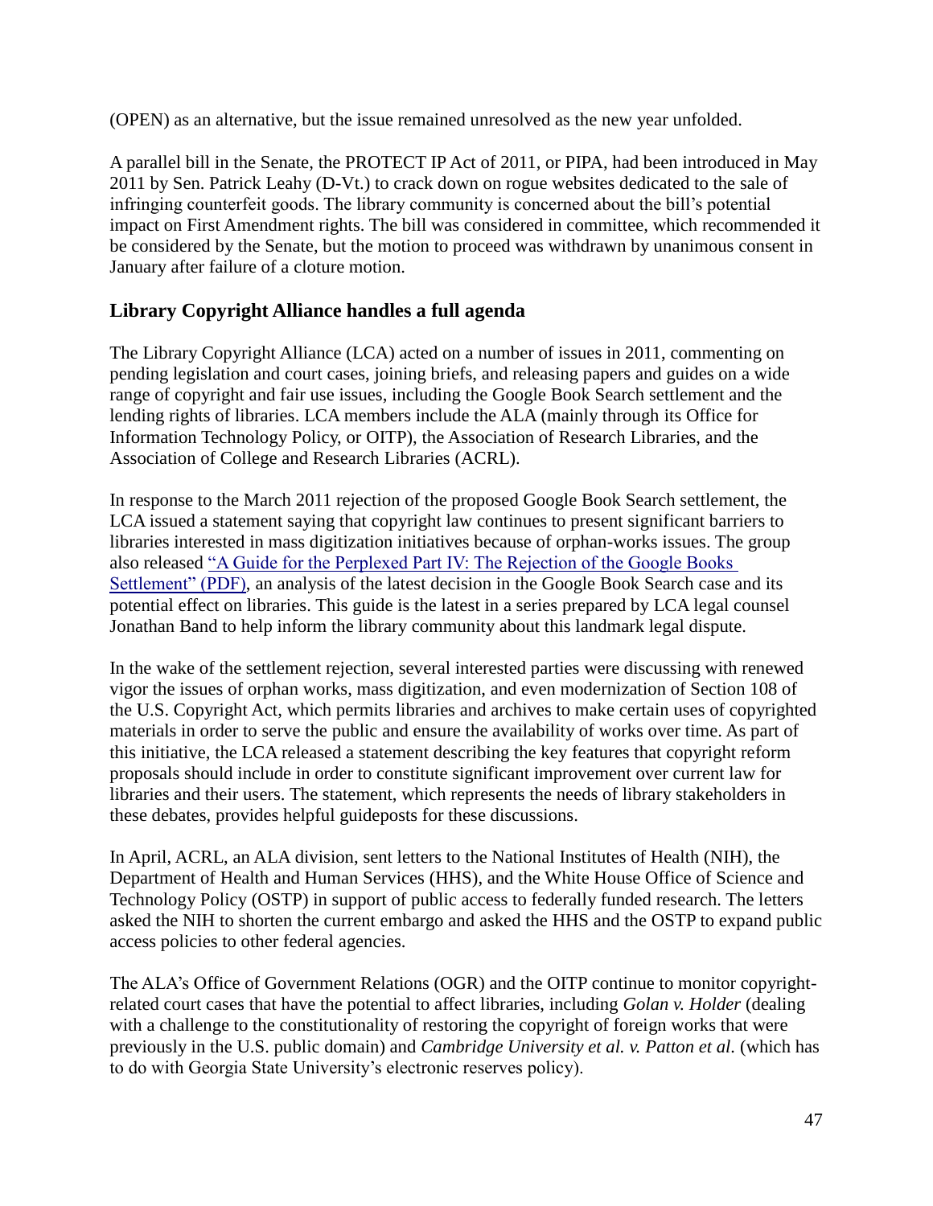(OPEN) as an alternative, but the issue remained unresolved as the new year unfolded.

A parallel bill in the Senate, the PROTECT IP Act of 2011, or PIPA, had been introduced in May 2011 by Sen. Patrick Leahy (D-Vt.) to crack down on rogue websites dedicated to the sale of infringing counterfeit goods. The library community is concerned about the bill's potential impact on First Amendment rights. The bill was considered in committee, which recommended it be considered by the Senate, but the motion to proceed was withdrawn by unanimous consent in January after failure of a cloture motion.

### Library Copyright Alliance handles a full agenda

The Library Copyright Alliance (LCA) acted on a number of issues in 2011, commenting on pending legislation and court cases, joining briefs, and releasing papers and guides on a wide range of copyright and fair use issues, including the Google Book Search settlement and the lending rights of libraries. LCA members include the ALA (mainly through its Office for Information Technology Policy, or OITP), the Association of Research Libraries, and the Association of College and Research Libraries (ACRL).

In response to the March 2011 rejection of the proposed Google Book Search settlement, the LCA issued a statement saying that copyright law continues to present significant barriers to libraries interested in mass digitization initiatives because of orphan-works issues. The group also released "A Guide for the Perplexed Part IV: The Rejection of the Google Books Settlement" (PDF), an analysis of the latest decision in the Google Book Search case and its potential effect on libraries. This guide is the latest in a series prepared by LCA legal counsel Jonathan Band to help inform the library community about this landmark legal dispute.

In the wake of the settlement rejection, several interested parties were discussing with renewed vigor the issues of orphan works, mass digitization, and even modernization of Section 108 of the U.S. Copyright Act, which permits libraries and archives to make certain uses of copyrighted materials in order to serve the public and ensure the availability of works over time. As part of this initiative, the LCA released a statement describing the key features that copyright reform proposals should include in order to constitute significant improvement over current law for libraries and their users. The statement, which represents the needs of library stakeholders in these debates, provides helpful guideposts for these discussions.

In April, ACRL, an ALA division, sent letters to the National Institutes of Health (NIH), the Department of Health and Human Services (HHS), and the White House Office of Science and Technology Policy (OSTP) in support of public access to federally funded research. The letters asked the NIH to shorten the current embargo and asked the HHS and the OSTP to expand public access policies to other federal agencies.

The ALA's Office of Government Relations (OGR) and the OITP continue to monitor copyright-related court cases that have the potential to affect libraries, including *Golan v. Holder* (dealing with a challenge to the constitutionality of restoring the copyright of foreign works that were previously in the U.S. public domain) and *Cambridge University et al. v. Patton et al.* (which has to do with Georgia State University's electronic reserves policy).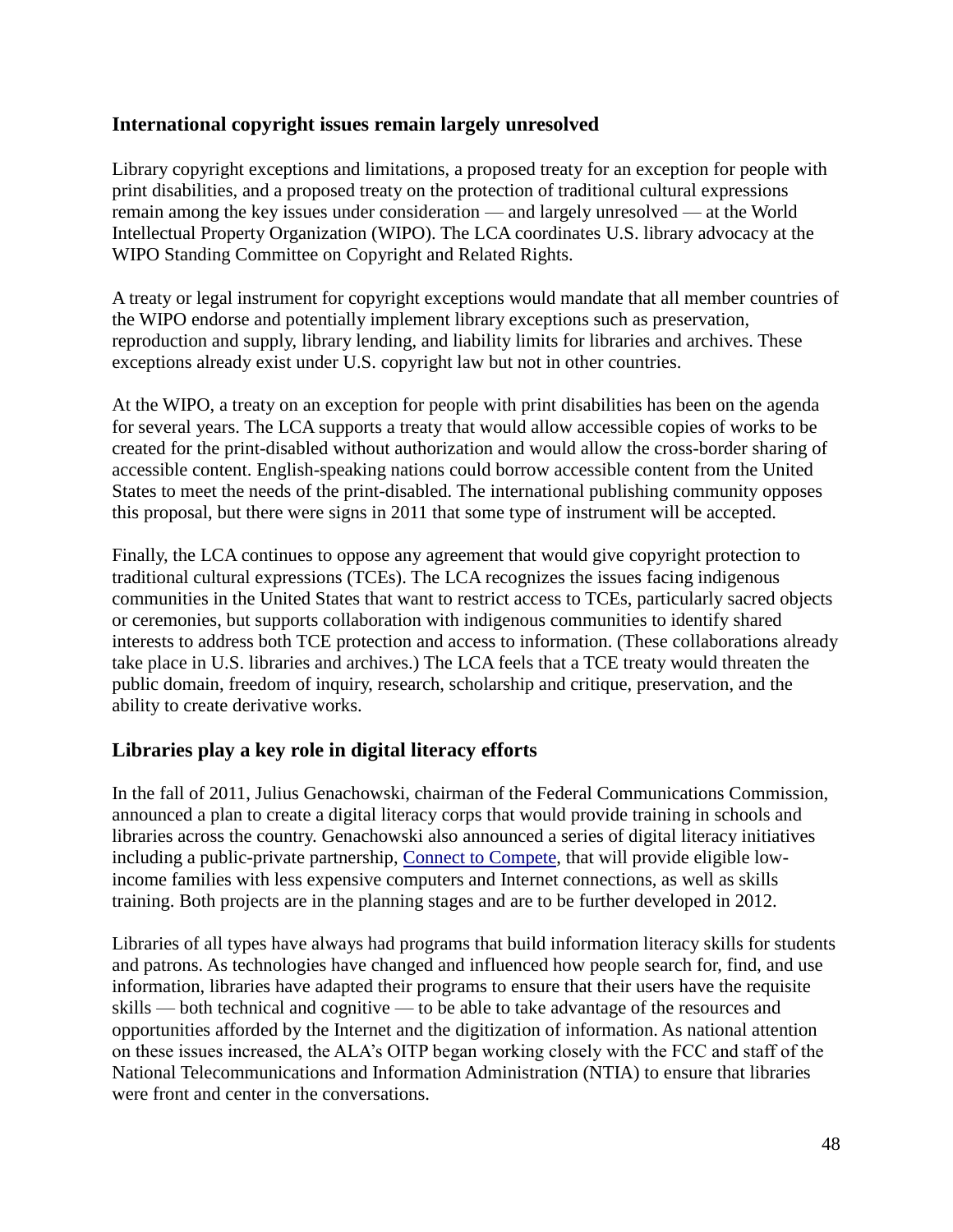## International copyright issues remain largely unresolved

Library copyright exceptions and limitations, a proposed treaty for an exception for people with print disabilities, and a proposed treaty on the protection of traditional cultural expressions remain among the key issues under consideration — and largely unresolved — at the World Intellectual Property Organization (WIPO). The LCA coordinates U.S. library advocacy at the WIPO Standing Committee on Copyright and Related Rights.

A treaty or legal instrument for copyright exceptions would mandate that all member countries of the WIPO endorse and potentially implement library exceptions such as preservation, reproduction and supply, library lending, and liability limits for libraries and archives. These exceptions already exist under U.S. copyright law but not in other countries.

At the WIPO, a treaty on an exception for people with print disabilities has been on the agenda for several years. The LCA supports a treaty that would allow accessible copies of works to be created for the print-disabled without authorization and would allow the cross-border sharing of accessible content. English-speaking nations could borrow accessible content from the United States to meet the needs of the print-disabled. The international publishing community opposes this proposal, but there were signs in 2011 that some type of instrument will be accepted.

Finally, the LCA continues to oppose any agreement that would give copyright protection to traditional cultural expressions (TCEs). The LCA recognizes the issues facing indigenous communities in the United States that want to restrict access to TCEs, particularly sacred objects or ceremonies, but supports collaboration with indigenous communities to identify shared interests to address both TCE protection and access to information. (These collaborations already take place in U.S. libraries and archives.) The LCA feels that a TCE treaty would threaten the public domain, freedom of inquiry, research, scholarship and critique, preservation, and the ability to create derivative works.

## Libraries play a key role in digital literacy efforts

In the fall of 2011, Julius Genachowski, chairman of the Federal Communications Commission, announced a plan to create a digital literacy corps that would provide training in schools and libraries across the country. Genachowski also announced a series of digital literacy initiatives including a public-private partnership, Connect to Compete, that will provide eligible low-income families with less expensive computers and Internet connections, as well as skills training. Both projects are in the planning stages and are to be further developed in 2012.

Libraries of all types have always had programs that build information literacy skills for students and patrons. As technologies have changed and influenced how people search for, find, and use information, libraries have adapted their programs to ensure that their users have the requisite skills — both technical and cognitive — to be able to take advantage of the resources and opportunities afforded by the Internet and the digitization of information. As national attention on these issues increased, the ALA's OITP began working closely with the FCC and staff of the National Telecommunications and Information Administration (NTIA) to ensure that libraries were front and center in the conversations.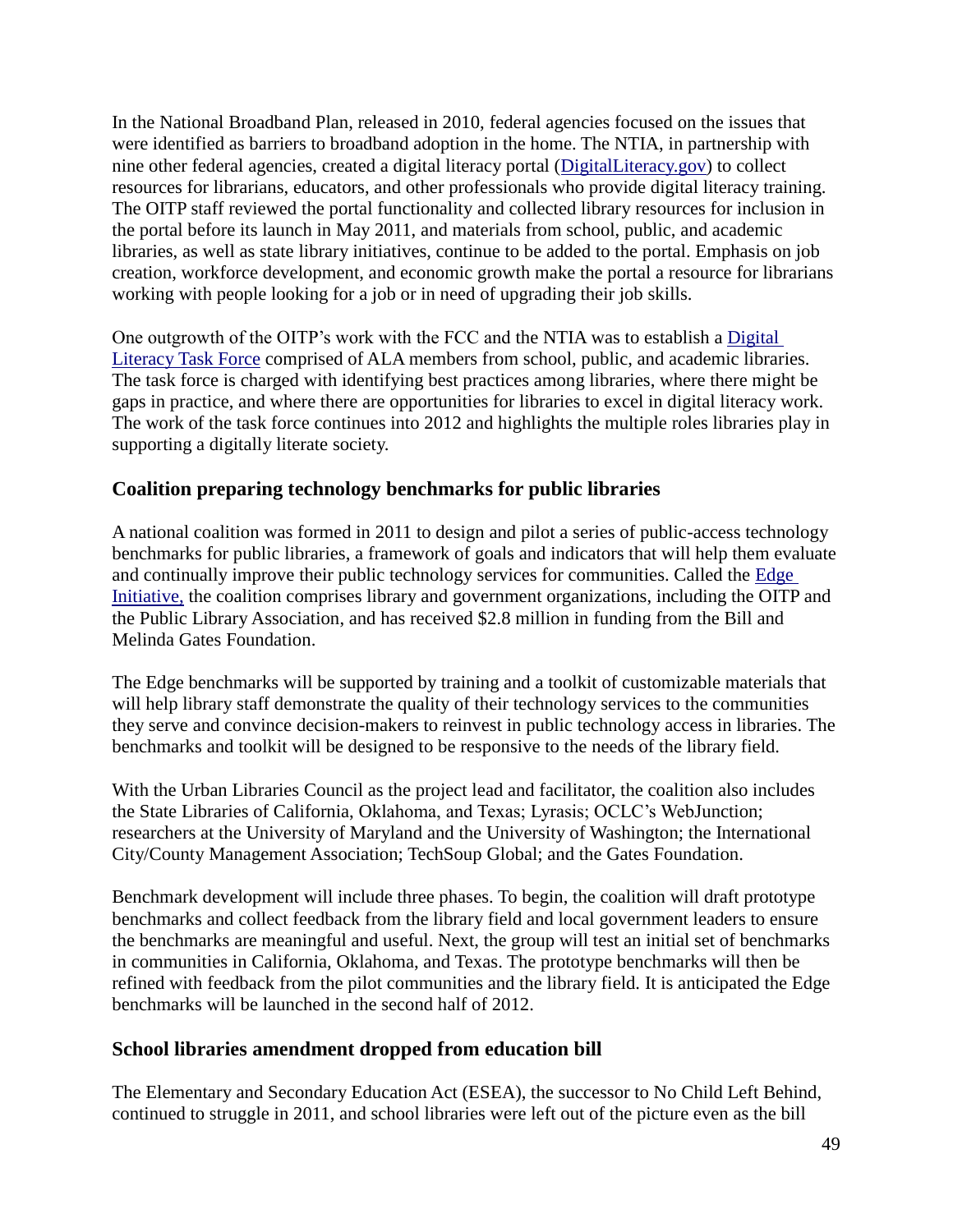In the National Broadband Plan, released in 2010, federal agencies focused on the issues that were identified as barriers to broadband adoption in the home. The NTIA, in partnership with nine other federal agencies, created a digital literacy portal (DigitalLiteracy.gov) to collect resources for librarians, educators, and other professionals who provide digital literacy training. The OITP staff reviewed the portal functionality and collected library resources for inclusion in the portal before its launch in May 2011, and materials from school, public, and academic libraries, as well as state library initiatives, continue to be added to the portal. Emphasis on job creation, workforce development, and economic growth make the portal a resource for librarians working with people looking for a job or in need of upgrading their job skills.

One outgrowth of the OITP's work with the FCC and the NTIA was to establish a Digital Literacy Task Force comprised of ALA members from school, public, and academic libraries. The task force is charged with identifying best practices among libraries, where there might be gaps in practice, and where there are opportunities for libraries to excel in digital literacy work. The work of the task force continues into 2012 and highlights the multiple roles libraries play in supporting a digitally literate society.

### Coalition preparing technology benchmarks for public libraries

A national coalition was formed in 2011 to design and pilot a series of public-access technology benchmarks for public libraries, a framework of goals and indicators that will help them evaluate and continually improve their public technology services for communities. Called the Edge Initiative, the coalition comprises library and government organizations, including the OITP and the Public Library Association, and has received \$2.8 million in funding from the Bill and Melinda Gates Foundation.

The Edge benchmarks will be supported by training and a toolkit of customizable materials that will help library staff demonstrate the quality of their technology services to the communities they serve and convince decision-makers to reinvest in public technology access in libraries. The benchmarks and toolkit will be designed to be responsive to the needs of the library field.

With the Urban Libraries Council as the project lead and facilitator, the coalition also includes the State Libraries of California, Oklahoma, and Texas; Lyrasis; OCLC's WebJunction; researchers at the University of Maryland and the University of Washington; the International City/County Management Association; TechSoup Global; and the Gates Foundation.

Benchmark development will include three phases. To begin, the coalition will draft prototype benchmarks and collect feedback from the library field and local government leaders to ensure the benchmarks are meaningful and useful. Next, the group will test an initial set of benchmarks in communities in California, Oklahoma, and Texas. The prototype benchmarks will then be refined with feedback from the pilot communities and the library field. It is anticipated the Edge benchmarks will be launched in the second half of 2012.

### School libraries amendment dropped from education bill

The Elementary and Secondary Education Act (ESEA), the successor to No Child Left Behind, continued to struggle in 2011, and school libraries were left out of the picture even as the bill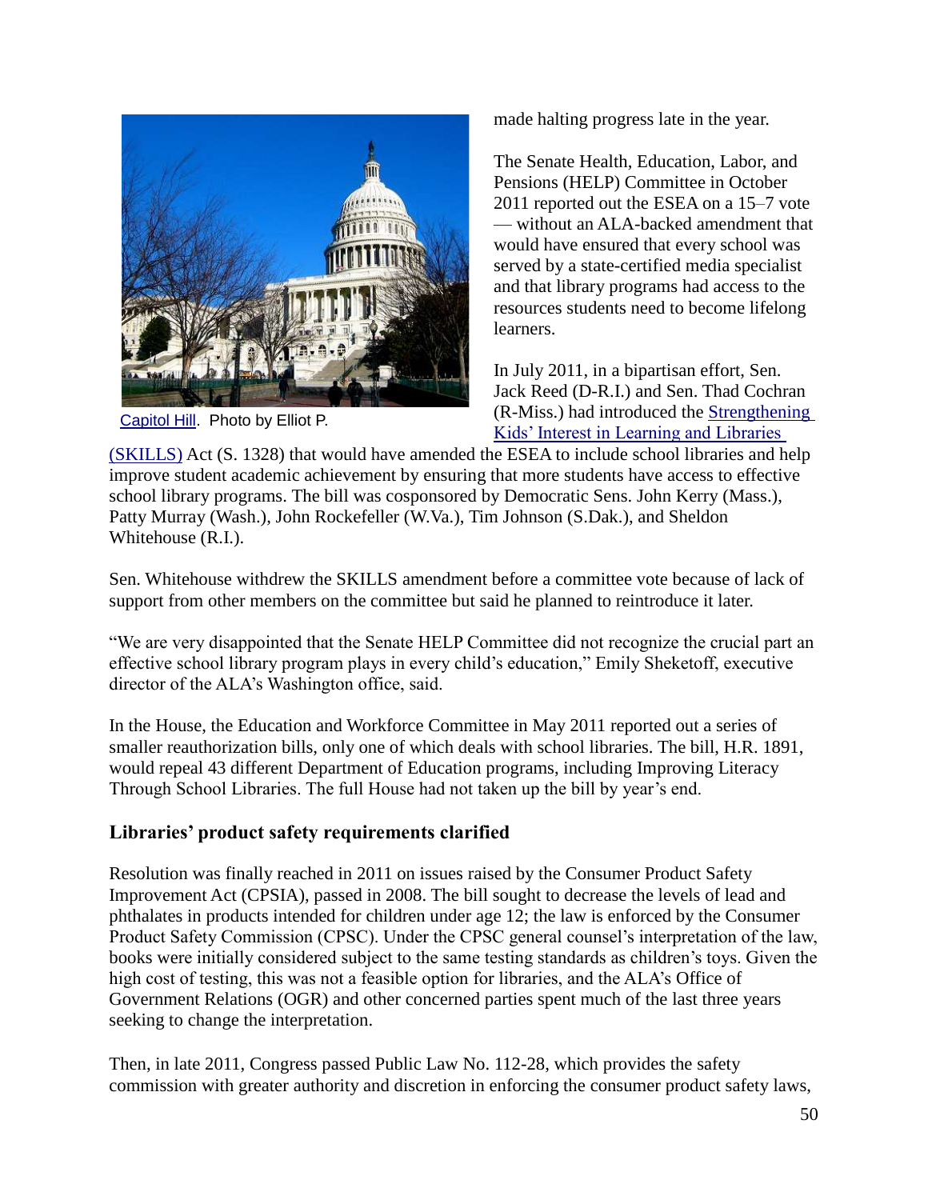Capitol Hill. Photo by Elliot P.

made halting progress late in the year.

The Senate Health, Education, Labor, and Pensions (HELP) Committee in October 2011 reported out the ESEA on a 15–7 vote — without an ALA-backed amendment that would have ensured that every school was served by a state-certified media specialist and that library programs had access to the resources students need to become lifelong learners.

In July 2011, in a bipartisan effort, Sen. Jack Reed (D-R.I.) and Sen. Thad Cochran (R-Miss.) had introduced the Strengthening Kids' Interest in Learning and Libraries (SKILLS) Act (S. 1328) that would have amended the ESEA to include school libraries and help improve student academic achievement by ensuring that more students have access to effective school library programs. The bill was cosponsored by Democratic Sens. John Kerry (Mass.), Patty Murray (Wash.), John Rockefeller (W.Va.), Tim Johnson (S.Dak.), and Sheldon Whitehouse (R.I.).

Sen. Whitehouse withdrew the SKILLS amendment before a committee vote because of lack of support from other members on the committee but said he planned to reintroduce it later.

"We are very disappointed that the Senate HELP Committee did not recognize the crucial part an effective school library program plays in every child's education," Emily Sheketoff, executive director of the ALA's Washington office, said.

In the House, the Education and Workforce Committee in May 2011 reported out a series of smaller reauthorization bills, only one of which deals with school libraries. The bill, H.R. 1891, would repeal 43 different Department of Education programs, including Improving Literacy Through School Libraries. The full House had not taken up the bill by year's end.

### Libraries' product safety requirements clarified

Resolution was finally reached in 2011 on issues raised by the Consumer Product Safety Improvement Act (CPSIA), passed in 2008. The bill sought to decrease the levels of lead and phthalates in products intended for children under age 12; the law is enforced by the Consumer Product Safety Commission (CPSC). Under the CPSC general counsel's interpretation of the law, books were initially considered subject to the same testing standards as children's toys. Given the high cost of testing, this was not a feasible option for libraries, and the ALA's Office of Government Relations (OGR) and other concerned parties spent much of the last three years seeking to change the interpretation.

Then, in late 2011, Congress passed Public Law No. 112-28, which provides the safety commission with greater authority and discretion in enforcing the consumer product safety laws,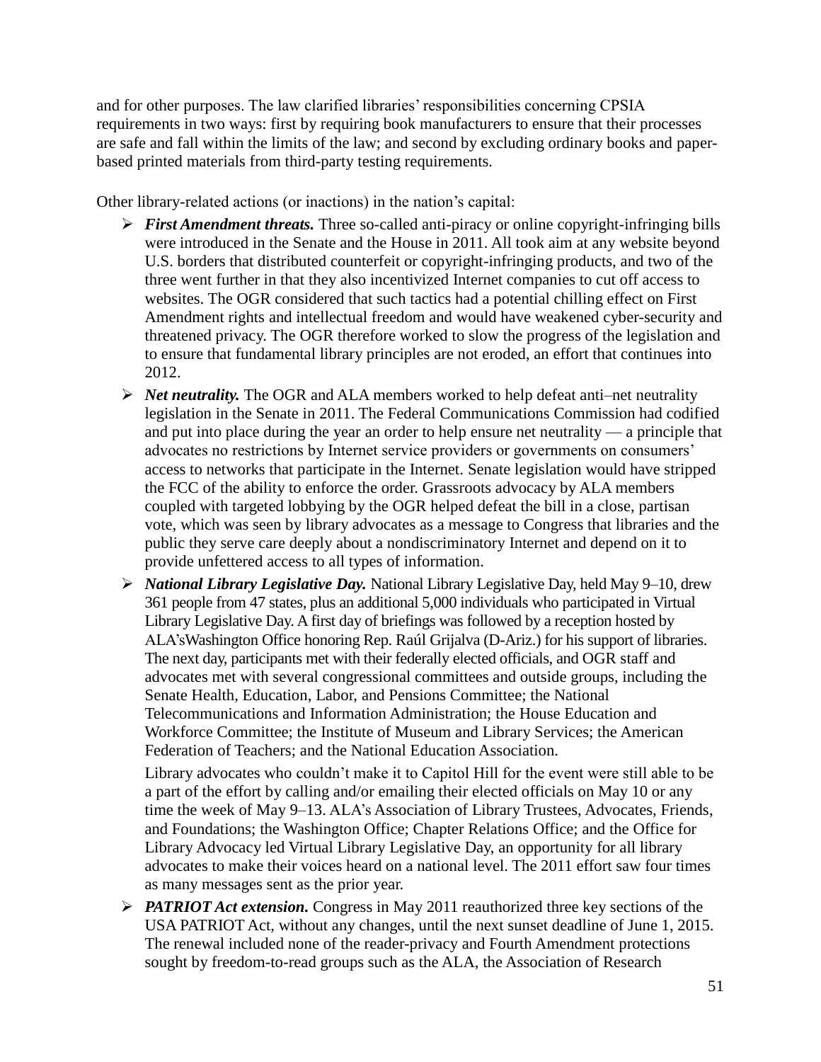and for other purposes. The law clarified libraries' responsibilities concerning CPSIA requirements in two ways: first by requiring book manufacturers to ensure that their processes are safe and fall within the limits of the law; and second by excluding ordinary books and paper-based printed materials from third-party testing requirements.

Other library-related actions (or inactions) in the nation's capital:

- ***First Amendment threats.*** Three so-called anti-piracy or online copyright-infringing bills were introduced in the Senate and the House in 2011. All took aim at any website beyond U.S. borders that distributed counterfeit or copyright-infringing products, and two of the three went further in that they also incentivized Internet companies to cut off access to websites. The OGR considered that such tactics had a potential chilling effect on First Amendment rights and intellectual freedom and would have weakened cyber-security and threatened privacy. The OGR therefore worked to slow the progress of the legislation and to ensure that fundamental library principles are not eroded, an effort that continues into 2012.
- ***Net neutrality.*** The OGR and ALA members worked to help defeat anti–net neutrality legislation in the Senate in 2011. The Federal Communications Commission had codified and put into place during the year an order to help ensure net neutrality — a principle that advocates no restrictions by Internet service providers or governments on consumers' access to networks that participate in the Internet. Senate legislation would have stripped the FCC of the ability to enforce the order. Grassroots advocacy by ALA members coupled with targeted lobbying by the OGR helped defeat the bill in a close, partisan vote, which was seen by library advocates as a message to Congress that libraries and the public they serve care deeply about a nondiscriminatory Internet and depend on it to provide unfettered access to all types of information.
- ***National Library Legislative Day.*** National Library Legislative Day, held May 9–10, drew 361 people from 47 states, plus an additional 5,000 individuals who participated in Virtual Library Legislative Day. A first day of briefings was followed by a reception hosted by ALA'sWashington Office honoring Rep. Raúl Grijalva (D-Ariz.) for his support of libraries. The next day, participants met with their federally elected officials, and OGR staff and advocates met with several congressional committees and outside groups, including the Senate Health, Education, Labor, and Pensions Committee; the National Telecommunications and Information Administration; the House Education and Workforce Committee; the Institute of Museum and Library Services; the American Federation of Teachers; and the National Education Association.

  Library advocates who couldn't make it to Capitol Hill for the event were still able to be a part of the effort by calling and/or emailing their elected officials on May 10 or any time the week of May 9–13. ALA's Association of Library Trustees, Advocates, Friends, and Foundations; the Washington Office; Chapter Relations Office; and the Office for Library Advocacy led Virtual Library Legislative Day, an opportunity for all library advocates to make their voices heard on a national level. The 2011 effort saw four times as many messages sent as the prior year.
- ***PATRIOT Act extension.*** Congress in May 2011 reauthorized three key sections of the USA PATRIOT Act, without any changes, until the next sunset deadline of June 1, 2015. The renewal included none of the reader-privacy and Fourth Amendment protections sought by freedom-to-read groups such as the ALA, the Association of Research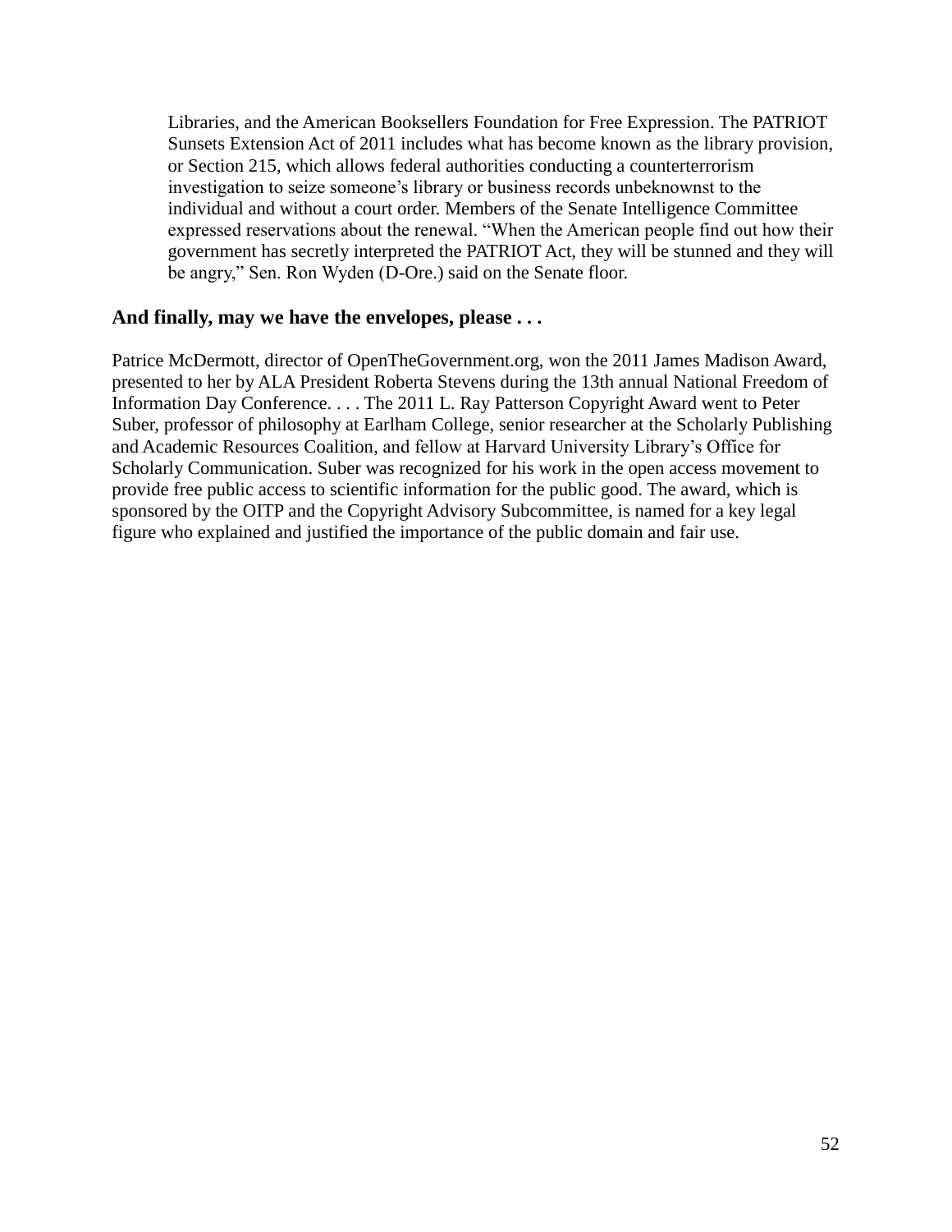Libraries, and the American Booksellers Foundation for Free Expression. The PATRIOT Sunsets Extension Act of 2011 includes what has become known as the library provision, or Section 215, which allows federal authorities conducting a counterterrorism investigation to seize someone's library or business records unbeknownst to the individual and without a court order. Members of the Senate Intelligence Committee expressed reservations about the renewal. "When the American people find out how their government has secretly interpreted the PATRIOT Act, they will be stunned and they will be angry," Sen. Ron Wyden (D-Ore.) said on the Senate floor.

**And finally, may we have the envelopes, please . . .**

Patrice McDermott, director of OpenTheGovernment.org, won the 2011 James Madison Award, presented to her by ALA President Roberta Stevens during the 13th annual National Freedom of Information Day Conference. . . . The 2011 L. Ray Patterson Copyright Award went to Peter Suber, professor of philosophy at Earlham College, senior researcher at the Scholarly Publishing and Academic Resources Coalition, and fellow at Harvard University Library's Office for Scholarly Communication. Suber was recognized for his work in the open access movement to provide free public access to scientific information for the public good. The award, which is sponsored by the OITP and the Copyright Advisory Subcommittee, is named for a key legal figure who explained and justified the importance of the public domain and fair use.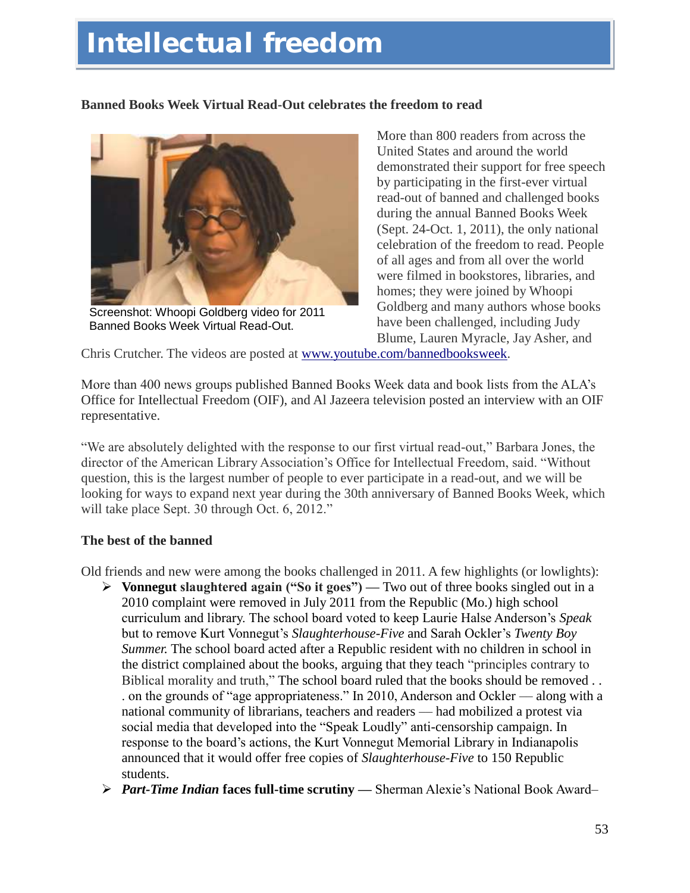# Intellectual freedom

**Banned Books Week Virtual Read-Out celebrates the freedom to read**

Screenshot: Whoopi Goldberg video for 2011 Banned Books Week Virtual Read-Out.

More than 800 readers from across the United States and around the world demonstrated their support for free speech by participating in the first-ever virtual read-out of banned and challenged books during the annual Banned Books Week (Sept. 24-Oct. 1, 2011), the only national celebration of the freedom to read. People of all ages and from all over the world were filmed in bookstores, libraries, and homes; they were joined by Whoopi Goldberg and many authors whose books have been challenged, including Judy Blume, Lauren Myracle, Jay Asher, and Chris Crutcher. The videos are posted at www.youtube.com/bannedbooksweek.

More than 400 news groups published Banned Books Week data and book lists from the ALA's Office for Intellectual Freedom (OIF), and Al Jazeera television posted an interview with an OIF representative.

"We are absolutely delighted with the response to our first virtual read-out," Barbara Jones, the director of the American Library Association's Office for Intellectual Freedom, said. "Without question, this is the largest number of people to ever participate in a read-out, and we will be looking for ways to expand next year during the 30th anniversary of Banned Books Week, which will take place Sept. 30 through Oct. 6, 2012."

**The best of the banned**

Old friends and new were among the books challenged in 2011. A few highlights (or lowlights):

- **Vonnegut slaughtered again ("So it goes")** — Two out of three books singled out in a 2010 complaint were removed in July 2011 from the Republic (Mo.) high school curriculum and library. The school board voted to keep Laurie Halse Anderson's *Speak* but to remove Kurt Vonnegut's *Slaughterhouse-Five* and Sarah Ockler's *Twenty Boy Summer.* The school board acted after a Republic resident with no children in school in the district complained about the books, arguing that they teach "principles contrary to Biblical morality and truth," The school board ruled that the books should be removed . . . on the grounds of "age appropriateness." In 2010, Anderson and Ockler — along with a national community of librarians, teachers and readers — had mobilized a protest via social media that developed into the "Speak Loudly" anti-censorship campaign. In response to the board's actions, the Kurt Vonnegut Memorial Library in Indianapolis announced that it would offer free copies of *Slaughterhouse-Five* to 150 Republic students.
- ***Part-Time Indian* faces full-time scrutiny —** Sherman Alexie's National Book Award–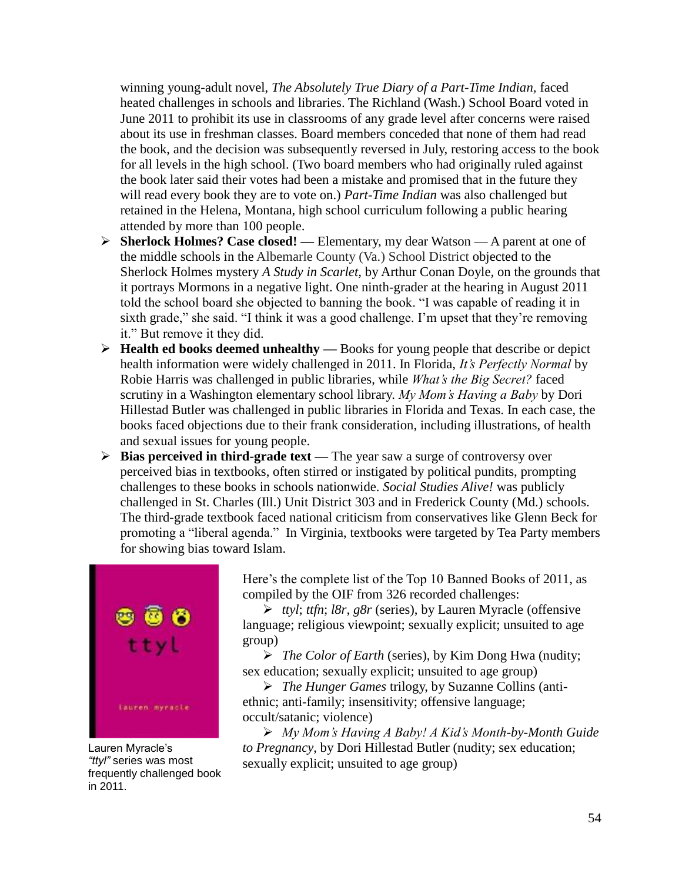winning young-adult novel, *The Absolutely True Diary of a Part-Time Indian*, faced heated challenges in schools and libraries. The Richland (Wash.) School Board voted in June 2011 to prohibit its use in classrooms of any grade level after concerns were raised about its use in freshman classes. Board members conceded that none of them had read the book, and the decision was subsequently reversed in July, restoring access to the book for all levels in the high school. (Two board members who had originally ruled against the book later said their votes had been a mistake and promised that in the future they will read every book they are to vote on.) *Part-Time Indian* was also challenged but retained in the Helena, Montana, high school curriculum following a public hearing attended by more than 100 people.

- **Sherlock Holmes? Case closed! —** Elementary, my dear Watson — A parent at one of the middle schools in the Albemarle County (Va.) School District objected to the Sherlock Holmes mystery *A Study in Scarlet*, by Arthur Conan Doyle, on the grounds that it portrays Mormons in a negative light. One ninth-grader at the hearing in August 2011 told the school board she objected to banning the book. "I was capable of reading it in sixth grade," she said. "I think it was a good challenge. I'm upset that they're removing it." But remove it they did.
- **Health ed books deemed unhealthy —** Books for young people that describe or depict health information were widely challenged in 2011. In Florida, *It's Perfectly Normal* by Robie Harris was challenged in public libraries, while *What's the Big Secret?* faced scrutiny in a Washington elementary school library. *My Mom's Having a Baby* by Dori Hillestad Butler was challenged in public libraries in Florida and Texas. In each case, the books faced objections due to their frank consideration, including illustrations, of health and sexual issues for young people.
- **Bias perceived in third-grade text —** The year saw a surge of controversy over perceived bias in textbooks, often stirred or instigated by political pundits, prompting challenges to these books in schools nationwide. *Social Studies Alive!* was publicly challenged in St. Charles (Ill.) Unit District 303 and in Frederick County (Md.) schools. The third-grade textbook faced national criticism from conservatives like Glenn Beck for promoting a "liberal agenda." In Virginia, textbooks were targeted by Tea Party members for showing bias toward Islam.

Lauren Myracle's *"ttyl"* series was most frequently challenged book in 2011.

Here's the complete list of the Top 10 Banned Books of 2011, as compiled by the OIF from 326 recorded challenges:

- *ttyl*; *ttfn*; *l8r*, *g8r* (series), by Lauren Myracle (offensive language; religious viewpoint; sexually explicit; unsuited to age group)
- *The Color of Earth* (series), by Kim Dong Hwa (nudity; sex education; sexually explicit; unsuited to age group)
- *The Hunger Games* trilogy, by Suzanne Collins (anti-ethnic; anti-family; insensitivity; offensive language; occult/satanic; violence)
- *My Mom's Having A Baby! A Kid's Month-by-Month Guide to Pregnancy*, by Dori Hillestad Butler (nudity; sex education; sexually explicit; unsuited to age group)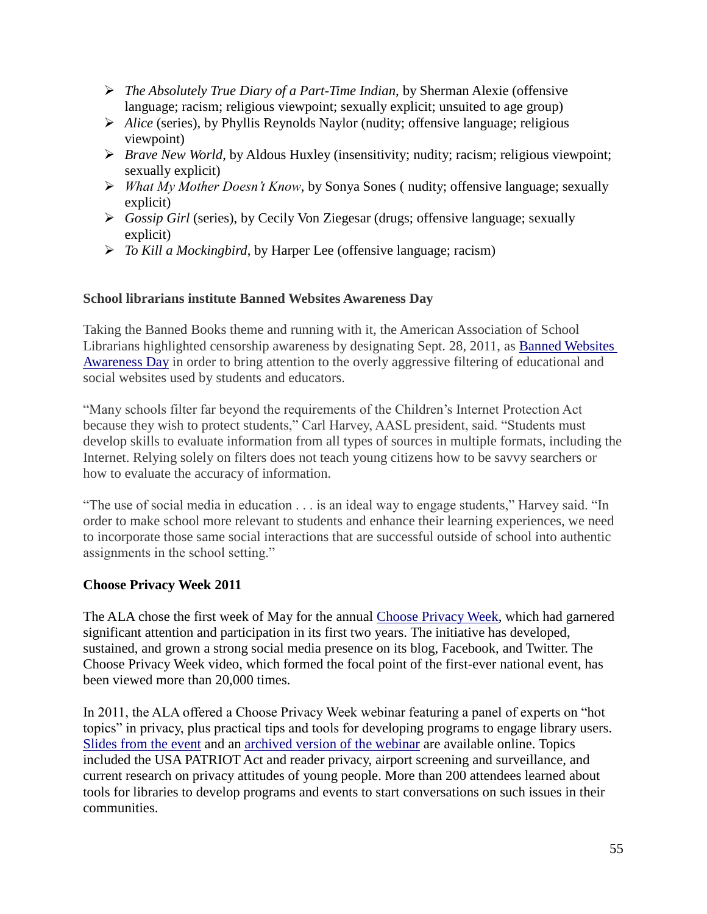- *The Absolutely True Diary of a Part-Time Indian*, by Sherman Alexie (offensive language; racism; religious viewpoint; sexually explicit; unsuited to age group)
- *Alice* (series), by Phyllis Reynolds Naylor (nudity; offensive language; religious viewpoint)
- *Brave New World*, by Aldous Huxley (insensitivity; nudity; racism; religious viewpoint; sexually explicit)
- *What My Mother Doesn't Know*, by Sonya Sones ( nudity; offensive language; sexually explicit)
- *Gossip Girl* (series), by Cecily Von Ziegesar (drugs; offensive language; sexually explicit)
- *To Kill a Mockingbird*, by Harper Lee (offensive language; racism)

**School librarians institute Banned Websites Awareness Day**

Taking the Banned Books theme and running with it, the American Association of School Librarians highlighted censorship awareness by designating Sept. 28, 2011, as Banned Websites Awareness Day in order to bring attention to the overly aggressive filtering of educational and social websites used by students and educators.

"Many schools filter far beyond the requirements of the Children's Internet Protection Act because they wish to protect students," Carl Harvey, AASL president, said. "Students must develop skills to evaluate information from all types of sources in multiple formats, including the Internet. Relying solely on filters does not teach young citizens how to be savvy searchers or how to evaluate the accuracy of information.

"The use of social media in education . . . is an ideal way to engage students," Harvey said. "In order to make school more relevant to students and enhance their learning experiences, we need to incorporate those same social interactions that are successful outside of school into authentic assignments in the school setting."

**Choose Privacy Week 2011**

The ALA chose the first week of May for the annual Choose Privacy Week, which had garnered significant attention and participation in its first two years. The initiative has developed, sustained, and grown a strong social media presence on its blog, Facebook, and Twitter. The Choose Privacy Week video, which formed the focal point of the first-ever national event, has been viewed more than 20,000 times.

In 2011, the ALA offered a Choose Privacy Week webinar featuring a panel of experts on "hot topics" in privacy, plus practical tips and tools for developing programs to engage library users. Slides from the event and an archived version of the webinar are available online. Topics included the USA PATRIOT Act and reader privacy, airport screening and surveillance, and current research on privacy attitudes of young people. More than 200 attendees learned about tools for libraries to develop programs and events to start conversations on such issues in their communities.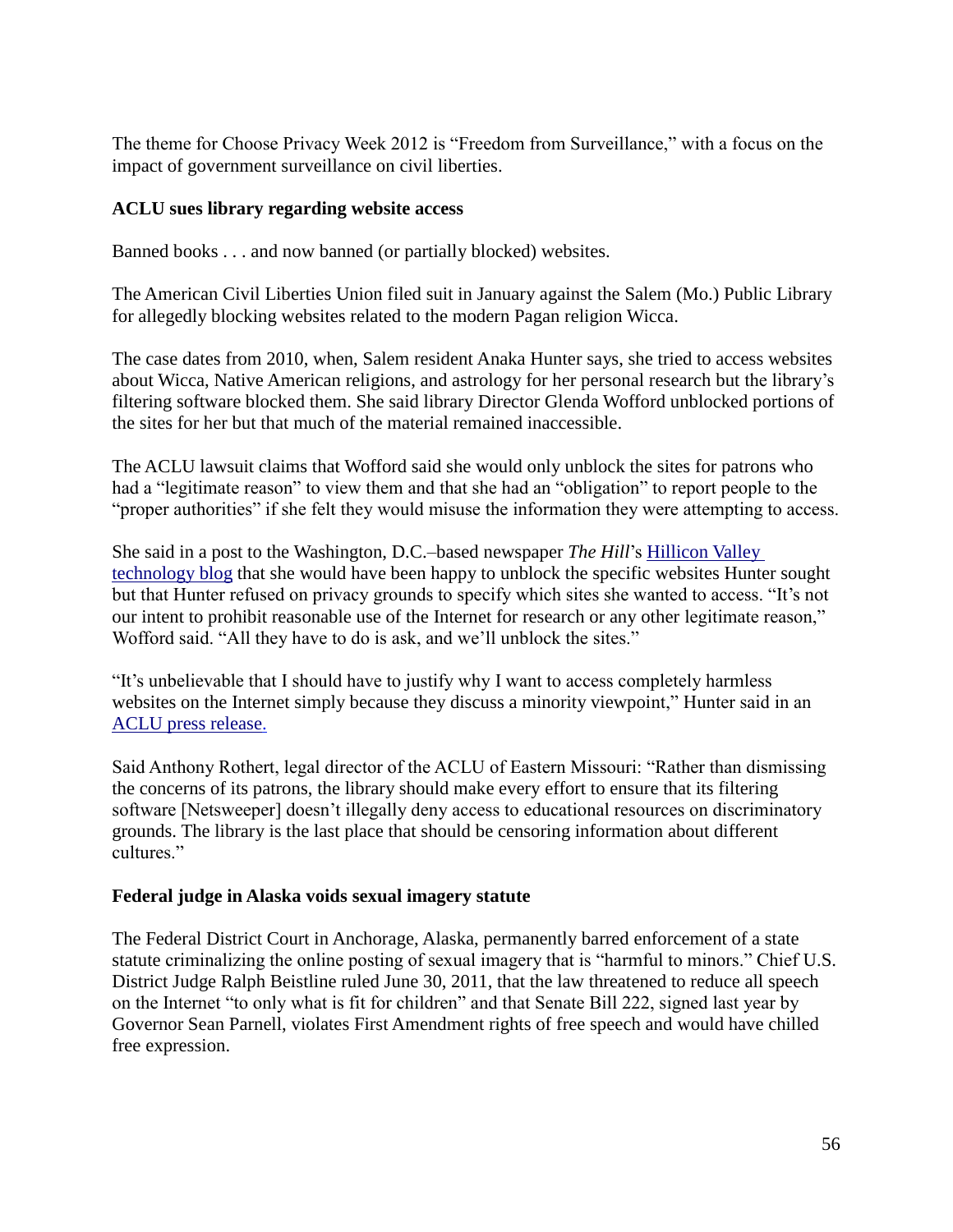The theme for Choose Privacy Week 2012 is "Freedom from Surveillance," with a focus on the impact of government surveillance on civil liberties.

**ACLU sues library regarding website access**

Banned books . . . and now banned (or partially blocked) websites.

The American Civil Liberties Union filed suit in January against the Salem (Mo.) Public Library for allegedly blocking websites related to the modern Pagan religion Wicca.

The case dates from 2010, when, Salem resident Anaka Hunter says, she tried to access websites about Wicca, Native American religions, and astrology for her personal research but the library's filtering software blocked them. She said library Director Glenda Wofford unblocked portions of the sites for her but that much of the material remained inaccessible.

The ACLU lawsuit claims that Wofford said she would only unblock the sites for patrons who had a "legitimate reason" to view them and that she had an "obligation" to report people to the "proper authorities" if she felt they would misuse the information they were attempting to access.

She said in a post to the Washington, D.C.–based newspaper *The Hill*'s Hillicon Valley technology blog that she would have been happy to unblock the specific websites Hunter sought but that Hunter refused on privacy grounds to specify which sites she wanted to access. "It's not our intent to prohibit reasonable use of the Internet for research or any other legitimate reason," Wofford said. "All they have to do is ask, and we'll unblock the sites."

"It's unbelievable that I should have to justify why I want to access completely harmless websites on the Internet simply because they discuss a minority viewpoint," Hunter said in an ACLU press release.

Said Anthony Rothert, legal director of the ACLU of Eastern Missouri: "Rather than dismissing the concerns of its patrons, the library should make every effort to ensure that its filtering software [Netsweeper] doesn't illegally deny access to educational resources on discriminatory grounds. The library is the last place that should be censoring information about different cultures."

**Federal judge in Alaska voids sexual imagery statute**

The Federal District Court in Anchorage, Alaska, permanently barred enforcement of a state statute criminalizing the online posting of sexual imagery that is "harmful to minors." Chief U.S. District Judge Ralph Beistline ruled June 30, 2011, that the law threatened to reduce all speech on the Internet "to only what is fit for children" and that Senate Bill 222, signed last year by Governor Sean Parnell, violates First Amendment rights of free speech and would have chilled free expression.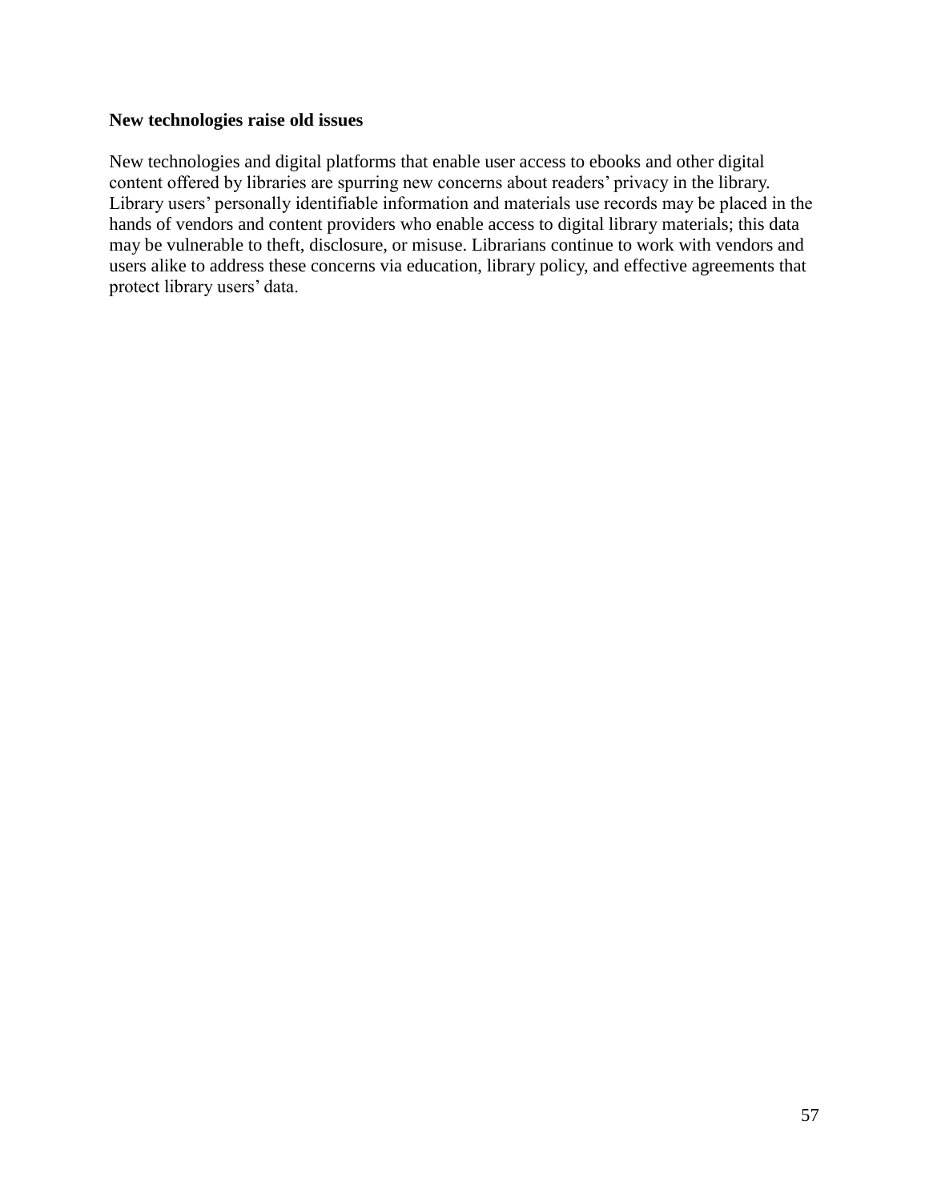**New technologies raise old issues**

New technologies and digital platforms that enable user access to ebooks and other digital content offered by libraries are spurring new concerns about readers' privacy in the library. Library users' personally identifiable information and materials use records may be placed in the hands of vendors and content providers who enable access to digital library materials; this data may be vulnerable to theft, disclosure, or misuse. Librarians continue to work with vendors and users alike to address these concerns via education, library policy, and effective agreements that protect library users' data.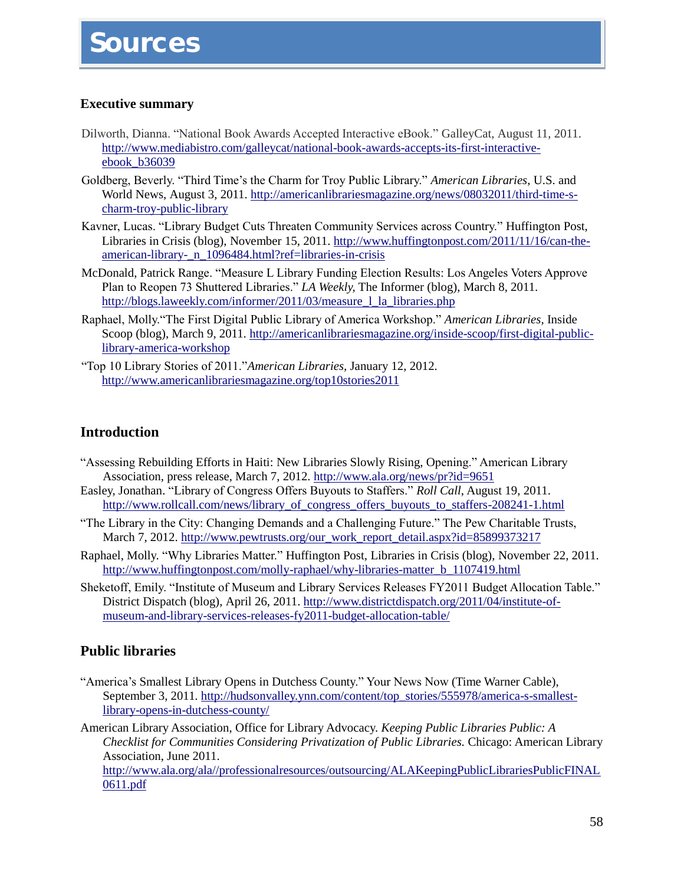# Sources

### Executive summary

Dilworth, Dianna. "National Book Awards Accepted Interactive eBook." GalleyCat, August 11, 2011. http://www.mediabistro.com/galleycat/national-book-awards-accepts-its-first-interactive-ebook_b36039

Goldberg, Beverly. "Third Time's the Charm for Troy Public Library." *American Libraries,* U.S. and World News, August 3, 2011. http://americanlibrariesmagazine.org/news/08032011/third-time-s-charm-troy-public-library

Kavner, Lucas. "Library Budget Cuts Threaten Community Services across Country." Huffington Post, Libraries in Crisis (blog), November 15, 2011. http://www.huffingtonpost.com/2011/11/16/can-the-american-library-_n_1096484.html?ref=libraries-in-crisis

McDonald, Patrick Range. "Measure L Library Funding Election Results: Los Angeles Voters Approve Plan to Reopen 73 Shuttered Libraries." *LA Weekly,* The Informer (blog), March 8, 2011. http://blogs.laweekly.com/informer/2011/03/measure_l_la_libraries.php

Raphael, Molly."The First Digital Public Library of America Workshop." *American Libraries,* Inside Scoop (blog), March 9, 2011. http://americanlibrariesmagazine.org/inside-scoop/first-digital-public-library-america-workshop

"Top 10 Library Stories of 2011."*American Libraries,* January 12, 2012. http://www.americanlibrariesmagazine.org/top10stories2011

### Introduction

"Assessing Rebuilding Efforts in Haiti: New Libraries Slowly Rising, Opening." American Library Association, press release, March 7, 2012. http://www.ala.org/news/pr?id=9651

Easley, Jonathan. "Library of Congress Offers Buyouts to Staffers." *Roll Call,* August 19, 2011. http://www.rollcall.com/news/library_of_congress_offers_buyouts_to_staffers-208241-1.html

"The Library in the City: Changing Demands and a Challenging Future." The Pew Charitable Trusts, March 7, 2012. http://www.pewtrusts.org/our_work_report_detail.aspx?id=85899373217

Raphael, Molly. "Why Libraries Matter." Huffington Post, Libraries in Crisis (blog), November 22, 2011. http://www.huffingtonpost.com/molly-raphael/why-libraries-matter_b_1107419.html

Sheketoff, Emily. "Institute of Museum and Library Services Releases FY2011 Budget Allocation Table." District Dispatch (blog), April 26, 2011. http://www.districtdispatch.org/2011/04/institute-of-museum-and-library-services-releases-fy2011-budget-allocation-table/

### Public libraries

"America's Smallest Library Opens in Dutchess County." Your News Now (Time Warner Cable), September 3, 2011. http://hudsonvalley.ynn.com/content/top_stories/555978/america-s-smallest-library-opens-in-dutchess-county/

American Library Association, Office for Library Advocacy. *Keeping Public Libraries Public: A Checklist for Communities Considering Privatization of Public Libraries.* Chicago: American Library Association, June 2011. http://www.ala.org/ala//professionalresources/outsourcing/ALAKeepingPublicLibrariesPublicFINAL0611.pdf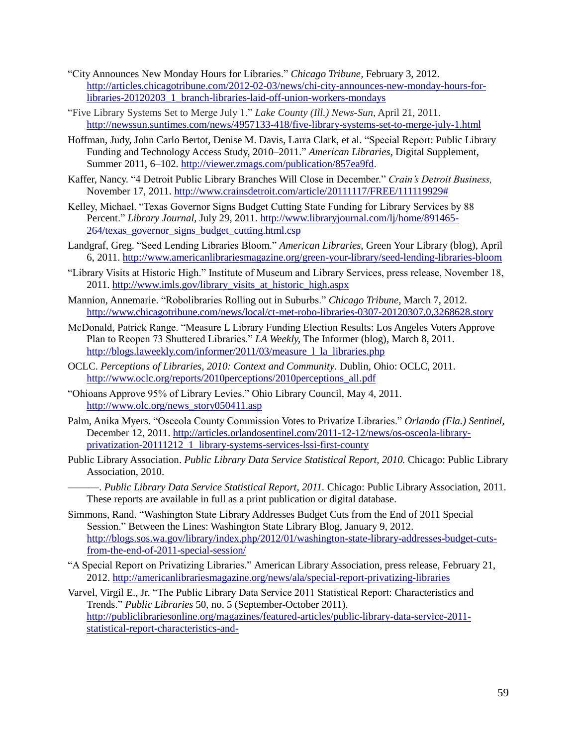"City Announces New Monday Hours for Libraries." *Chicago Tribune,* February 3, 2012. http://articles.chicagotribune.com/2012-02-03/news/chi-city-announces-new-monday-hours-for-libraries-20120203_1_branch-libraries-laid-off-union-workers-mondays

"Five Library Systems Set to Merge July 1." *Lake County (Ill.) News-Sun,* April 21, 2011. http://newssun.suntimes.com/news/4957133-418/five-library-systems-set-to-merge-july-1.html

Hoffman, Judy, John Carlo Bertot, Denise M. Davis, Larra Clark, et al. "Special Report: Public Library Funding and Technology Access Study, 2010–2011." *American Libraries,* Digital Supplement, Summer 2011, 6–102. http://viewer.zmags.com/publication/857ea9fd.

Kaffer, Nancy. "4 Detroit Public Library Branches Will Close in December." *Crain's Detroit Business,* November 17, 2011. http://www.crainsdetroit.com/article/20111117/FREE/111119929#

Kelley, Michael. "Texas Governor Signs Budget Cutting State Funding for Library Services by 88 Percent." *Library Journal,* July 29, 2011. http://www.libraryjournal.com/lj/home/891465-264/texas_governor_signs_budget_cutting.html.csp

Landgraf, Greg. "Seed Lending Libraries Bloom." *American Libraries,* Green Your Library (blog), April 6, 2011. http://www.americanlibrariesmagazine.org/green-your-library/seed-lending-libraries-bloom

"Library Visits at Historic High." Institute of Museum and Library Services, press release, November 18, 2011. http://www.imls.gov/library_visits_at_historic_high.aspx

Mannion, Annemarie. "Robolibraries Rolling out in Suburbs." *Chicago Tribune,* March 7, 2012. http://www.chicagotribune.com/news/local/ct-met-robo-libraries-0307-20120307,0,3268628.story

McDonald, Patrick Range. "Measure L Library Funding Election Results: Los Angeles Voters Approve Plan to Reopen 73 Shuttered Libraries." *LA Weekly,* The Informer (blog), March 8, 2011. http://blogs.laweekly.com/informer/2011/03/measure_l_la_libraries.php

OCLC. *Perceptions of Libraries, 2010: Context and Community*. Dublin, Ohio: OCLC, 2011. http://www.oclc.org/reports/2010perceptions/2010perceptions_all.pdf

"Ohioans Approve 95% of Library Levies." Ohio Library Council, May 4, 2011. http://www.olc.org/news_story050411.asp

Palm, Anika Myers. "Osceola County Commission Votes to Privatize Libraries." *Orlando (Fla.) Sentinel,* December 12, 2011. http://articles.orlandosentinel.com/2011-12-12/news/os-osceola-library-privatization-20111212_1_library-systems-services-lssi-first-county

Public Library Association. *Public Library Data Service Statistical Report, 2010.* Chicago: Public Library Association, 2010.

———. *Public Library Data Service Statistical Report, 2011.* Chicago: Public Library Association, 2011. These reports are available in full as a print publication or digital database.

Simmons, Rand. "Washington State Library Addresses Budget Cuts from the End of 2011 Special Session." Between the Lines: Washington State Library Blog, January 9, 2012. http://blogs.sos.wa.gov/library/index.php/2012/01/washington-state-library-addresses-budget-cuts-from-the-end-of-2011-special-session/

"A Special Report on Privatizing Libraries." American Library Association, press release, February 21, 2012. http://americanlibrariesmagazine.org/news/ala/special-report-privatizing-libraries

Varvel, Virgil E., Jr. "The Public Library Data Service 2011 Statistical Report: Characteristics and Trends." *Public Libraries* 50, no. 5 (September-October 2011). http://publiclibrariesonline.org/magazines/featured-articles/public-library-data-service-2011-statistical-report-characteristics-and-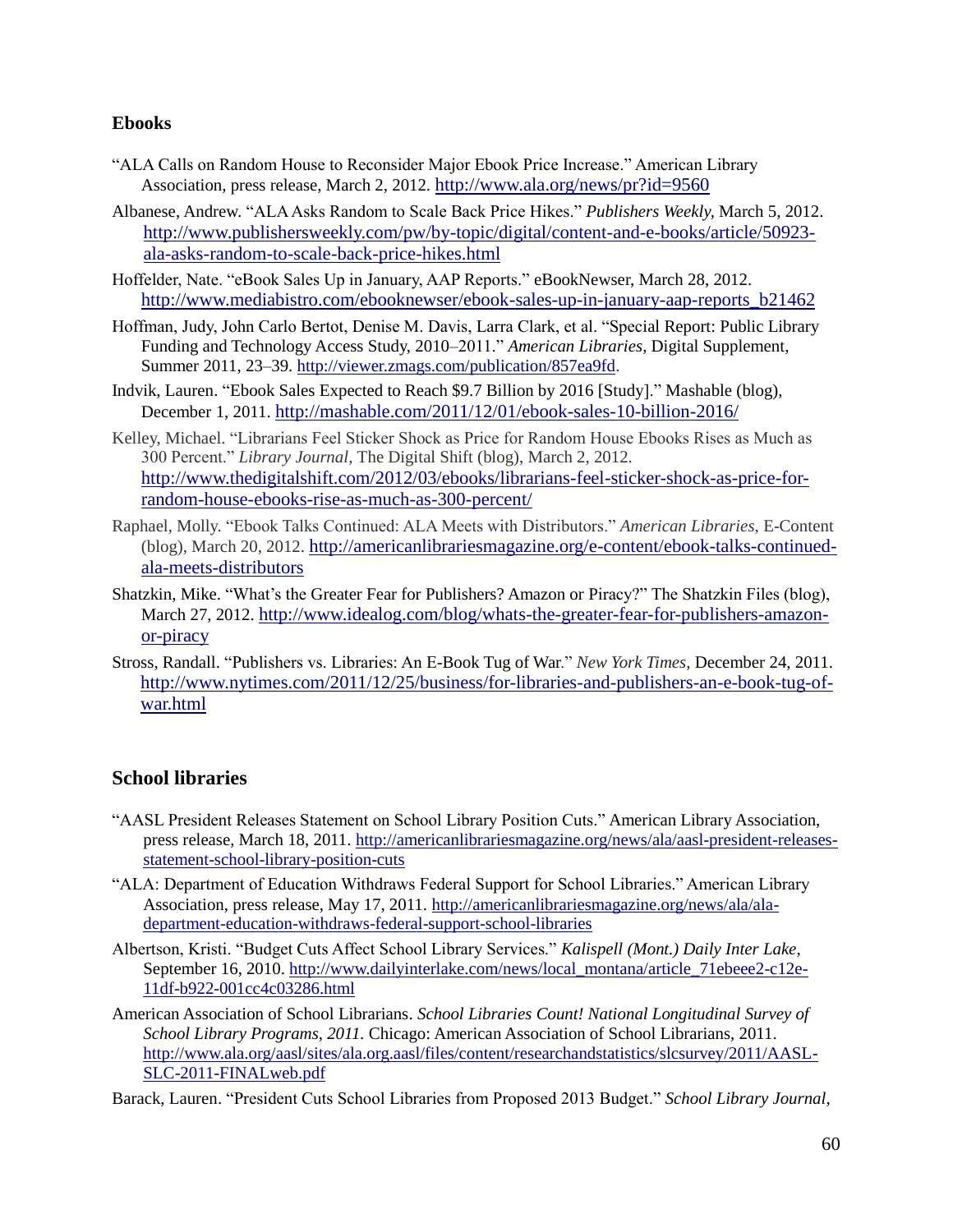## Ebooks

"ALA Calls on Random House to Reconsider Major Ebook Price Increase." American Library Association, press release, March 2, 2012. http://www.ala.org/news/pr?id=9560

Albanese, Andrew. "ALA Asks Random to Scale Back Price Hikes." *Publishers Weekly,* March 5, 2012. http://www.publishersweekly.com/pw/by-topic/digital/content-and-e-books/article/50923-ala-asks-random-to-scale-back-price-hikes.html

Hoffelder, Nate. "eBook Sales Up in January, AAP Reports." eBookNewser, March 28, 2012. http://www.mediabistro.com/ebooknewser/ebook-sales-up-in-january-aap-reports_b21462

Hoffman, Judy, John Carlo Bertot, Denise M. Davis, Larra Clark, et al. "Special Report: Public Library Funding and Technology Access Study, 2010–2011." *American Libraries,* Digital Supplement, Summer 2011, 23–39. http://viewer.zmags.com/publication/857ea9fd.

Indvik, Lauren. "Ebook Sales Expected to Reach $9.7 Billion by 2016 [Study]." Mashable (blog), December 1, 2011. http://mashable.com/2011/12/01/ebook-sales-10-billion-2016/

Kelley, Michael. "Librarians Feel Sticker Shock as Price for Random House Ebooks Rises as Much as 300 Percent." *Library Journal,* The Digital Shift (blog), March 2, 2012. http://www.thedigitalshift.com/2012/03/ebooks/librarians-feel-sticker-shock-as-price-for-random-house-ebooks-rise-as-much-as-300-percent/

Raphael, Molly. "Ebook Talks Continued: ALA Meets with Distributors." *American Libraries,* E-Content (blog), March 20, 2012. http://americanlibrariesmagazine.org/e-content/ebook-talks-continued-ala-meets-distributors

Shatzkin, Mike. "What's the Greater Fear for Publishers? Amazon or Piracy?" The Shatzkin Files (blog), March 27, 2012. http://www.idealog.com/blog/whats-the-greater-fear-for-publishers-amazon-or-piracy

Stross, Randall. "Publishers vs. Libraries: An E-Book Tug of War." *New York Times,* December 24, 2011. http://www.nytimes.com/2011/12/25/business/for-libraries-and-publishers-an-e-book-tug-of-war.html

## School libraries

"AASL President Releases Statement on School Library Position Cuts." American Library Association, press release, March 18, 2011. http://americanlibrariesmagazine.org/news/ala/aasl-president-releases-statement-school-library-position-cuts

"ALA: Department of Education Withdraws Federal Support for School Libraries." American Library Association, press release, May 17, 2011. http://americanlibrariesmagazine.org/news/ala/ala-department-education-withdraws-federal-support-school-libraries

Albertson, Kristi. "Budget Cuts Affect School Library Services." *Kalispell (Mont.) Daily Inter Lake,* September 16, 2010. http://www.dailyinterlake.com/news/local_montana/article_71ebeee2-c12e-11df-b922-001cc4c03286.html

American Association of School Librarians. *School Libraries Count! National Longitudinal Survey of School Library Programs, 2011.* Chicago: American Association of School Librarians, 2011. http://www.ala.org/aasl/sites/ala.org.aasl/files/content/researchandstatistics/slcsurvey/2011/AASL-SLC-2011-FINALweb.pdf

Barack, Lauren. "President Cuts School Libraries from Proposed 2013 Budget." *School Library Journal,*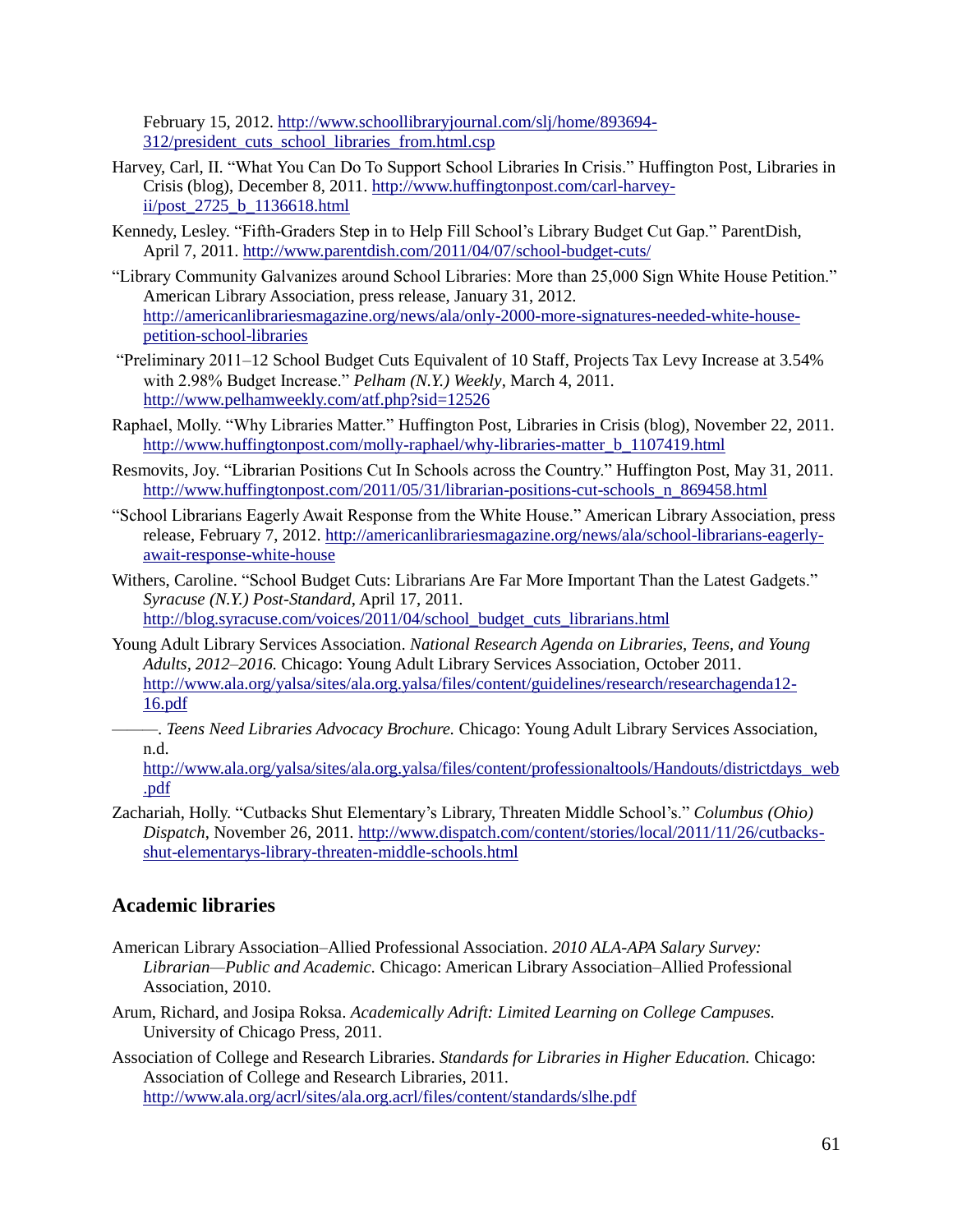February 15, 2012. http://www.schoollibraryjournal.com/slj/home/893694-312/president_cuts_school_libraries_from.html.csp

Harvey, Carl, II. "What You Can Do To Support School Libraries In Crisis." Huffington Post, Libraries in Crisis (blog), December 8, 2011. http://www.huffingtonpost.com/carl-harvey-ii/post_2725_b_1136618.html

Kennedy, Lesley. "Fifth-Graders Step in to Help Fill School's Library Budget Cut Gap." ParentDish, April 7, 2011. http://www.parentdish.com/2011/04/07/school-budget-cuts/

"Library Community Galvanizes around School Libraries: More than 25,000 Sign White House Petition." American Library Association, press release, January 31, 2012. http://americanlibrariesmagazine.org/news/ala/only-2000-more-signatures-needed-white-house-petition-school-libraries

"Preliminary 2011–12 School Budget Cuts Equivalent of 10 Staff, Projects Tax Levy Increase at 3.54% with 2.98% Budget Increase." *Pelham (N.Y.) Weekly*, March 4, 2011. http://www.pelhamweekly.com/atf.php?sid=12526

Raphael, Molly. "Why Libraries Matter." Huffington Post, Libraries in Crisis (blog), November 22, 2011. http://www.huffingtonpost.com/molly-raphael/why-libraries-matter_b_1107419.html

Resmovits, Joy. "Librarian Positions Cut In Schools across the Country." Huffington Post, May 31, 2011. http://www.huffingtonpost.com/2011/05/31/librarian-positions-cut-schools_n_869458.html

"School Librarians Eagerly Await Response from the White House." American Library Association, press release, February 7, 2012. http://americanlibrariesmagazine.org/news/ala/school-librarians-eagerly-await-response-white-house

Withers, Caroline. "School Budget Cuts: Librarians Are Far More Important Than the Latest Gadgets." *Syracuse (N.Y.) Post-Standard*, April 17, 2011. http://blog.syracuse.com/voices/2011/04/school_budget_cuts_librarians.html

Young Adult Library Services Association. *National Research Agenda on Libraries, Teens, and Young Adults, 2012–2016.* Chicago: Young Adult Library Services Association, October 2011. http://www.ala.org/yalsa/sites/ala.org.yalsa/files/content/guidelines/research/researchagenda12-16.pdf

———. *Teens Need Libraries Advocacy Brochure.* Chicago: Young Adult Library Services Association, n.d. http://www.ala.org/yalsa/sites/ala.org.yalsa/files/content/professionaltools/Handouts/districtdays_web.pdf

Zachariah, Holly. "Cutbacks Shut Elementary's Library, Threaten Middle School's." *Columbus (Ohio) Dispatch*, November 26, 2011. http://www.dispatch.com/content/stories/local/2011/11/26/cutbacks-shut-elementarys-library-threaten-middle-schools.html

## Academic libraries

American Library Association–Allied Professional Association. *2010 ALA-APA Salary Survey: Librarian—Public and Academic.* Chicago: American Library Association–Allied Professional Association, 2010.

Arum, Richard, and Josipa Roksa. *Academically Adrift: Limited Learning on College Campuses.* University of Chicago Press, 2011.

Association of College and Research Libraries. *Standards for Libraries in Higher Education.* Chicago: Association of College and Research Libraries, 2011. http://www.ala.org/acrl/sites/ala.org.acrl/files/content/standards/slhe.pdf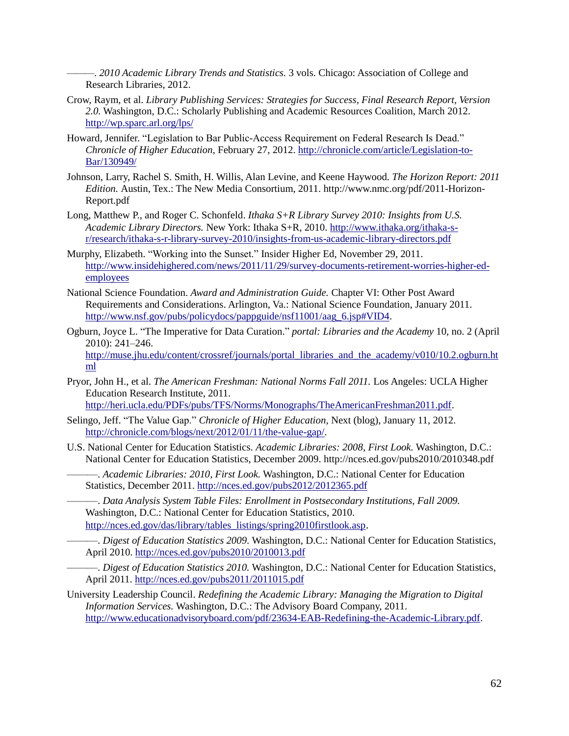———. *2010 Academic Library Trends and Statistics.* 3 vols. Chicago: Association of College and Research Libraries, 2012.

Crow, Raym, et al. *Library Publishing Services: Strategies for Success, Final Research Report, Version 2.0.* Washington, D.C.: Scholarly Publishing and Academic Resources Coalition, March 2012. http://wp.sparc.arl.org/lps/

Howard, Jennifer. "Legislation to Bar Public-Access Requirement on Federal Research Is Dead." *Chronicle of Higher Education,* February 27, 2012. http://chronicle.com/article/Legislation-to-Bar/130949/

Johnson, Larry, Rachel S. Smith, H. Willis, Alan Levine, and Keene Haywood. *The Horizon Report: 2011 Edition.* Austin, Tex.: The New Media Consortium, 2011. http://www.nmc.org/pdf/2011-Horizon-Report.pdf

Long, Matthew P., and Roger C. Schonfeld. *Ithaka S+R Library Survey 2010: Insights from U.S. Academic Library Directors.* New York: Ithaka S+R, 2010. http://www.ithaka.org/ithaka-s-r/research/ithaka-s-r-library-survey-2010/insights-from-us-academic-library-directors.pdf

Murphy, Elizabeth. "Working into the Sunset." Insider Higher Ed, November 29, 2011. http://www.insidehighered.com/news/2011/11/29/survey-documents-retirement-worries-higher-ed-employees

National Science Foundation. *Award and Administration Guide.* Chapter VI: Other Post Award Requirements and Considerations. Arlington, Va.: National Science Foundation, January 2011. http://www.nsf.gov/pubs/policydocs/pappguide/nsf11001/aag_6.jsp#VID4.

Ogburn, Joyce L. "The Imperative for Data Curation." *portal: Libraries and the Academy* 10, no. 2 (April 2010): 241–246. http://muse.jhu.edu/content/crossref/journals/portal_libraries_and_the_academy/v010/10.2.ogburn.html

Pryor, John H., et al. *The American Freshman: National Norms Fall 2011.* Los Angeles: UCLA Higher Education Research Institute, 2011. http://heri.ucla.edu/PDFs/pubs/TFS/Norms/Monographs/TheAmericanFreshman2011.pdf.

Selingo, Jeff. "The Value Gap." *Chronicle of Higher Education,* Next (blog), January 11, 2012. http://chronicle.com/blogs/next/2012/01/11/the-value-gap/.

U.S. National Center for Education Statistics. *Academic Libraries: 2008, First Look.* Washington, D.C.: National Center for Education Statistics, December 2009. http://nces.ed.gov/pubs2010/2010348.pdf

———. *Academic Libraries: 2010, First Look.* Washington, D.C.: National Center for Education Statistics, December 2011. http://nces.ed.gov/pubs2012/2012365.pdf

———. *Data Analysis System Table Files: Enrollment in Postsecondary Institutions, Fall 2009.* Washington, D.C.: National Center for Education Statistics, 2010. http://nces.ed.gov/das/library/tables_listings/spring2010firstlook.asp.

———. *Digest of Education Statistics 2009.* Washington, D.C.: National Center for Education Statistics, April 2010. http://nces.ed.gov/pubs2010/2010013.pdf

———. *Digest of Education Statistics 2010.* Washington, D.C.: National Center for Education Statistics, April 2011. http://nces.ed.gov/pubs2011/2011015.pdf

University Leadership Council. *Redefining the Academic Library: Managing the Migration to Digital Information Services.* Washington, D.C.: The Advisory Board Company, 2011. http://www.educationadvisoryboard.com/pdf/23634-EAB-Redefining-the-Academic-Library.pdf.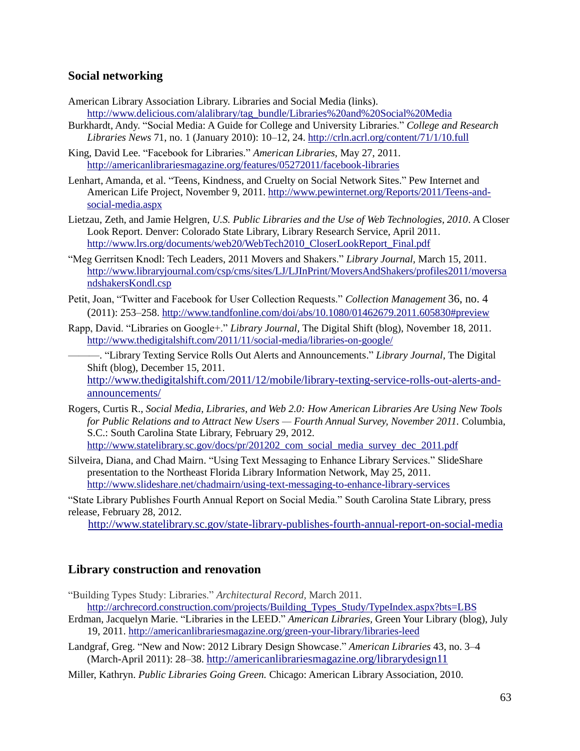### Social networking

American Library Association Library. Libraries and Social Media (links). http://www.delicious.com/alalibrary/tag_bundle/Libraries%20and%20Social%20Media

Burkhardt, Andy. “Social Media: A Guide for College and University Libraries.” *College and Research Libraries News* 71, no. 1 (January 2010): 10–12, 24. http://crln.acrl.org/content/71/1/10.full

King, David Lee. “Facebook for Libraries.” *American Libraries,* May 27, 2011. http://americanlibrariesmagazine.org/features/05272011/facebook-libraries

Lenhart, Amanda, et al. “Teens, Kindness, and Cruelty on Social Network Sites.” Pew Internet and American Life Project, November 9, 2011. http://www.pewinternet.org/Reports/2011/Teens-and-social-media.aspx

Lietzau, Zeth, and Jamie Helgren, *U.S. Public Libraries and the Use of Web Technologies, 2010*. A Closer Look Report. Denver: Colorado State Library, Library Research Service, April 2011. http://www.lrs.org/documents/web20/WebTech2010_CloserLookReport_Final.pdf

“Meg Gerritsen Knodl: Tech Leaders, 2011 Movers and Shakers.” *Library Journal,* March 15, 2011. http://www.libraryjournal.com/csp/cms/sites/LJ/LJInPrint/MoversAndShakers/profiles2011/moversandshakersKondl.csp

Petit, Joan, “Twitter and Facebook for User Collection Requests.” *Collection Management* 36, no. 4 (2011): 253–258. http://www.tandfonline.com/doi/abs/10.1080/01462679.2011.605830#preview

Rapp, David. “Libraries on Google+.” *Library Journal,* The Digital Shift (blog), November 18, 2011. http://www.thedigitalshift.com/2011/11/social-media/libraries-on-google/

———. “Library Texting Service Rolls Out Alerts and Announcements.” *Library Journal,* The Digital Shift (blog), December 15, 2011. http://www.thedigitalshift.com/2011/12/mobile/library-texting-service-rolls-out-alerts-and-announcements/

Rogers, Curtis R., *Social Media, Libraries, and Web 2.0: How American Libraries Are Using New Tools for Public Relations and to Attract New Users — Fourth Annual Survey, November 2011.* Columbia, S.C.: South Carolina State Library, February 29, 2012. http://www.statelibrary.sc.gov/docs/pr/201202_com_social_media_survey_dec_2011.pdf

Silveira, Diana, and Chad Mairn. “Using Text Messaging to Enhance Library Services.” SlideShare presentation to the Northeast Florida Library Information Network, May 25, 2011. http://www.slideshare.net/chadmairn/using-text-messaging-to-enhance-library-services

“State Library Publishes Fourth Annual Report on Social Media.” South Carolina State Library, press release, February 28, 2012. http://www.statelibrary.sc.gov/state-library-publishes-fourth-annual-report-on-social-media

### Library construction and renovation

“Building Types Study: Libraries.” *Architectural Record,* March 2011. http://archrecord.construction.com/projects/Building_Types_Study/TypeIndex.aspx?bts=LBS

Erdman, Jacquelyn Marie. “Libraries in the LEED.” *American Libraries,* Green Your Library (blog), July 19, 2011. http://americanlibrariesmagazine.org/green-your-library/libraries-leed

Landgraf, Greg. “New and Now: 2012 Library Design Showcase.” *American Libraries* 43, no. 3–4 (March-April 2011): 28–38. http://americanlibrariesmagazine.org/librarydesign11

Miller, Kathryn. *Public Libraries Going Green.* Chicago: American Library Association, 2010.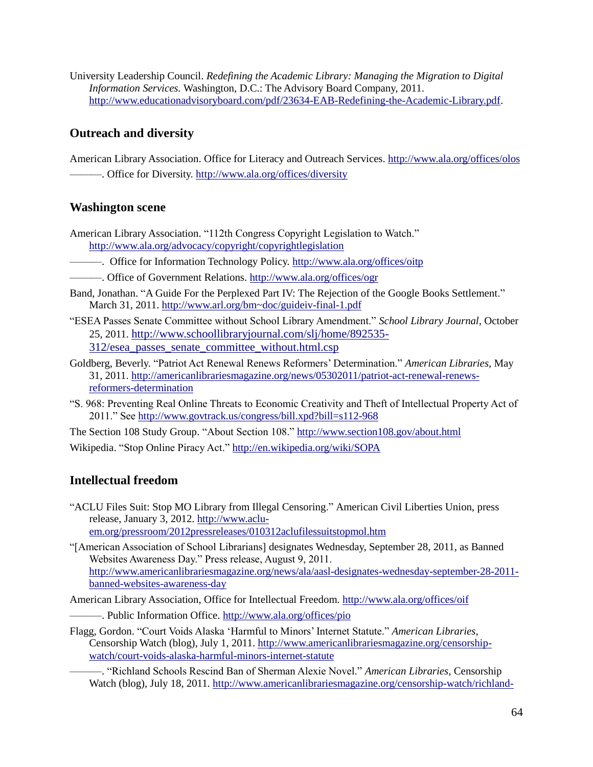University Leadership Council. *Redefining the Academic Library: Managing the Migration to Digital Information Services.* Washington, D.C.: The Advisory Board Company, 2011. http://www.educationadvisoryboard.com/pdf/23634-EAB-Redefining-the-Academic-Library.pdf.

## Outreach and diversity

American Library Association. Office for Literacy and Outreach Services. http://www.ala.org/offices/olos

———. Office for Diversity. http://www.ala.org/offices/diversity

## Washington scene

American Library Association. "112th Congress Copyright Legislation to Watch." http://www.ala.org/advocacy/copyright/copyrightlegislation

———. Office for Information Technology Policy. http://www.ala.org/offices/oitp

———. Office of Government Relations. http://www.ala.org/offices/ogr

Band, Jonathan. "A Guide For the Perplexed Part IV: The Rejection of the Google Books Settlement." March 31, 2011. http://www.arl.org/bm~doc/guideiv-final-1.pdf

"ESEA Passes Senate Committee without School Library Amendment." *School Library Journal*, October 25, 2011. http://www.schoollibraryjournal.com/slj/home/892535-312/esea_passes_senate_committee_without.html.csp

Goldberg, Beverly. "Patriot Act Renewal Renews Reformers' Determination." *American Libraries,* May 31, 2011. http://americanlibrariesmagazine.org/news/05302011/patriot-act-renewal-renews-reformers-determination

"S. 968: Preventing Real Online Threats to Economic Creativity and Theft of Intellectual Property Act of 2011." See http://www.govtrack.us/congress/bill.xpd?bill=s112-968

The Section 108 Study Group. "About Section 108." http://www.section108.gov/about.html

Wikipedia. "Stop Online Piracy Act." http://en.wikipedia.org/wiki/SOPA

## Intellectual freedom

"ACLU Files Suit: Stop MO Library from Illegal Censoring." American Civil Liberties Union, press release, January 3, 2012. http://www.aclu-em.org/pressroom/2012pressreleases/010312aclufilessuitstopmol.htm

"[American Association of School Librarians] designates Wednesday, September 28, 2011, as Banned Websites Awareness Day." Press release, August 9, 2011. http://www.americanlibrariesmagazine.org/news/ala/aasl-designates-wednesday-september-28-2011-banned-websites-awareness-day

American Library Association, Office for Intellectual Freedom. http://www.ala.org/offices/oif

———. Public Information Office. http://www.ala.org/offices/pio

Flagg, Gordon. "Court Voids Alaska 'Harmful to Minors' Internet Statute." *American Libraries,* Censorship Watch (blog), July 1, 2011. http://www.americanlibrariesmagazine.org/censorship-watch/court-voids-alaska-harmful-minors-internet-statute

———. "Richland Schools Rescind Ban of Sherman Alexie Novel." *American Libraries,* Censorship Watch (blog), July 18, 2011. http://www.americanlibrariesmagazine.org/censorship-watch/richland-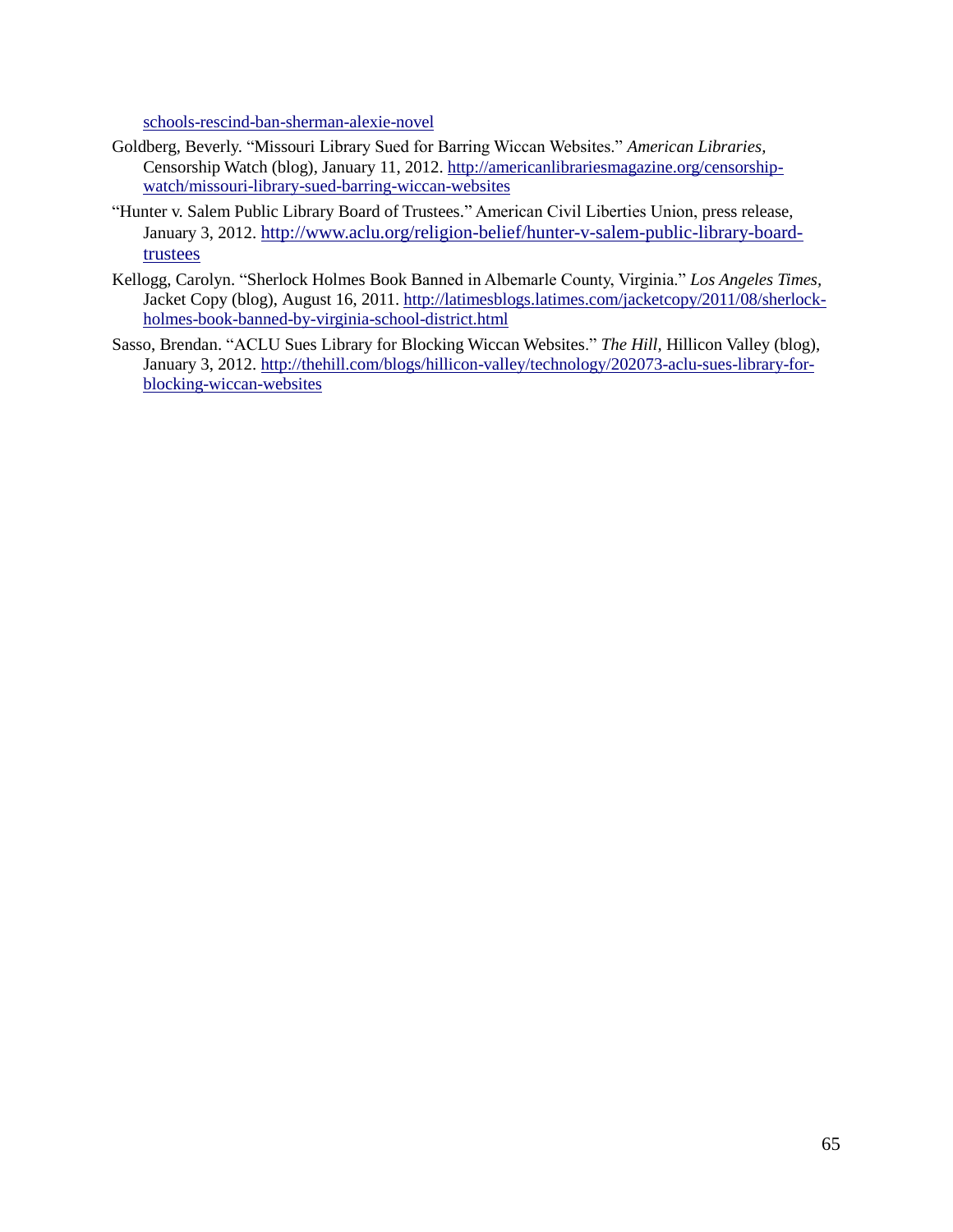schools-rescind-ban-sherman-alexie-novel

Goldberg, Beverly. "Missouri Library Sued for Barring Wiccan Websites." *American Libraries*, Censorship Watch (blog), January 11, 2012. http://americanlibrariesmagazine.org/censorship-watch/missouri-library-sued-barring-wiccan-websites

"Hunter v. Salem Public Library Board of Trustees." American Civil Liberties Union, press release, January 3, 2012. http://www.aclu.org/religion-belief/hunter-v-salem-public-library-board-trustees

Kellogg, Carolyn. "Sherlock Holmes Book Banned in Albemarle County, Virginia." *Los Angeles Times*, Jacket Copy (blog), August 16, 2011. http://latimesblogs.latimes.com/jacketcopy/2011/08/sherlock-holmes-book-banned-by-virginia-school-district.html

Sasso, Brendan. "ACLU Sues Library for Blocking Wiccan Websites." *The Hill*, Hillicon Valley (blog), January 3, 2012. http://thehill.com/blogs/hillicon-valley/technology/202073-aclu-sues-library-for-blocking-wiccan-websites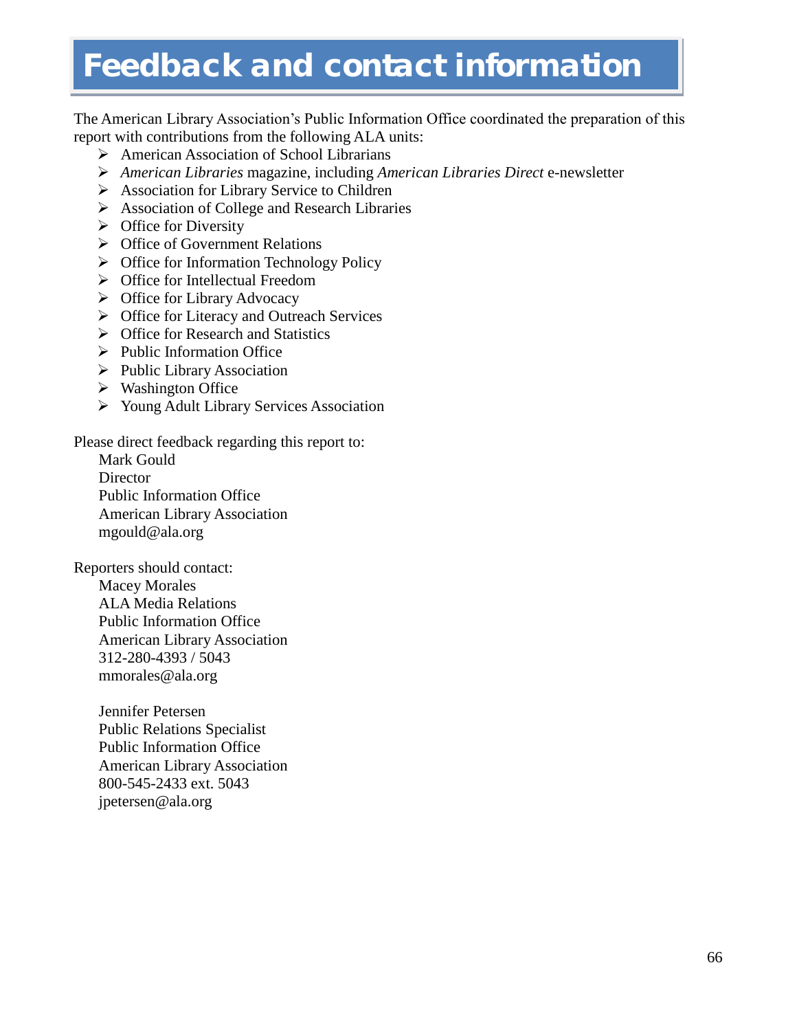# Feedback and contact information

The American Library Association's Public Information Office coordinated the preparation of this report with contributions from the following ALA units:

- American Association of School Librarians
- *American Libraries* magazine, including *American Libraries Direct* e-newsletter
- Association for Library Service to Children
- Association of College and Research Libraries
- Office for Diversity
- Office of Government Relations
- Office for Information Technology Policy
- Office for Intellectual Freedom
- Office for Library Advocacy
- Office for Literacy and Outreach Services
- Office for Research and Statistics
- Public Information Office
- Public Library Association
- Washington Office
- Young Adult Library Services Association

Please direct feedback regarding this report to:

Mark Gould  
Director  
Public Information Office  
American Library Association  
mgould@ala.org

Reporters should contact:

Macey Morales  
ALA Media Relations  
Public Information Office  
American Library Association  
312-280-4393 / 5043  
mmorales@ala.org

Jennifer Petersen  
Public Relations Specialist  
Public Information Office  
American Library Association  
800-545-2433 ext. 5043  
jpetersen@ala.org